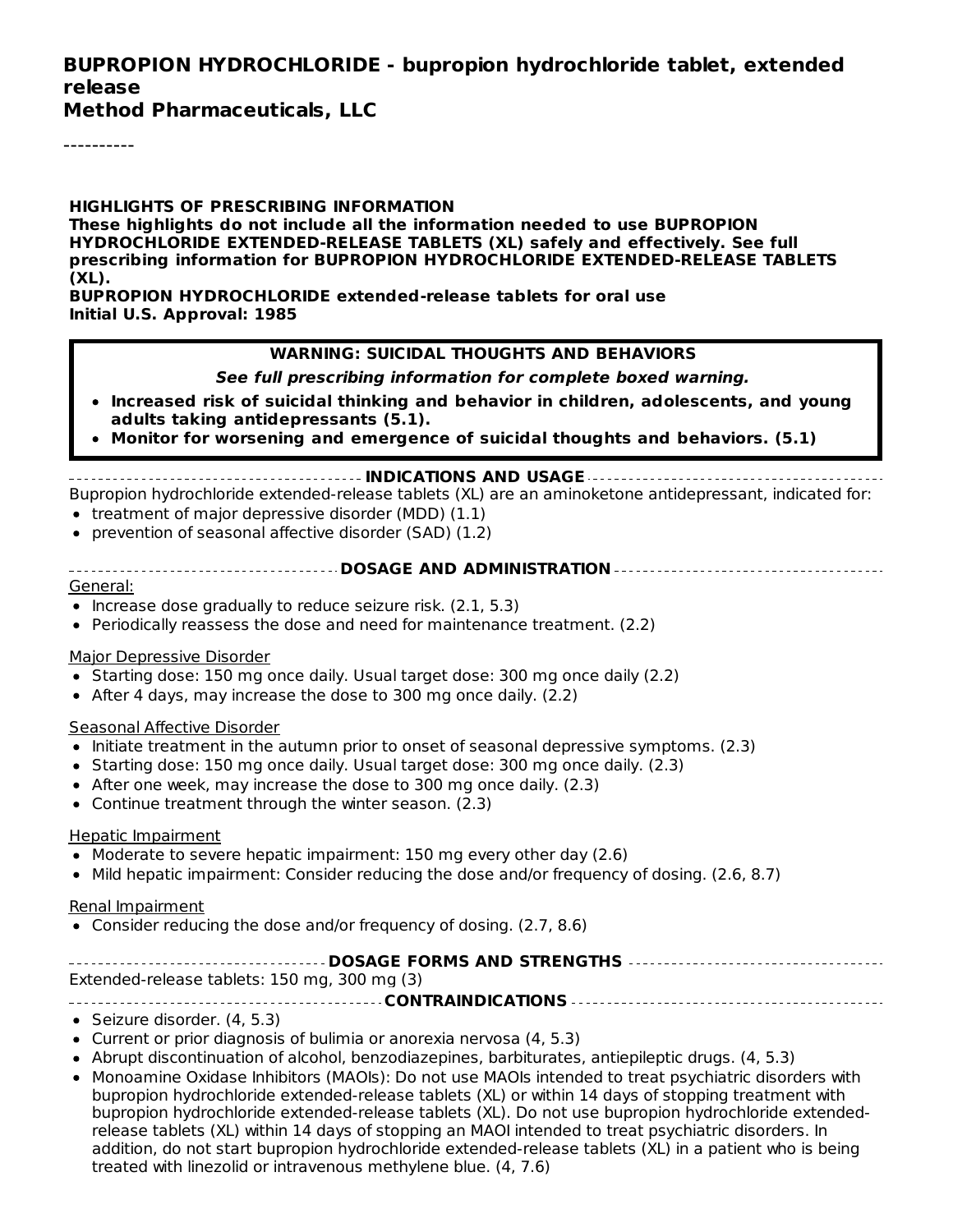**BUPROPION HYDROCHLORIDE - bupropion hydrochloride tablet, extended release**
**Method Pharmaceuticals, LLC**

----------

**HIGHLIGHTS OF PRESCRIBING INFORMATION**
**These highlights do not include all the information needed to use BUPROPION HYDROCHLORIDE EXTENDED-RELEASE TABLETS (XL) safely and effectively. See full prescribing information for BUPROPION HYDROCHLORIDE EXTENDED-RELEASE TABLETS (XL).**
**BUPROPION HYDROCHLORIDE extended-release tablets for oral use**
**Initial U.S. Approval: 1985**

**WARNING: SUICIDAL THOUGHTS AND BEHAVIORS**

***See full prescribing information for complete boxed warning.***

- **Increased risk of suicidal thinking and behavior in children, adolescents, and young adults taking antidepressants (5.1).**
- **Monitor for worsening and emergence of suicidal thoughts and behaviors. (5.1)**

**INDICATIONS AND USAGE**

Bupropion hydrochloride extended-release tablets (XL) are an aminoketone antidepressant, indicated for:

- treatment of major depressive disorder (MDD) (1.1)
- prevention of seasonal affective disorder (SAD) (1.2)

**DOSAGE AND ADMINISTRATION**

General:

- Increase dose gradually to reduce seizure risk. (2.1, 5.3)
- Periodically reassess the dose and need for maintenance treatment. (2.2)

Major Depressive Disorder

- Starting dose: 150 mg once daily. Usual target dose: 300 mg once daily (2.2)
- After 4 days, may increase the dose to 300 mg once daily. (2.2)

Seasonal Affective Disorder

- Initiate treatment in the autumn prior to onset of seasonal depressive symptoms. (2.3)
- Starting dose: 150 mg once daily. Usual target dose: 300 mg once daily. (2.3)
- After one week, may increase the dose to 300 mg once daily. (2.3)
- Continue treatment through the winter season. (2.3)

Hepatic Impairment

- Moderate to severe hepatic impairment: 150 mg every other day (2.6)
- Mild hepatic impairment: Consider reducing the dose and/or frequency of dosing. (2.6, 8.7)

Renal Impairment

- Consider reducing the dose and/or frequency of dosing. (2.7, 8.6)

**DOSAGE FORMS AND STRENGTHS**

Extended-release tablets: 150 mg, 300 mg (3)

**CONTRAINDICATIONS**

- Seizure disorder. (4, 5.3)
- Current or prior diagnosis of bulimia or anorexia nervosa (4, 5.3)
- Abrupt discontinuation of alcohol, benzodiazepines, barbiturates, antiepileptic drugs. (4, 5.3)
- Monoamine Oxidase Inhibitors (MAOIs): Do not use MAOIs intended to treat psychiatric disorders with bupropion hydrochloride extended-release tablets (XL) or within 14 days of stopping treatment with bupropion hydrochloride extended-release tablets (XL). Do not use bupropion hydrochloride extended-release tablets (XL) within 14 days of stopping an MAOI intended to treat psychiatric disorders. In addition, do not start bupropion hydrochloride extended-release tablets (XL) in a patient who is being treated with linezolid or intravenous methylene blue. (4, 7.6)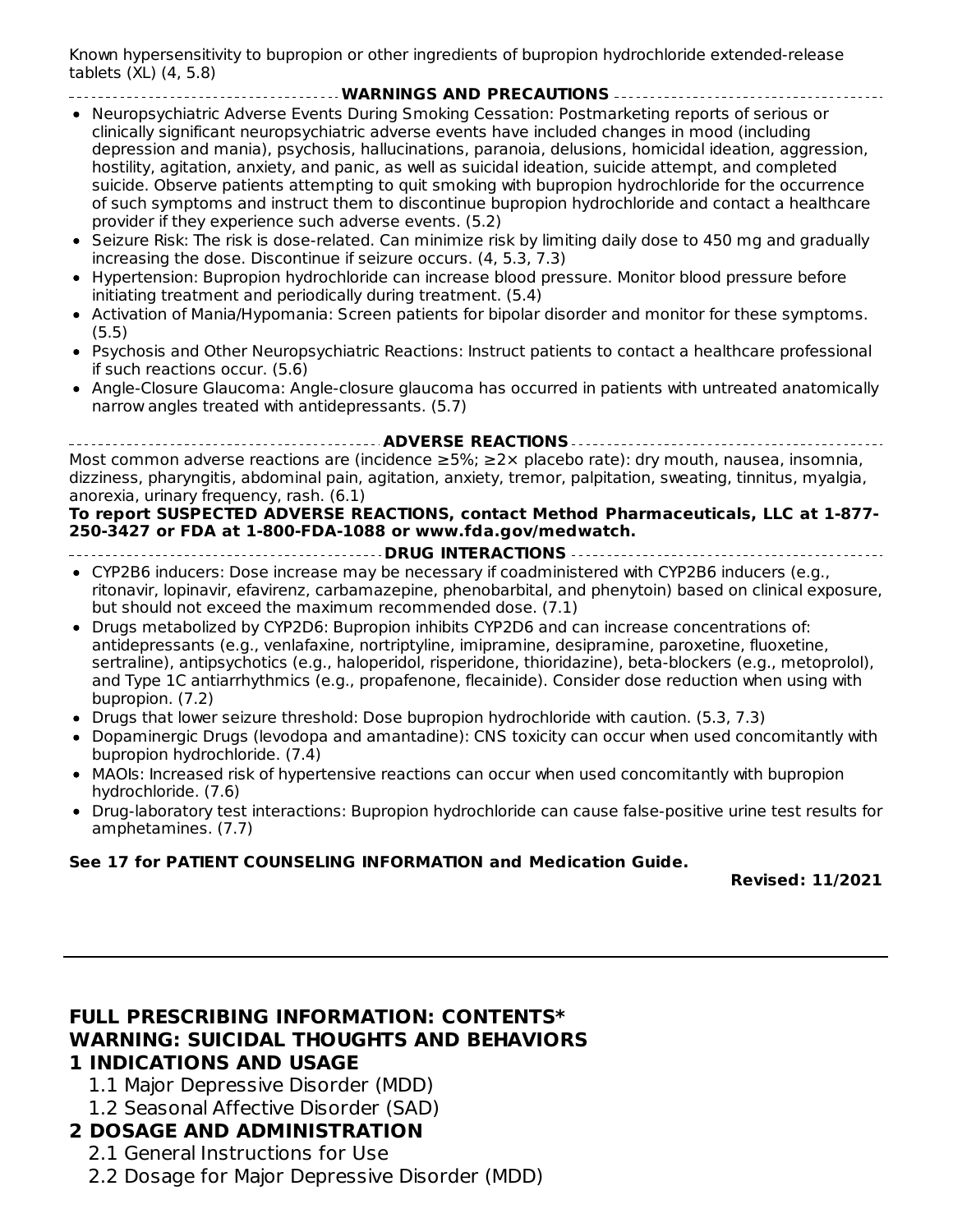Known hypersensitivity to bupropion or other ingredients of bupropion hydrochloride extended-release tablets (XL) (4, 5.8)

**WARNINGS AND PRECAUTIONS**

- Neuropsychiatric Adverse Events During Smoking Cessation: Postmarketing reports of serious or clinically significant neuropsychiatric adverse events have included changes in mood (including depression and mania), psychosis, hallucinations, paranoia, delusions, homicidal ideation, aggression, hostility, agitation, anxiety, and panic, as well as suicidal ideation, suicide attempt, and completed suicide. Observe patients attempting to quit smoking with bupropion hydrochloride for the occurrence of such symptoms and instruct them to discontinue bupropion hydrochloride and contact a healthcare provider if they experience such adverse events. (5.2)
- Seizure Risk: The risk is dose-related. Can minimize risk by limiting daily dose to 450 mg and gradually increasing the dose. Discontinue if seizure occurs. (4, 5.3, 7.3)
- Hypertension: Bupropion hydrochloride can increase blood pressure. Monitor blood pressure before initiating treatment and periodically during treatment. (5.4)
- Activation of Mania/Hypomania: Screen patients for bipolar disorder and monitor for these symptoms. (5.5)
- Psychosis and Other Neuropsychiatric Reactions: Instruct patients to contact a healthcare professional if such reactions occur. (5.6)
- Angle-Closure Glaucoma: Angle-closure glaucoma has occurred in patients with untreated anatomically narrow angles treated with antidepressants. (5.7)

**ADVERSE REACTIONS**

Most common adverse reactions are (incidence ≥5%; ≥2× placebo rate): dry mouth, nausea, insomnia, dizziness, pharyngitis, abdominal pain, agitation, anxiety, tremor, palpitation, sweating, tinnitus, myalgia, anorexia, urinary frequency, rash. (6.1)

**To report SUSPECTED ADVERSE REACTIONS, contact Method Pharmaceuticals, LLC at 1-877-250-3427 or FDA at 1-800-FDA-1088 or www.fda.gov/medwatch.**

**DRUG INTERACTIONS**

- CYP2B6 inducers: Dose increase may be necessary if coadministered with CYP2B6 inducers (e.g., ritonavir, lopinavir, efavirenz, carbamazepine, phenobarbital, and phenytoin) based on clinical exposure, but should not exceed the maximum recommended dose. (7.1)
- Drugs metabolized by CYP2D6: Bupropion inhibits CYP2D6 and can increase concentrations of: antidepressants (e.g., venlafaxine, nortriptyline, imipramine, desipramine, paroxetine, fluoxetine, sertraline), antipsychotics (e.g., haloperidol, risperidone, thioridazine), beta-blockers (e.g., metoprolol), and Type 1C antiarrhythmics (e.g., propafenone, flecainide). Consider dose reduction when using with bupropion. (7.2)
- Drugs that lower seizure threshold: Dose bupropion hydrochloride with caution. (5.3, 7.3)
- Dopaminergic Drugs (levodopa and amantadine): CNS toxicity can occur when used concomitantly with bupropion hydrochloride. (7.4)
- MAOIs: Increased risk of hypertensive reactions can occur when used concomitantly with bupropion hydrochloride. (7.6)
- Drug-laboratory test interactions: Bupropion hydrochloride can cause false-positive urine test results for amphetamines. (7.7)

**See 17 for PATIENT COUNSELING INFORMATION and Medication Guide.**

**Revised: 11/2021**

---

## FULL PRESCRIBING INFORMATION: CONTENTS*

## WARNING: SUICIDAL THOUGHTS AND BEHAVIORS

## 1 INDICATIONS AND USAGE

1.1 Major Depressive Disorder (MDD)

1.2 Seasonal Affective Disorder (SAD)

## 2 DOSAGE AND ADMINISTRATION

2.1 General Instructions for Use

2.2 Dosage for Major Depressive Disorder (MDD)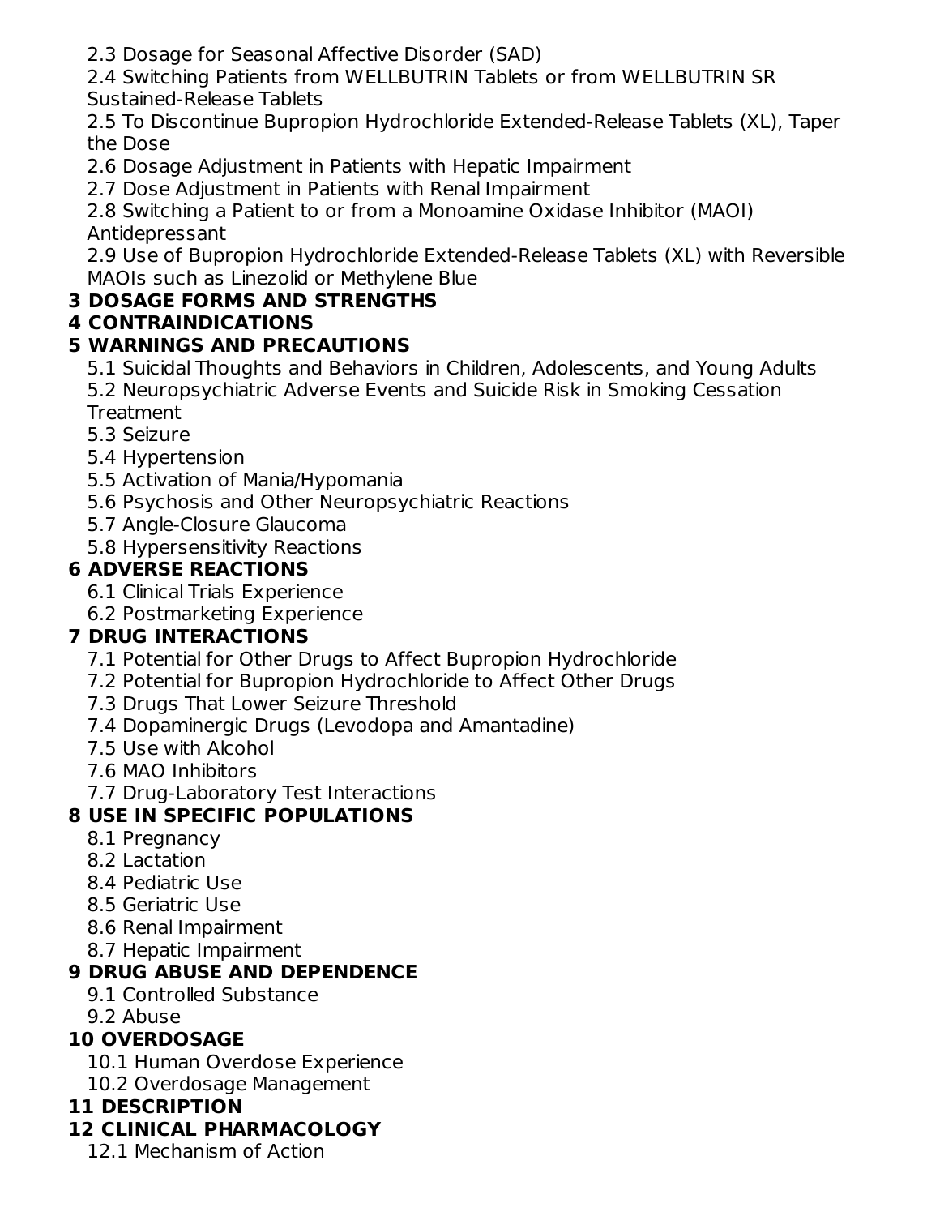2.3 Dosage for Seasonal Affective Disorder (SAD)

2.4 Switching Patients from WELLBUTRIN Tablets or from WELLBUTRIN SR Sustained-Release Tablets

2.5 To Discontinue Bupropion Hydrochloride Extended-Release Tablets (XL), Taper the Dose

2.6 Dosage Adjustment in Patients with Hepatic Impairment

2.7 Dose Adjustment in Patients with Renal Impairment

2.8 Switching a Patient to or from a Monoamine Oxidase Inhibitor (MAOI) Antidepressant

2.9 Use of Bupropion Hydrochloride Extended-Release Tablets (XL) with Reversible MAOIs such as Linezolid or Methylene Blue

**3 DOSAGE FORMS AND STRENGTHS**

**4 CONTRAINDICATIONS**

**5 WARNINGS AND PRECAUTIONS**

5.1 Suicidal Thoughts and Behaviors in Children, Adolescents, and Young Adults

5.2 Neuropsychiatric Adverse Events and Suicide Risk in Smoking Cessation Treatment

5.3 Seizure

5.4 Hypertension

5.5 Activation of Mania/Hypomania

5.6 Psychosis and Other Neuropsychiatric Reactions

5.7 Angle-Closure Glaucoma

5.8 Hypersensitivity Reactions

**6 ADVERSE REACTIONS**

6.1 Clinical Trials Experience

6.2 Postmarketing Experience

**7 DRUG INTERACTIONS**

7.1 Potential for Other Drugs to Affect Bupropion Hydrochloride

7.2 Potential for Bupropion Hydrochloride to Affect Other Drugs

7.3 Drugs That Lower Seizure Threshold

7.4 Dopaminergic Drugs (Levodopa and Amantadine)

7.5 Use with Alcohol

7.6 MAO Inhibitors

7.7 Drug-Laboratory Test Interactions

**8 USE IN SPECIFIC POPULATIONS**

8.1 Pregnancy

8.2 Lactation

8.4 Pediatric Use

8.5 Geriatric Use

8.6 Renal Impairment

8.7 Hepatic Impairment

**9 DRUG ABUSE AND DEPENDENCE**

9.1 Controlled Substance

9.2 Abuse

**10 OVERDOSAGE**

10.1 Human Overdose Experience

10.2 Overdosage Management

**11 DESCRIPTION**

**12 CLINICAL PHARMACOLOGY**

12.1 Mechanism of Action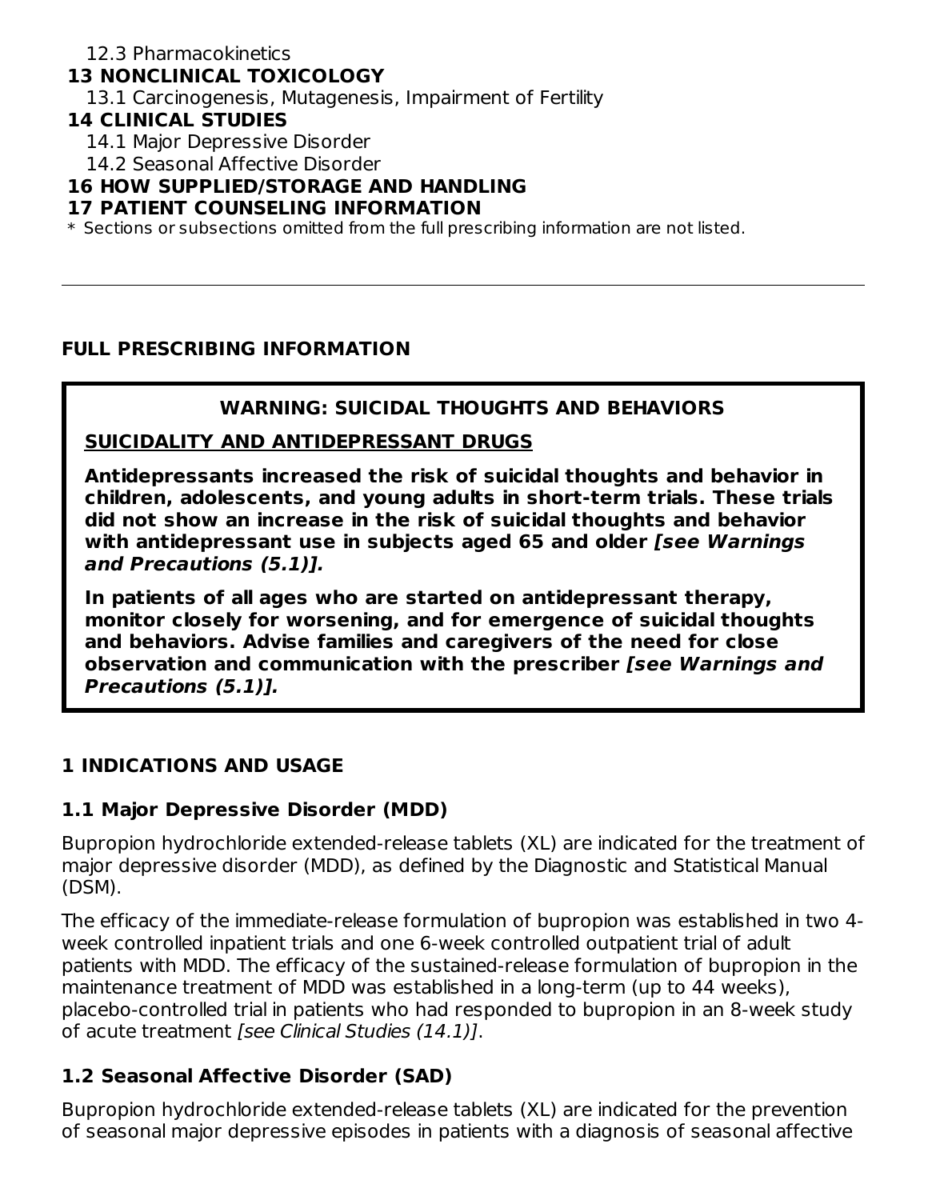12.3 Pharmacokinetics

**13 NONCLINICAL TOXICOLOGY**

13.1 Carcinogenesis, Mutagenesis, Impairment of Fertility

**14 CLINICAL STUDIES**

14.1 Major Depressive Disorder

14.2 Seasonal Affective Disorder

**16 HOW SUPPLIED/STORAGE AND HANDLING**

**17 PATIENT COUNSELING INFORMATION**

* Sections or subsections omitted from the full prescribing information are not listed.

---

## FULL PRESCRIBING INFORMATION

**WARNING: SUICIDAL THOUGHTS AND BEHAVIORS**

**SUICIDALITY AND ANTIDEPRESSANT DRUGS**

**Antidepressants increased the risk of suicidal thoughts and behavior in children, adolescents, and young adults in short-term trials. These trials did not show an increase in the risk of suicidal thoughts and behavior with antidepressant use in subjects aged 65 and older *[see Warnings and Precautions (5.1)].***

**In patients of all ages who are started on antidepressant therapy, monitor closely for worsening, and for emergence of suicidal thoughts and behaviors. Advise families and caregivers of the need for close observation and communication with the prescriber *[see Warnings and Precautions (5.1)].***

## 1 INDICATIONS AND USAGE

### 1.1 Major Depressive Disorder (MDD)

Bupropion hydrochloride extended-release tablets (XL) are indicated for the treatment of major depressive disorder (MDD), as defined by the Diagnostic and Statistical Manual (DSM).

The efficacy of the immediate-release formulation of bupropion was established in two 4-week controlled inpatient trials and one 6-week controlled outpatient trial of adult patients with MDD. The efficacy of the sustained-release formulation of bupropion in the maintenance treatment of MDD was established in a long-term (up to 44 weeks), placebo-controlled trial in patients who had responded to bupropion in an 8-week study of acute treatment *[see Clinical Studies (14.1)]*.

### 1.2 Seasonal Affective Disorder (SAD)

Bupropion hydrochloride extended-release tablets (XL) are indicated for the prevention of seasonal major depressive episodes in patients with a diagnosis of seasonal affective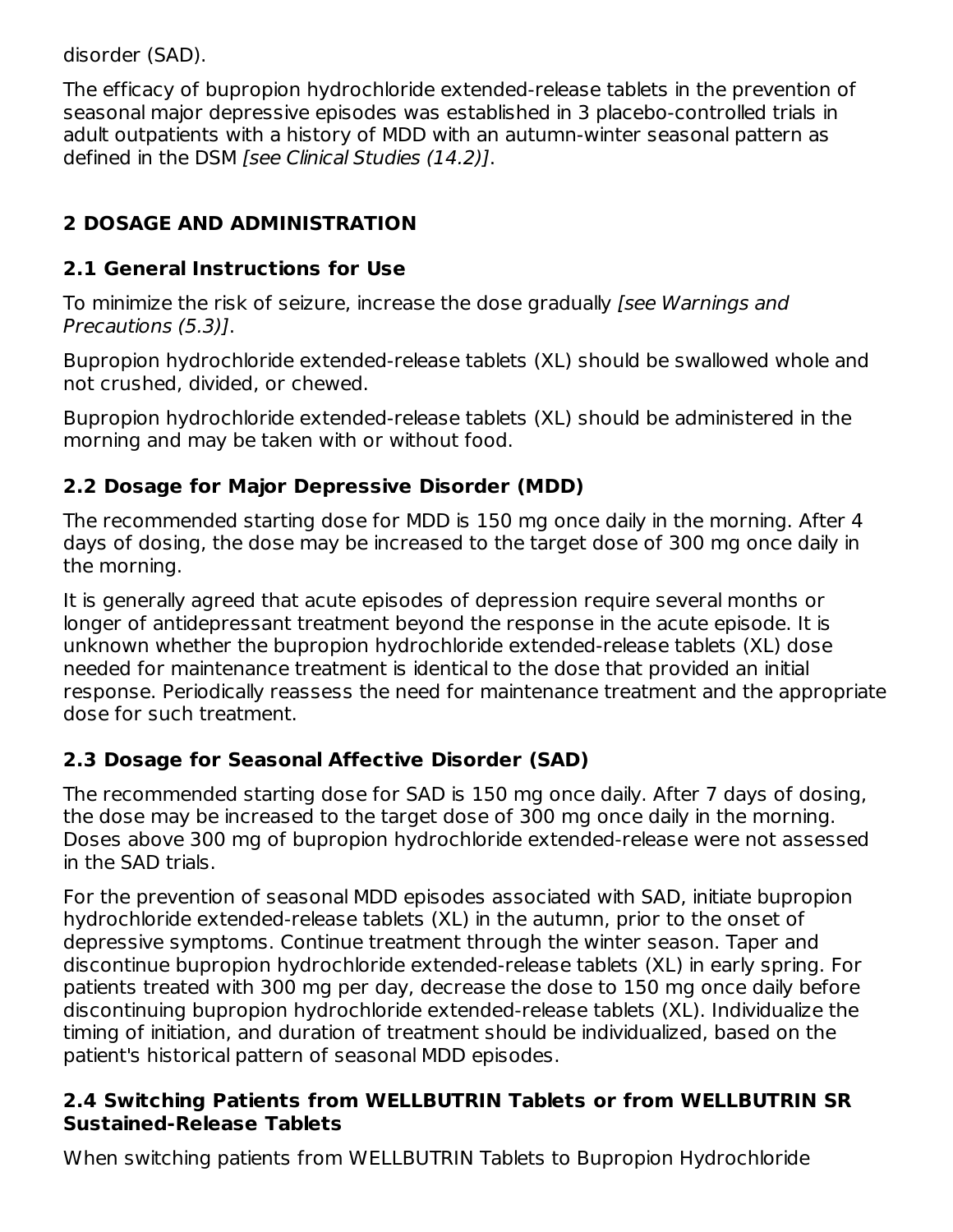disorder (SAD).

The efficacy of bupropion hydrochloride extended-release tablets in the prevention of seasonal major depressive episodes was established in 3 placebo-controlled trials in adult outpatients with a history of MDD with an autumn-winter seasonal pattern as defined in the DSM *[see Clinical Studies (14.2)]*.

## 2 DOSAGE AND ADMINISTRATION

### 2.1 General Instructions for Use

To minimize the risk of seizure, increase the dose gradually *[see Warnings and Precautions (5.3)]*.

Bupropion hydrochloride extended-release tablets (XL) should be swallowed whole and not crushed, divided, or chewed.

Bupropion hydrochloride extended-release tablets (XL) should be administered in the morning and may be taken with or without food.

### 2.2 Dosage for Major Depressive Disorder (MDD)

The recommended starting dose for MDD is 150 mg once daily in the morning. After 4 days of dosing, the dose may be increased to the target dose of 300 mg once daily in the morning.

It is generally agreed that acute episodes of depression require several months or longer of antidepressant treatment beyond the response in the acute episode. It is unknown whether the bupropion hydrochloride extended-release tablets (XL) dose needed for maintenance treatment is identical to the dose that provided an initial response. Periodically reassess the need for maintenance treatment and the appropriate dose for such treatment.

### 2.3 Dosage for Seasonal Affective Disorder (SAD)

The recommended starting dose for SAD is 150 mg once daily. After 7 days of dosing, the dose may be increased to the target dose of 300 mg once daily in the morning. Doses above 300 mg of bupropion hydrochloride extended-release were not assessed in the SAD trials.

For the prevention of seasonal MDD episodes associated with SAD, initiate bupropion hydrochloride extended-release tablets (XL) in the autumn, prior to the onset of depressive symptoms. Continue treatment through the winter season. Taper and discontinue bupropion hydrochloride extended-release tablets (XL) in early spring. For patients treated with 300 mg per day, decrease the dose to 150 mg once daily before discontinuing bupropion hydrochloride extended-release tablets (XL). Individualize the timing of initiation, and duration of treatment should be individualized, based on the patient's historical pattern of seasonal MDD episodes.

### 2.4 Switching Patients from WELLBUTRIN Tablets or from WELLBUTRIN SR Sustained-Release Tablets

When switching patients from WELLBUTRIN Tablets to Bupropion Hydrochloride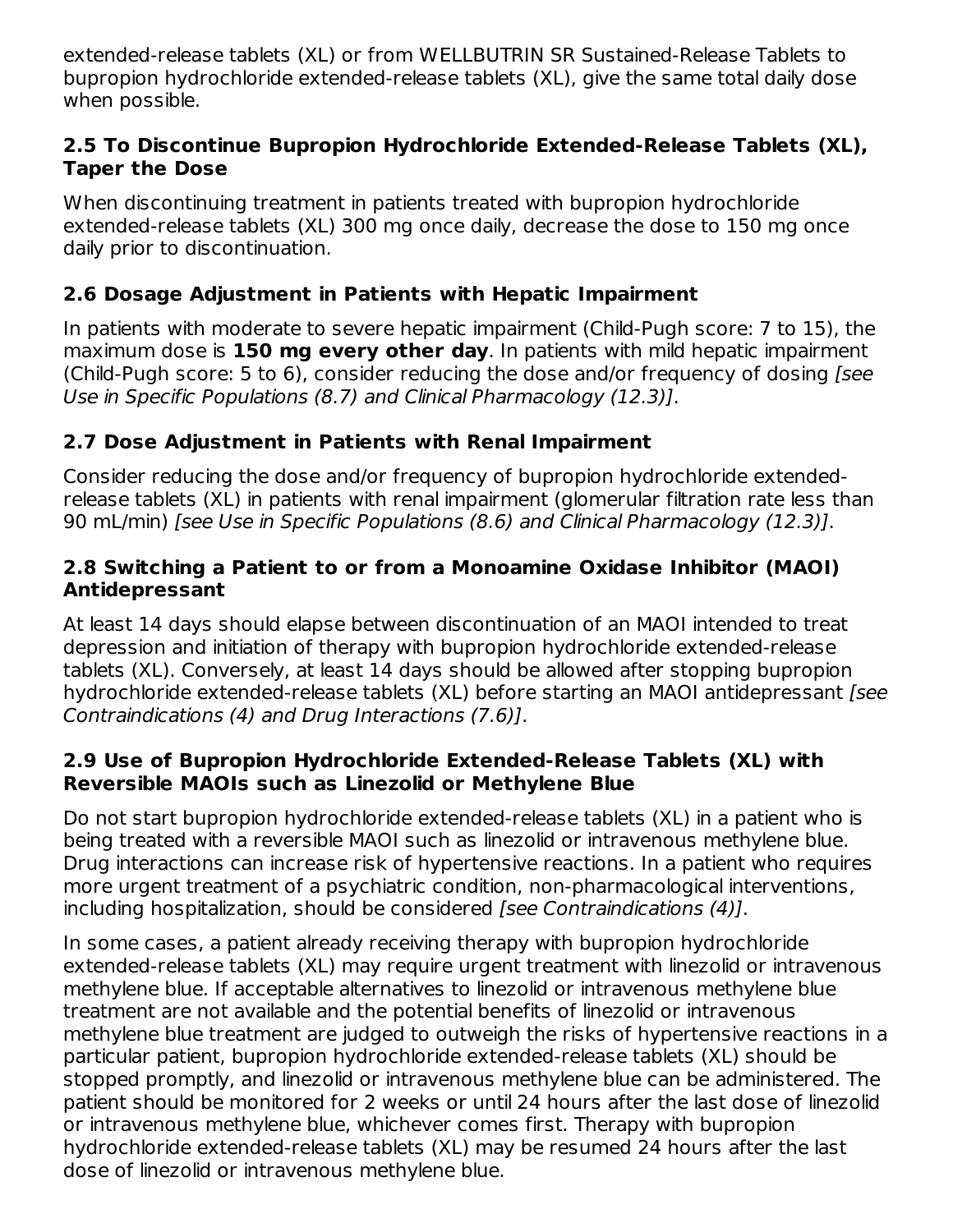extended-release tablets (XL) or from WELLBUTRIN SR Sustained-Release Tablets to bupropion hydrochloride extended-release tablets (XL), give the same total daily dose when possible.

### 2.5 To Discontinue Bupropion Hydrochloride Extended-Release Tablets (XL), Taper the Dose

When discontinuing treatment in patients treated with bupropion hydrochloride extended-release tablets (XL) 300 mg once daily, decrease the dose to 150 mg once daily prior to discontinuation.

### 2.6 Dosage Adjustment in Patients with Hepatic Impairment

In patients with moderate to severe hepatic impairment (Child-Pugh score: 7 to 15), the maximum dose is **150 mg every other day**. In patients with mild hepatic impairment (Child-Pugh score: 5 to 6), consider reducing the dose and/or frequency of dosing *[see Use in Specific Populations (8.7) and Clinical Pharmacology (12.3)]*.

### 2.7 Dose Adjustment in Patients with Renal Impairment

Consider reducing the dose and/or frequency of bupropion hydrochloride extended-release tablets (XL) in patients with renal impairment (glomerular filtration rate less than 90 mL/min) *[see Use in Specific Populations (8.6) and Clinical Pharmacology (12.3)]*.

### 2.8 Switching a Patient to or from a Monoamine Oxidase Inhibitor (MAOI) Antidepressant

At least 14 days should elapse between discontinuation of an MAOI intended to treat depression and initiation of therapy with bupropion hydrochloride extended-release tablets (XL). Conversely, at least 14 days should be allowed after stopping bupropion hydrochloride extended-release tablets (XL) before starting an MAOI antidepressant *[see Contraindications (4) and Drug Interactions (7.6)]*.

### 2.9 Use of Bupropion Hydrochloride Extended-Release Tablets (XL) with Reversible MAOIs such as Linezolid or Methylene Blue

Do not start bupropion hydrochloride extended-release tablets (XL) in a patient who is being treated with a reversible MAOI such as linezolid or intravenous methylene blue. Drug interactions can increase risk of hypertensive reactions. In a patient who requires more urgent treatment of a psychiatric condition, non-pharmacological interventions, including hospitalization, should be considered *[see Contraindications (4)]*.

In some cases, a patient already receiving therapy with bupropion hydrochloride extended-release tablets (XL) may require urgent treatment with linezolid or intravenous methylene blue. If acceptable alternatives to linezolid or intravenous methylene blue treatment are not available and the potential benefits of linezolid or intravenous methylene blue treatment are judged to outweigh the risks of hypertensive reactions in a particular patient, bupropion hydrochloride extended-release tablets (XL) should be stopped promptly, and linezolid or intravenous methylene blue can be administered. The patient should be monitored for 2 weeks or until 24 hours after the last dose of linezolid or intravenous methylene blue, whichever comes first. Therapy with bupropion hydrochloride extended-release tablets (XL) may be resumed 24 hours after the last dose of linezolid or intravenous methylene blue.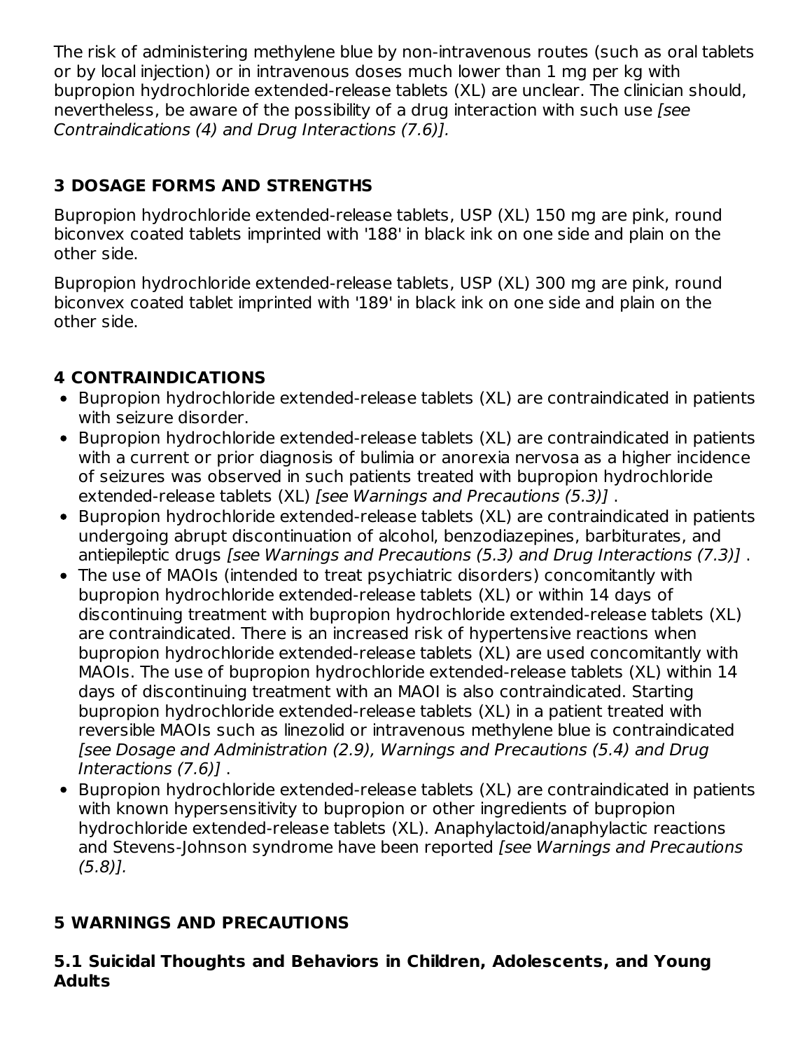The risk of administering methylene blue by non-intravenous routes (such as oral tablets or by local injection) or in intravenous doses much lower than 1 mg per kg with bupropion hydrochloride extended-release tablets (XL) are unclear. The clinician should, nevertheless, be aware of the possibility of a drug interaction with such use *[see Contraindications (4) and Drug Interactions (7.6)].*

## 3 DOSAGE FORMS AND STRENGTHS

Bupropion hydrochloride extended-release tablets, USP (XL) 150 mg are pink, round biconvex coated tablets imprinted with '188' in black ink on one side and plain on the other side.

Bupropion hydrochloride extended-release tablets, USP (XL) 300 mg are pink, round biconvex coated tablet imprinted with '189' in black ink on one side and plain on the other side.

## 4 CONTRAINDICATIONS

- Bupropion hydrochloride extended-release tablets (XL) are contraindicated in patients with seizure disorder.
- Bupropion hydrochloride extended-release tablets (XL) are contraindicated in patients with a current or prior diagnosis of bulimia or anorexia nervosa as a higher incidence of seizures was observed in such patients treated with bupropion hydrochloride extended-release tablets (XL) *[see Warnings and Precautions (5.3)]* .
- Bupropion hydrochloride extended-release tablets (XL) are contraindicated in patients undergoing abrupt discontinuation of alcohol, benzodiazepines, barbiturates, and antiepileptic drugs *[see Warnings and Precautions (5.3) and Drug Interactions (7.3)]* .
- The use of MAOIs (intended to treat psychiatric disorders) concomitantly with bupropion hydrochloride extended-release tablets (XL) or within 14 days of discontinuing treatment with bupropion hydrochloride extended-release tablets (XL) are contraindicated. There is an increased risk of hypertensive reactions when bupropion hydrochloride extended-release tablets (XL) are used concomitantly with MAOIs. The use of bupropion hydrochloride extended-release tablets (XL) within 14 days of discontinuing treatment with an MAOI is also contraindicated. Starting bupropion hydrochloride extended-release tablets (XL) in a patient treated with reversible MAOIs such as linezolid or intravenous methylene blue is contraindicated *[see Dosage and Administration (2.9), Warnings and Precautions (5.4) and Drug Interactions (7.6)]* .
- Bupropion hydrochloride extended-release tablets (XL) are contraindicated in patients with known hypersensitivity to bupropion or other ingredients of bupropion hydrochloride extended-release tablets (XL). Anaphylactoid/anaphylactic reactions and Stevens-Johnson syndrome have been reported *[see Warnings and Precautions (5.8)].*

## 5 WARNINGS AND PRECAUTIONS

### 5.1 Suicidal Thoughts and Behaviors in Children, Adolescents, and Young Adults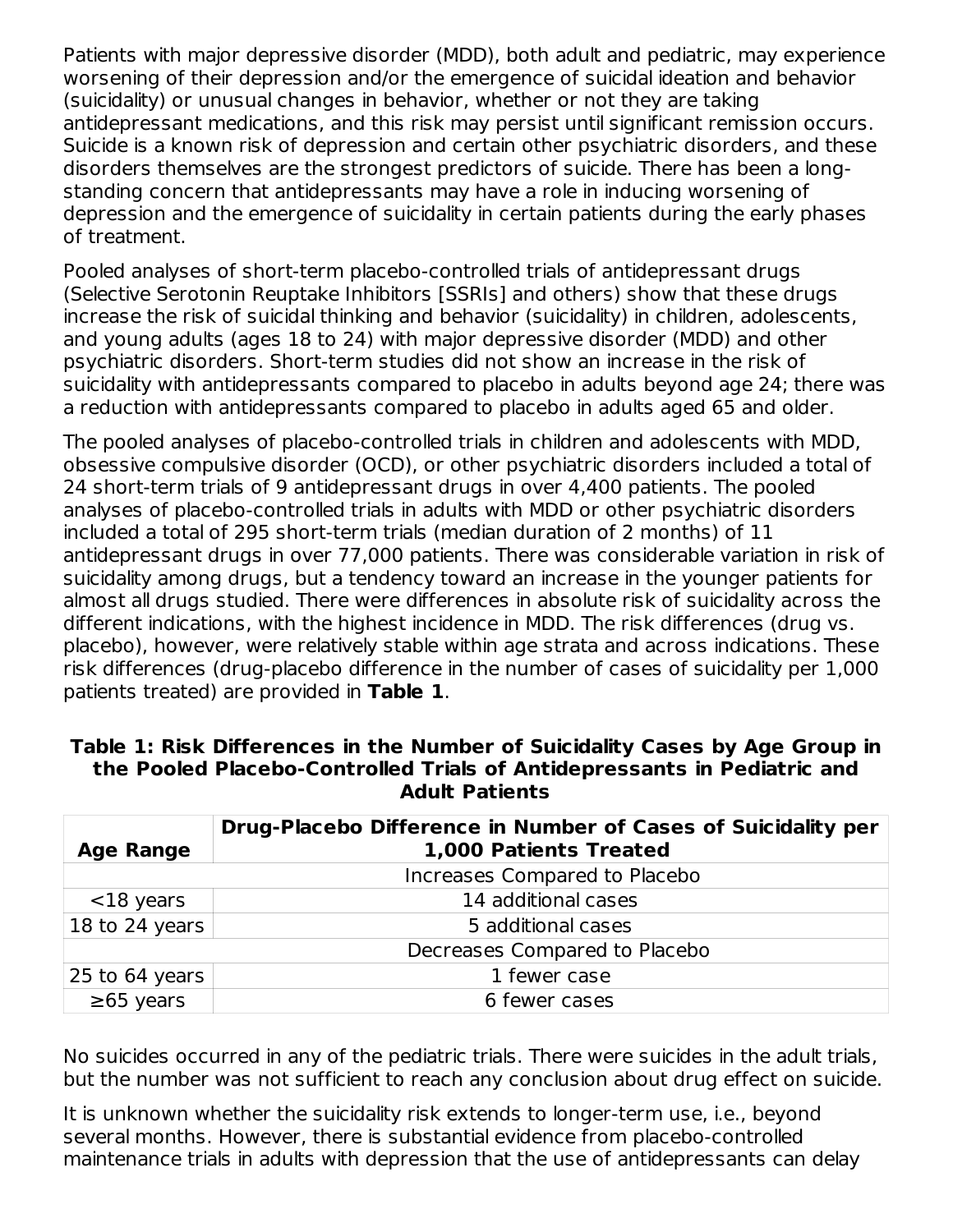Patients with major depressive disorder (MDD), both adult and pediatric, may experience worsening of their depression and/or the emergence of suicidal ideation and behavior (suicidality) or unusual changes in behavior, whether or not they are taking antidepressant medications, and this risk may persist until significant remission occurs. Suicide is a known risk of depression and certain other psychiatric disorders, and these disorders themselves are the strongest predictors of suicide. There has been a long-standing concern that antidepressants may have a role in inducing worsening of depression and the emergence of suicidality in certain patients during the early phases of treatment.

Pooled analyses of short-term placebo-controlled trials of antidepressant drugs (Selective Serotonin Reuptake Inhibitors [SSRIs] and others) show that these drugs increase the risk of suicidal thinking and behavior (suicidality) in children, adolescents, and young adults (ages 18 to 24) with major depressive disorder (MDD) and other psychiatric disorders. Short-term studies did not show an increase in the risk of suicidality with antidepressants compared to placebo in adults beyond age 24; there was a reduction with antidepressants compared to placebo in adults aged 65 and older.

The pooled analyses of placebo-controlled trials in children and adolescents with MDD, obsessive compulsive disorder (OCD), or other psychiatric disorders included a total of 24 short-term trials of 9 antidepressant drugs in over 4,400 patients. The pooled analyses of placebo-controlled trials in adults with MDD or other psychiatric disorders included a total of 295 short-term trials (median duration of 2 months) of 11 antidepressant drugs in over 77,000 patients. There was considerable variation in risk of suicidality among drugs, but a tendency toward an increase in the younger patients for almost all drugs studied. There were differences in absolute risk of suicidality across the different indications, with the highest incidence in MDD. The risk differences (drug vs. placebo), however, were relatively stable within age strata and across indications. These risk differences (drug-placebo difference in the number of cases of suicidality per 1,000 patients treated) are provided in **Table 1**.

**Table 1: Risk Differences in the Number of Suicidality Cases by Age Group in the Pooled Placebo-Controlled Trials of Antidepressants in Pediatric and Adult Patients**

| Age Range | Drug-Placebo Difference in Number of Cases of Suicidality per 1,000 Patients Treated |
|---|---|
| | Increases Compared to Placebo |
| <18 years | 14 additional cases |
| 18 to 24 years | 5 additional cases |
| | Decreases Compared to Placebo |
| 25 to 64 years | 1 fewer case |
| ≥65 years | 6 fewer cases |

No suicides occurred in any of the pediatric trials. There were suicides in the adult trials, but the number was not sufficient to reach any conclusion about drug effect on suicide.

It is unknown whether the suicidality risk extends to longer-term use, i.e., beyond several months. However, there is substantial evidence from placebo-controlled maintenance trials in adults with depression that the use of antidepressants can delay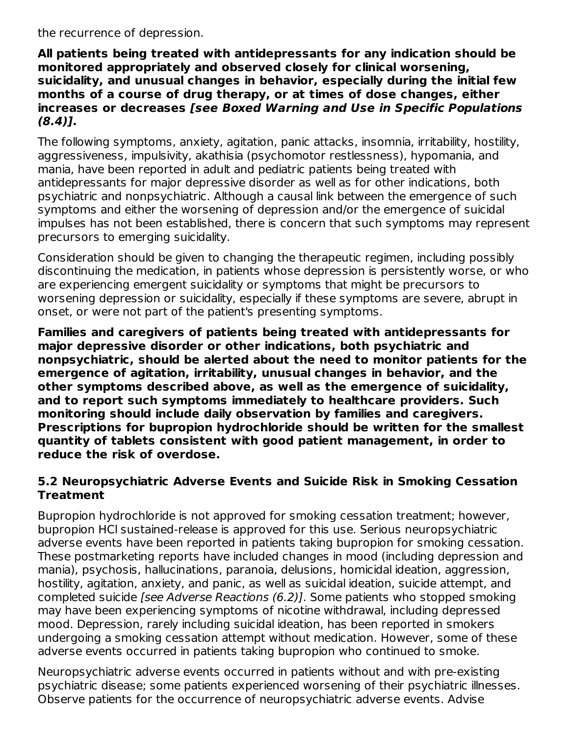the recurrence of depression.

**All patients being treated with antidepressants for any indication should be monitored appropriately and observed closely for clinical worsening, suicidality, and unusual changes in behavior, especially during the initial few months of a course of drug therapy, or at times of dose changes, either increases or decreases *[see Boxed Warning and Use in Specific Populations (8.4)]*.**

The following symptoms, anxiety, agitation, panic attacks, insomnia, irritability, hostility, aggressiveness, impulsivity, akathisia (psychomotor restlessness), hypomania, and mania, have been reported in adult and pediatric patients being treated with antidepressants for major depressive disorder as well as for other indications, both psychiatric and nonpsychiatric. Although a causal link between the emergence of such symptoms and either the worsening of depression and/or the emergence of suicidal impulses has not been established, there is concern that such symptoms may represent precursors to emerging suicidality.

Consideration should be given to changing the therapeutic regimen, including possibly discontinuing the medication, in patients whose depression is persistently worse, or who are experiencing emergent suicidality or symptoms that might be precursors to worsening depression or suicidality, especially if these symptoms are severe, abrupt in onset, or were not part of the patient's presenting symptoms.

**Families and caregivers of patients being treated with antidepressants for major depressive disorder or other indications, both psychiatric and nonpsychiatric, should be alerted about the need to monitor patients for the emergence of agitation, irritability, unusual changes in behavior, and the other symptoms described above, as well as the emergence of suicidality, and to report such symptoms immediately to healthcare providers. Such monitoring should include daily observation by families and caregivers. Prescriptions for bupropion hydrochloride should be written for the smallest quantity of tablets consistent with good patient management, in order to reduce the risk of overdose.**

### 5.2 Neuropsychiatric Adverse Events and Suicide Risk in Smoking Cessation Treatment

Bupropion hydrochloride is not approved for smoking cessation treatment; however, bupropion HCl sustained-release is approved for this use. Serious neuropsychiatric adverse events have been reported in patients taking bupropion for smoking cessation. These postmarketing reports have included changes in mood (including depression and mania), psychosis, hallucinations, paranoia, delusions, homicidal ideation, aggression, hostility, agitation, anxiety, and panic, as well as suicidal ideation, suicide attempt, and completed suicide *[see Adverse Reactions (6.2)]*. Some patients who stopped smoking may have been experiencing symptoms of nicotine withdrawal, including depressed mood. Depression, rarely including suicidal ideation, has been reported in smokers undergoing a smoking cessation attempt without medication. However, some of these adverse events occurred in patients taking bupropion who continued to smoke.

Neuropsychiatric adverse events occurred in patients without and with pre-existing psychiatric disease; some patients experienced worsening of their psychiatric illnesses. Observe patients for the occurrence of neuropsychiatric adverse events. Advise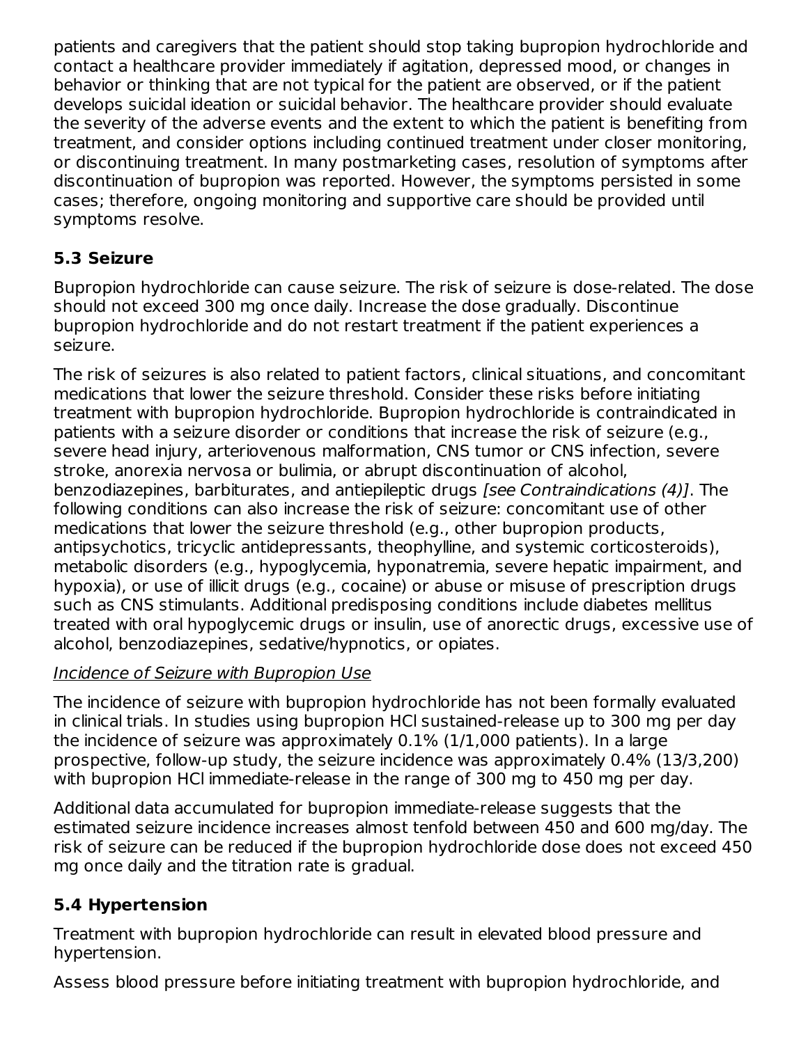patients and caregivers that the patient should stop taking bupropion hydrochloride and contact a healthcare provider immediately if agitation, depressed mood, or changes in behavior or thinking that are not typical for the patient are observed, or if the patient develops suicidal ideation or suicidal behavior. The healthcare provider should evaluate the severity of the adverse events and the extent to which the patient is benefiting from treatment, and consider options including continued treatment under closer monitoring, or discontinuing treatment. In many postmarketing cases, resolution of symptoms after discontinuation of bupropion was reported. However, the symptoms persisted in some cases; therefore, ongoing monitoring and supportive care should be provided until symptoms resolve.

### 5.3 Seizure

Bupropion hydrochloride can cause seizure. The risk of seizure is dose-related. The dose should not exceed 300 mg once daily. Increase the dose gradually. Discontinue bupropion hydrochloride and do not restart treatment if the patient experiences a seizure.

The risk of seizures is also related to patient factors, clinical situations, and concomitant medications that lower the seizure threshold. Consider these risks before initiating treatment with bupropion hydrochloride. Bupropion hydrochloride is contraindicated in patients with a seizure disorder or conditions that increase the risk of seizure (e.g., severe head injury, arteriovenous malformation, CNS tumor or CNS infection, severe stroke, anorexia nervosa or bulimia, or abrupt discontinuation of alcohol, benzodiazepines, barbiturates, and antiepileptic drugs *[see Contraindications (4)]*. The following conditions can also increase the risk of seizure: concomitant use of other medications that lower the seizure threshold (e.g., other bupropion products, antipsychotics, tricyclic antidepressants, theophylline, and systemic corticosteroids), metabolic disorders (e.g., hypoglycemia, hyponatremia, severe hepatic impairment, and hypoxia), or use of illicit drugs (e.g., cocaine) or abuse or misuse of prescription drugs such as CNS stimulants. Additional predisposing conditions include diabetes mellitus treated with oral hypoglycemic drugs or insulin, use of anorectic drugs, excessive use of alcohol, benzodiazepines, sedative/hypnotics, or opiates.

*Incidence of Seizure with Bupropion Use*

The incidence of seizure with bupropion hydrochloride has not been formally evaluated in clinical trials. In studies using bupropion HCl sustained-release up to 300 mg per day the incidence of seizure was approximately 0.1% (1/1,000 patients). In a large prospective, follow-up study, the seizure incidence was approximately 0.4% (13/3,200) with bupropion HCl immediate-release in the range of 300 mg to 450 mg per day.

Additional data accumulated for bupropion immediate-release suggests that the estimated seizure incidence increases almost tenfold between 450 and 600 mg/day. The risk of seizure can be reduced if the bupropion hydrochloride dose does not exceed 450 mg once daily and the titration rate is gradual.

### 5.4 Hypertension

Treatment with bupropion hydrochloride can result in elevated blood pressure and hypertension.

Assess blood pressure before initiating treatment with bupropion hydrochloride, and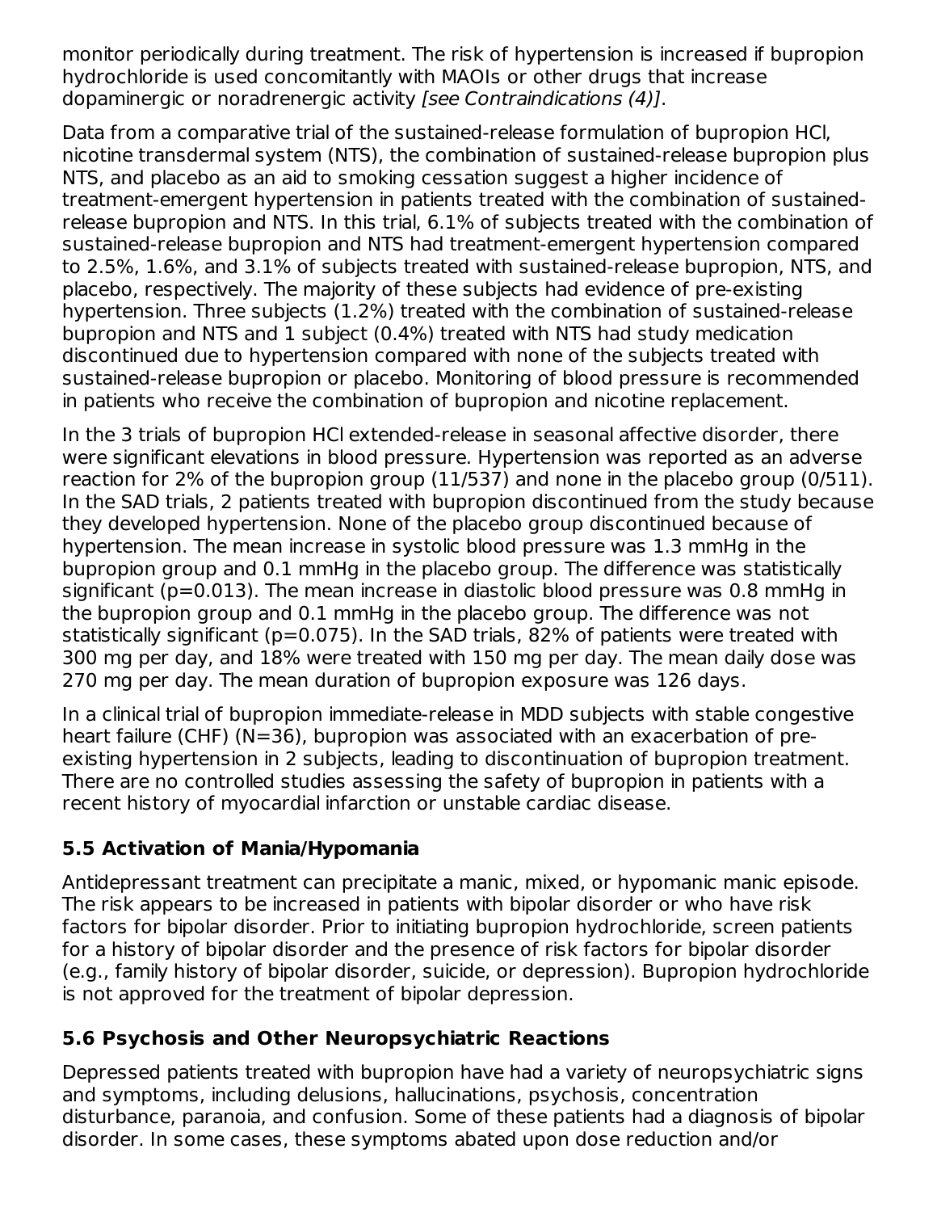monitor periodically during treatment. The risk of hypertension is increased if bupropion hydrochloride is used concomitantly with MAOIs or other drugs that increase dopaminergic or noradrenergic activity *[see Contraindications (4)]*.

Data from a comparative trial of the sustained-release formulation of bupropion HCl, nicotine transdermal system (NTS), the combination of sustained-release bupropion plus NTS, and placebo as an aid to smoking cessation suggest a higher incidence of treatment-emergent hypertension in patients treated with the combination of sustained-release bupropion and NTS. In this trial, 6.1% of subjects treated with the combination of sustained-release bupropion and NTS had treatment-emergent hypertension compared to 2.5%, 1.6%, and 3.1% of subjects treated with sustained-release bupropion, NTS, and placebo, respectively. The majority of these subjects had evidence of pre-existing hypertension. Three subjects (1.2%) treated with the combination of sustained-release bupropion and NTS and 1 subject (0.4%) treated with NTS had study medication discontinued due to hypertension compared with none of the subjects treated with sustained-release bupropion or placebo. Monitoring of blood pressure is recommended in patients who receive the combination of bupropion and nicotine replacement.

In the 3 trials of bupropion HCl extended-release in seasonal affective disorder, there were significant elevations in blood pressure. Hypertension was reported as an adverse reaction for 2% of the bupropion group (11/537) and none in the placebo group (0/511). In the SAD trials, 2 patients treated with bupropion discontinued from the study because they developed hypertension. None of the placebo group discontinued because of hypertension. The mean increase in systolic blood pressure was 1.3 mmHg in the bupropion group and 0.1 mmHg in the placebo group. The difference was statistically significant ($p=0.013$). The mean increase in diastolic blood pressure was 0.8 mmHg in the bupropion group and 0.1 mmHg in the placebo group. The difference was not statistically significant ($p=0.075$). In the SAD trials, 82% of patients were treated with 300 mg per day, and 18% were treated with 150 mg per day. The mean daily dose was 270 mg per day. The mean duration of bupropion exposure was 126 days.

In a clinical trial of bupropion immediate-release in MDD subjects with stable congestive heart failure (CHF) (N=36), bupropion was associated with an exacerbation of pre-existing hypertension in 2 subjects, leading to discontinuation of bupropion treatment. There are no controlled studies assessing the safety of bupropion in patients with a recent history of myocardial infarction or unstable cardiac disease.

## 5.5 Activation of Mania/Hypomania

Antidepressant treatment can precipitate a manic, mixed, or hypomanic manic episode. The risk appears to be increased in patients with bipolar disorder or who have risk factors for bipolar disorder. Prior to initiating bupropion hydrochloride, screen patients for a history of bipolar disorder and the presence of risk factors for bipolar disorder (e.g., family history of bipolar disorder, suicide, or depression). Bupropion hydrochloride is not approved for the treatment of bipolar depression.

## 5.6 Psychosis and Other Neuropsychiatric Reactions

Depressed patients treated with bupropion have had a variety of neuropsychiatric signs and symptoms, including delusions, hallucinations, psychosis, concentration disturbance, paranoia, and confusion. Some of these patients had a diagnosis of bipolar disorder. In some cases, these symptoms abated upon dose reduction and/or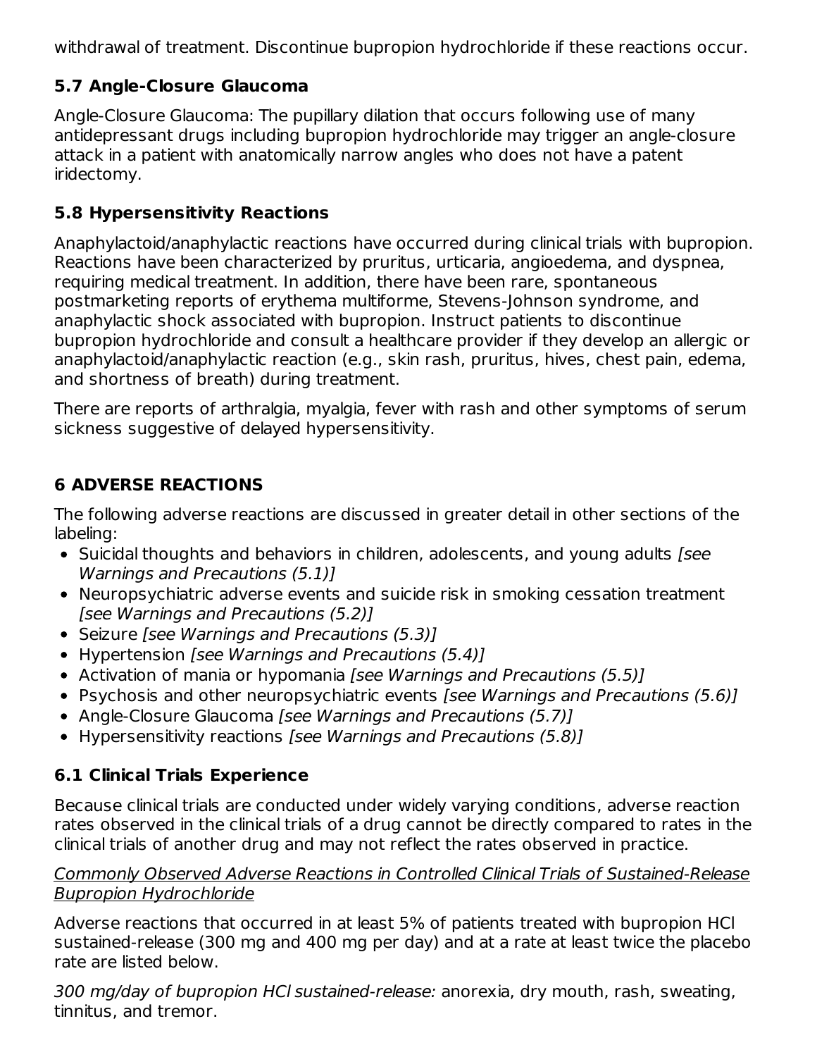withdrawal of treatment. Discontinue bupropion hydrochloride if these reactions occur.

### 5.7 Angle-Closure Glaucoma

Angle-Closure Glaucoma: The pupillary dilation that occurs following use of many antidepressant drugs including bupropion hydrochloride may trigger an angle-closure attack in a patient with anatomically narrow angles who does not have a patent iridectomy.

### 5.8 Hypersensitivity Reactions

Anaphylactoid/anaphylactic reactions have occurred during clinical trials with bupropion. Reactions have been characterized by pruritus, urticaria, angioedema, and dyspnea, requiring medical treatment. In addition, there have been rare, spontaneous postmarketing reports of erythema multiforme, Stevens-Johnson syndrome, and anaphylactic shock associated with bupropion. Instruct patients to discontinue bupropion hydrochloride and consult a healthcare provider if they develop an allergic or anaphylactoid/anaphylactic reaction (e.g., skin rash, pruritus, hives, chest pain, edema, and shortness of breath) during treatment.

There are reports of arthralgia, myalgia, fever with rash and other symptoms of serum sickness suggestive of delayed hypersensitivity.

## 6 ADVERSE REACTIONS

The following adverse reactions are discussed in greater detail in other sections of the labeling:

- Suicidal thoughts and behaviors in children, adolescents, and young adults *[see Warnings and Precautions (5.1)]*
- Neuropsychiatric adverse events and suicide risk in smoking cessation treatment *[see Warnings and Precautions (5.2)]*
- Seizure *[see Warnings and Precautions (5.3)]*
- Hypertension *[see Warnings and Precautions (5.4)]*
- Activation of mania or hypomania *[see Warnings and Precautions (5.5)]*
- Psychosis and other neuropsychiatric events *[see Warnings and Precautions (5.6)]*
- Angle-Closure Glaucoma *[see Warnings and Precautions (5.7)]*
- Hypersensitivity reactions *[see Warnings and Precautions (5.8)]*

### 6.1 Clinical Trials Experience

Because clinical trials are conducted under widely varying conditions, adverse reaction rates observed in the clinical trials of a drug cannot be directly compared to rates in the clinical trials of another drug and may not reflect the rates observed in practice.

<u>Commonly Observed Adverse Reactions in Controlled Clinical Trials of Sustained-Release Bupropion Hydrochloride</u>

Adverse reactions that occurred in at least 5% of patients treated with bupropion HCl sustained-release (300 mg and 400 mg per day) and at a rate at least twice the placebo rate are listed below.

*300 mg/day of bupropion HCl sustained-release:* anorexia, dry mouth, rash, sweating, tinnitus, and tremor.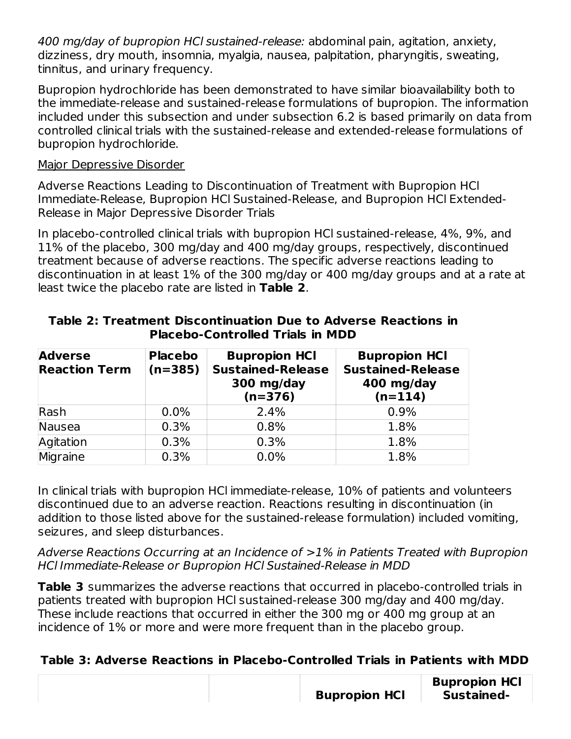*400 mg/day of bupropion HCl sustained-release:* abdominal pain, agitation, anxiety, dizziness, dry mouth, insomnia, myalgia, nausea, palpitation, pharyngitis, sweating, tinnitus, and urinary frequency.

Bupropion hydrochloride has been demonstrated to have similar bioavailability both to the immediate-release and sustained-release formulations of bupropion. The information included under this subsection and under subsection 6.2 is based primarily on data from controlled clinical trials with the sustained-release and extended-release formulations of bupropion hydrochloride.

Major Depressive Disorder

Adverse Reactions Leading to Discontinuation of Treatment with Bupropion HCl Immediate-Release, Bupropion HCl Sustained-Release, and Bupropion HCl Extended-Release in Major Depressive Disorder Trials

In placebo-controlled clinical trials with bupropion HCl sustained-release, 4%, 9%, and 11% of the placebo, 300 mg/day and 400 mg/day groups, respectively, discontinued treatment because of adverse reactions. The specific adverse reactions leading to discontinuation in at least 1% of the 300 mg/day or 400 mg/day groups and at a rate at least twice the placebo rate are listed in **Table 2**.

**Table 2: Treatment Discontinuation Due to Adverse Reactions in Placebo-Controlled Trials in MDD**

| Adverse Reaction Term | Placebo (n=385) | Bupropion HCl Sustained-Release 300 mg/day (n=376) | Bupropion HCl Sustained-Release 400 mg/day (n=114) |
|---|---|---|---|
| Rash | 0.0% | 2.4% | 0.9% |
| Nausea | 0.3% | 0.8% | 1.8% |
| Agitation | 0.3% | 0.3% | 1.8% |
| Migraine | 0.3% | 0.0% | 1.8% |

In clinical trials with bupropion HCl immediate-release, 10% of patients and volunteers discontinued due to an adverse reaction. Reactions resulting in discontinuation (in addition to those listed above for the sustained-release formulation) included vomiting, seizures, and sleep disturbances.

*Adverse Reactions Occurring at an Incidence of >1% in Patients Treated with Bupropion HCl Immediate-Release or Bupropion HCl Sustained-Release in MDD*

**Table 3** summarizes the adverse reactions that occurred in placebo-controlled trials in patients treated with bupropion HCl sustained-release 300 mg/day and 400 mg/day. These include reactions that occurred in either the 300 mg or 400 mg group at an incidence of 1% or more and were more frequent than in the placebo group.

**Table 3: Adverse Reactions in Placebo-Controlled Trials in Patients with MDD**

| | | Bupropion HCl | Bupropion HCl Sustained- |
|---|---|---|---|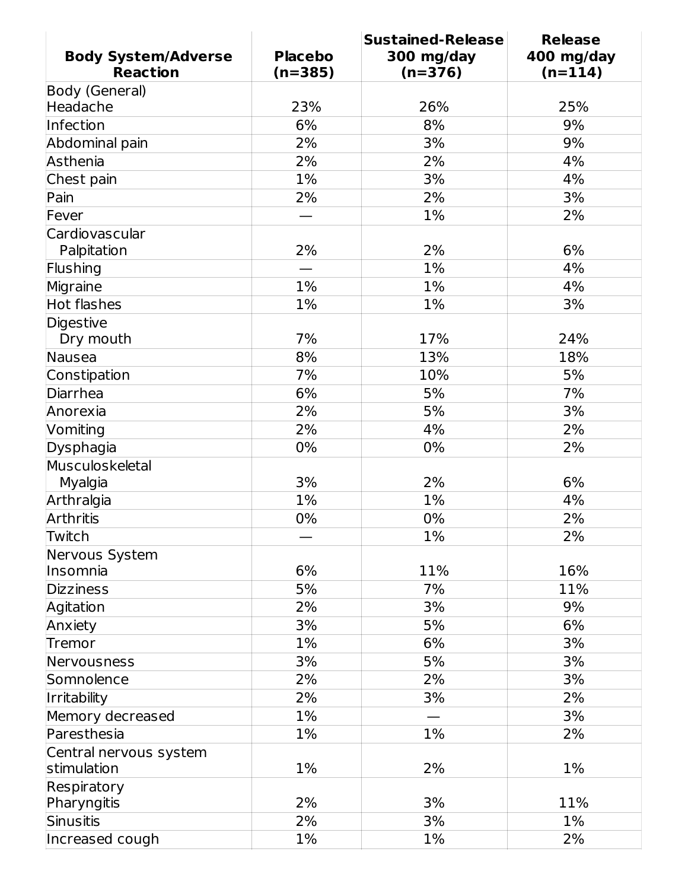| Body System/Adverse Reaction | Placebo (n=385) | Sustained-Release 300 mg/day (n=376) | Release 400 mg/day (n=114) |
|---|---|---|---|
| Body (General) Headache | 23% | 26% | 25% |
| Infection | 6% | 8% | 9% |
| Abdominal pain | 2% | 3% | 9% |
| Asthenia | 2% | 2% | 4% |
| Chest pain | 1% | 3% | 4% |
| Pain | 2% | 2% | 3% |
| Fever | — | 1% | 2% |
| Cardiovascular Palpitation | 2% | 2% | 6% |
| Flushing | — | 1% | 4% |
| Migraine | 1% | 1% | 4% |
| Hot flashes | 1% | 1% | 3% |
| Digestive Dry mouth | 7% | 17% | 24% |
| Nausea | 8% | 13% | 18% |
| Constipation | 7% | 10% | 5% |
| Diarrhea | 6% | 5% | 7% |
| Anorexia | 2% | 5% | 3% |
| Vomiting | 2% | 4% | 2% |
| Dysphagia | 0% | 0% | 2% |
| Musculoskeletal Myalgia | 3% | 2% | 6% |
| Arthralgia | 1% | 1% | 4% |
| Arthritis | 0% | 0% | 2% |
| Twitch | — | 1% | 2% |
| Nervous System Insomnia | 6% | 11% | 16% |
| Dizziness | 5% | 7% | 11% |
| Agitation | 2% | 3% | 9% |
| Anxiety | 3% | 5% | 6% |
| Tremor | 1% | 6% | 3% |
| Nervousness | 3% | 5% | 3% |
| Somnolence | 2% | 2% | 3% |
| Irritability | 2% | 3% | 2% |
| Memory decreased | 1% | — | 3% |
| Paresthesia | 1% | 1% | 2% |
| Central nervous system stimulation | 1% | 2% | 1% |
| Respiratory Pharyngitis | 2% | 3% | 11% |
| Sinusitis | 2% | 3% | 1% |
| Increased cough | 1% | 1% | 2% |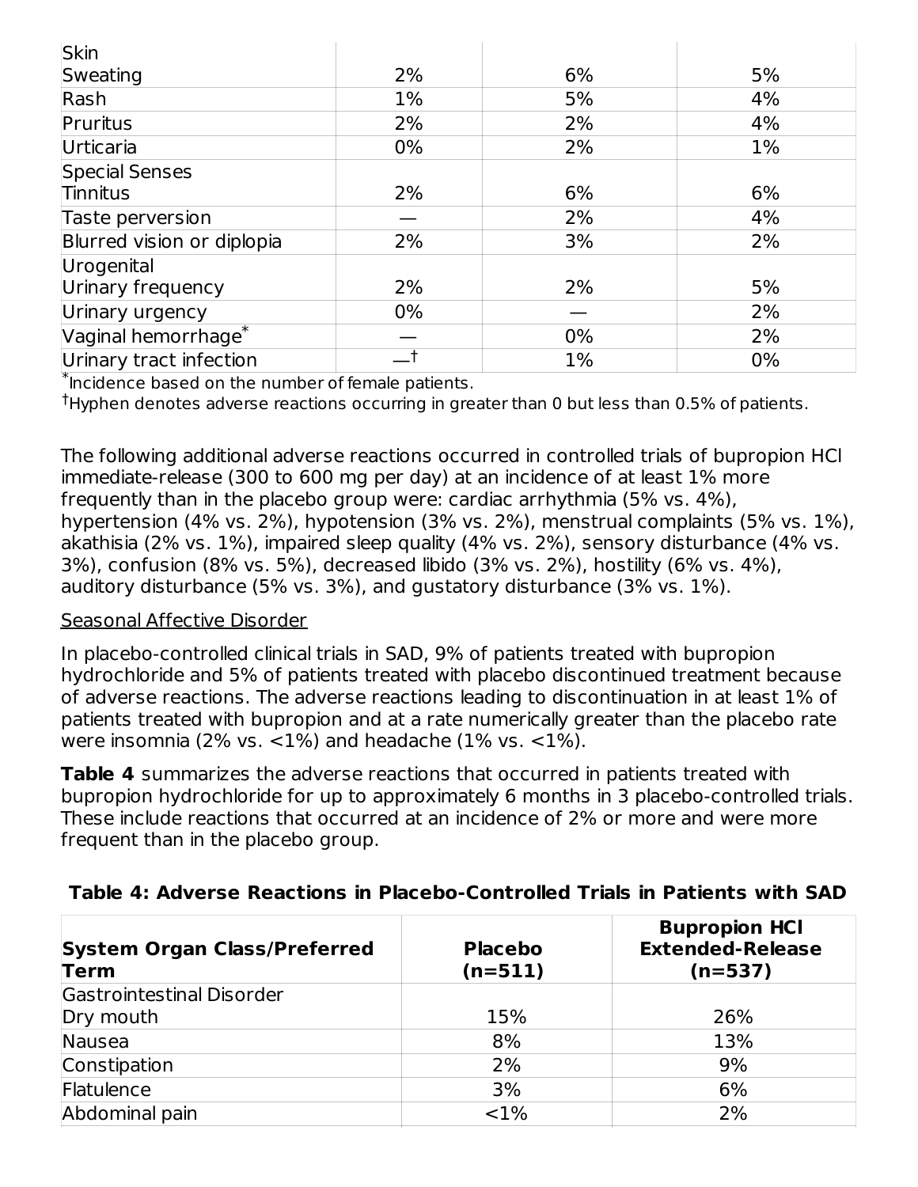| | | | |
|---|---|---|---|
| Skin | | | |
| Sweating | 2% | 6% | 5% |
| Rash | 1% | 5% | 4% |
| Pruritus | 2% | 2% | 4% |
| Urticaria | 0% | 2% | 1% |
| Special Senses | | | |
| Tinnitus | 2% | 6% | 6% |
| Taste perversion | — | 2% | 4% |
| Blurred vision or diplopia | 2% | 3% | 2% |
| Urogenital | | | |
| Urinary frequency | 2% | 2% | 5% |
| Urinary urgency | 0% | — | 2% |
| Vaginal hemorrhage* | — | 0% | 2% |
| Urinary tract infection | —† | 1% | 0% |

*Incidence based on the number of female patients.

†Hyphen denotes adverse reactions occurring in greater than 0 but less than 0.5% of patients.

The following additional adverse reactions occurred in controlled trials of bupropion HCl immediate-release (300 to 600 mg per day) at an incidence of at least 1% more frequently than in the placebo group were: cardiac arrhythmia (5% vs. 4%), hypertension (4% vs. 2%), hypotension (3% vs. 2%), menstrual complaints (5% vs. 1%), akathisia (2% vs. 1%), impaired sleep quality (4% vs. 2%), sensory disturbance (4% vs. 3%), confusion (8% vs. 5%), decreased libido (3% vs. 2%), hostility (6% vs. 4%), auditory disturbance (5% vs. 3%), and gustatory disturbance (3% vs. 1%).

Seasonal Affective Disorder

In placebo-controlled clinical trials in SAD, 9% of patients treated with bupropion hydrochloride and 5% of patients treated with placebo discontinued treatment because of adverse reactions. The adverse reactions leading to discontinuation in at least 1% of patients treated with bupropion and at a rate numerically greater than the placebo rate were insomnia (2% vs. <1%) and headache (1% vs. <1%).

**Table 4** summarizes the adverse reactions that occurred in patients treated with bupropion hydrochloride for up to approximately 6 months in 3 placebo-controlled trials. These include reactions that occurred at an incidence of 2% or more and were more frequent than in the placebo group.

**Table 4: Adverse Reactions in Placebo-Controlled Trials in Patients with SAD**

| System Organ Class/Preferred Term | Placebo (n=511) | Bupropion HCl Extended-Release (n=537) |
|---|---|---|
| Gastrointestinal Disorder | | |
| Dry mouth | 15% | 26% |
| Nausea | 8% | 13% |
| Constipation | 2% | 9% |
| Flatulence | 3% | 6% |
| Abdominal pain | <1% | 2% |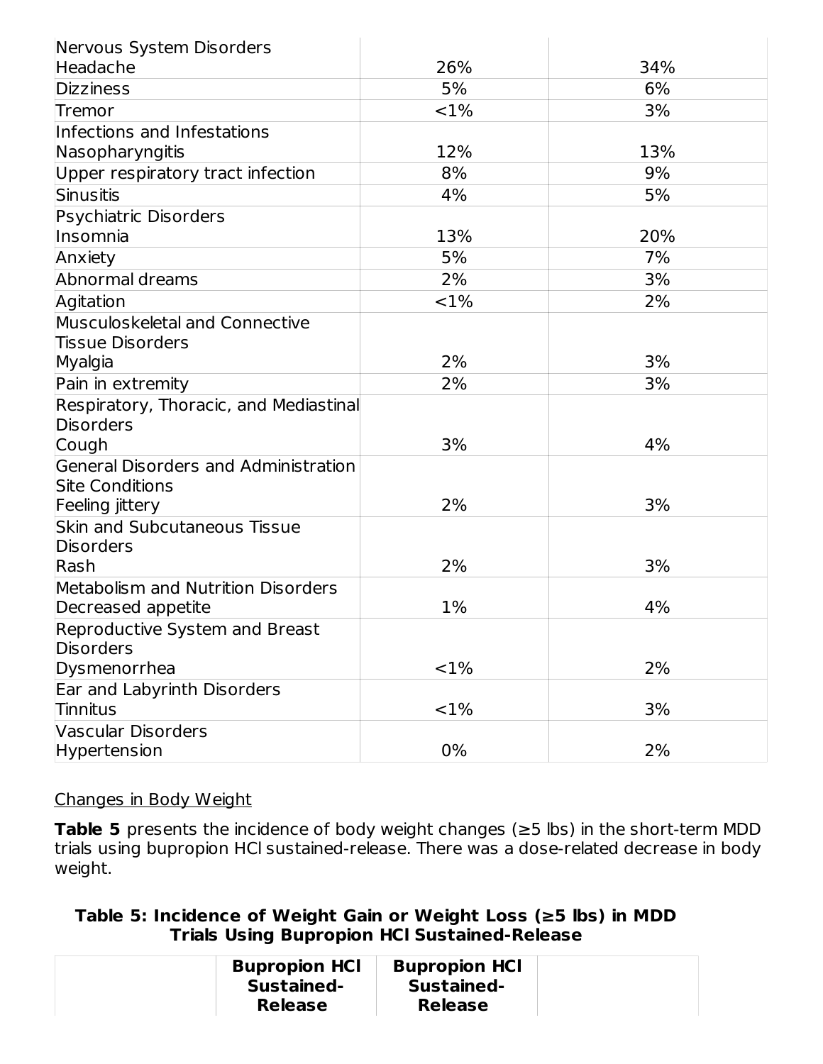| | | |
|---|---|---|
| Nervous System Disorders<br>Headache | 26% | 34% |
| Dizziness | 5% | 6% |
| Tremor | <1% | 3% |
| Infections and Infestations<br>Nasopharyngitis | 12% | 13% |
| Upper respiratory tract infection | 8% | 9% |
| Sinusitis | 4% | 5% |
| Psychiatric Disorders<br>Insomnia | 13% | 20% |
| Anxiety | 5% | 7% |
| Abnormal dreams | 2% | 3% |
| Agitation | <1% | 2% |
| Musculoskeletal and Connective Tissue Disorders<br>Myalgia | 2% | 3% |
| Pain in extremity | 2% | 3% |
| Respiratory, Thoracic, and Mediastinal Disorders<br>Cough | 3% | 4% |
| General Disorders and Administration Site Conditions<br>Feeling jittery | 2% | 3% |
| Skin and Subcutaneous Tissue Disorders<br>Rash | 2% | 3% |
| Metabolism and Nutrition Disorders<br>Decreased appetite | 1% | 4% |
| Reproductive System and Breast Disorders<br>Dysmenorrhea | <1% | 2% |
| Ear and Labyrinth Disorders<br>Tinnitus | <1% | 3% |
| Vascular Disorders<br>Hypertension | 0% | 2% |

Changes in Body Weight

**Table 5** presents the incidence of body weight changes (≥5 lbs) in the short-term MDD trials using bupropion HCl sustained-release. There was a dose-related decrease in body weight.

**Table 5: Incidence of Weight Gain or Weight Loss (≥5 lbs) in MDD Trials Using Bupropion HCl Sustained-Release**

| | **Bupropion HCl Sustained-Release** | **Bupropion HCl Sustained-Release** | |
|---|---|---|---|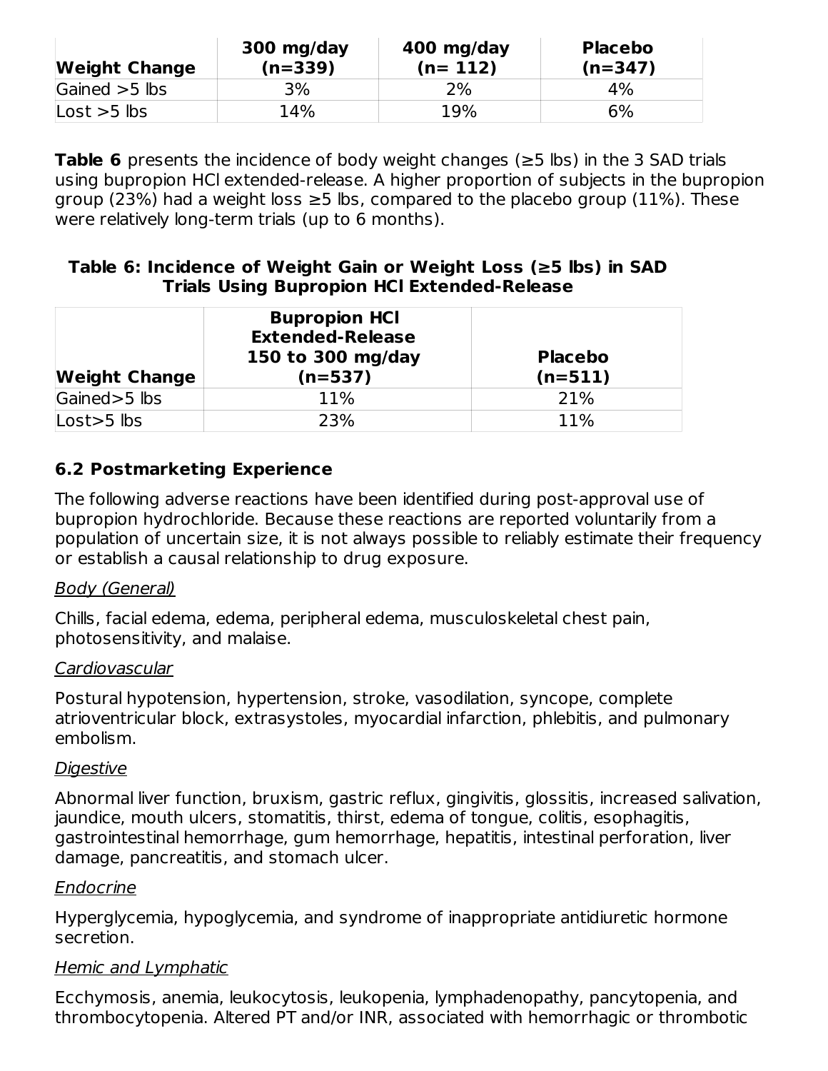| Weight Change | 300 mg/day (n=339) | 400 mg/day (n= 112) | Placebo (n=347) |
| --- | --- | --- | --- |
| Gained >5 lbs | 3% | 2% | 4% |
| Lost >5 lbs | 14% | 19% | 6% |

**Table 6** presents the incidence of body weight changes (≥5 lbs) in the 3 SAD trials using bupropion HCl extended-release. A higher proportion of subjects in the bupropion group (23%) had a weight loss ≥5 lbs, compared to the placebo group (11%). These were relatively long-term trials (up to 6 months).

**Table 6: Incidence of Weight Gain or Weight Loss (≥5 lbs) in SAD Trials Using Bupropion HCl Extended-Release**

| Weight Change | Bupropion HCl Extended-Release 150 to 300 mg/day (n=537) | Placebo (n=511) |
| --- | --- | --- |
| Gained>5 lbs | 11% | 21% |
| Lost>5 lbs | 23% | 11% |

### 6.2 Postmarketing Experience

The following adverse reactions have been identified during post-approval use of bupropion hydrochloride. Because these reactions are reported voluntarily from a population of uncertain size, it is not always possible to reliably estimate their frequency or establish a causal relationship to drug exposure.

*Body (General)*

Chills, facial edema, edema, peripheral edema, musculoskeletal chest pain, photosensitivity, and malaise.

*Cardiovascular*

Postural hypotension, hypertension, stroke, vasodilation, syncope, complete atrioventricular block, extrasystoles, myocardial infarction, phlebitis, and pulmonary embolism.

*Digestive*

Abnormal liver function, bruxism, gastric reflux, gingivitis, glossitis, increased salivation, jaundice, mouth ulcers, stomatitis, thirst, edema of tongue, colitis, esophagitis, gastrointestinal hemorrhage, gum hemorrhage, hepatitis, intestinal perforation, liver damage, pancreatitis, and stomach ulcer.

*Endocrine*

Hyperglycemia, hypoglycemia, and syndrome of inappropriate antidiuretic hormone secretion.

*Hemic and Lymphatic*

Ecchymosis, anemia, leukocytosis, leukopenia, lymphadenopathy, pancytopenia, and thrombocytopenia. Altered PT and/or INR, associated with hemorrhagic or thrombotic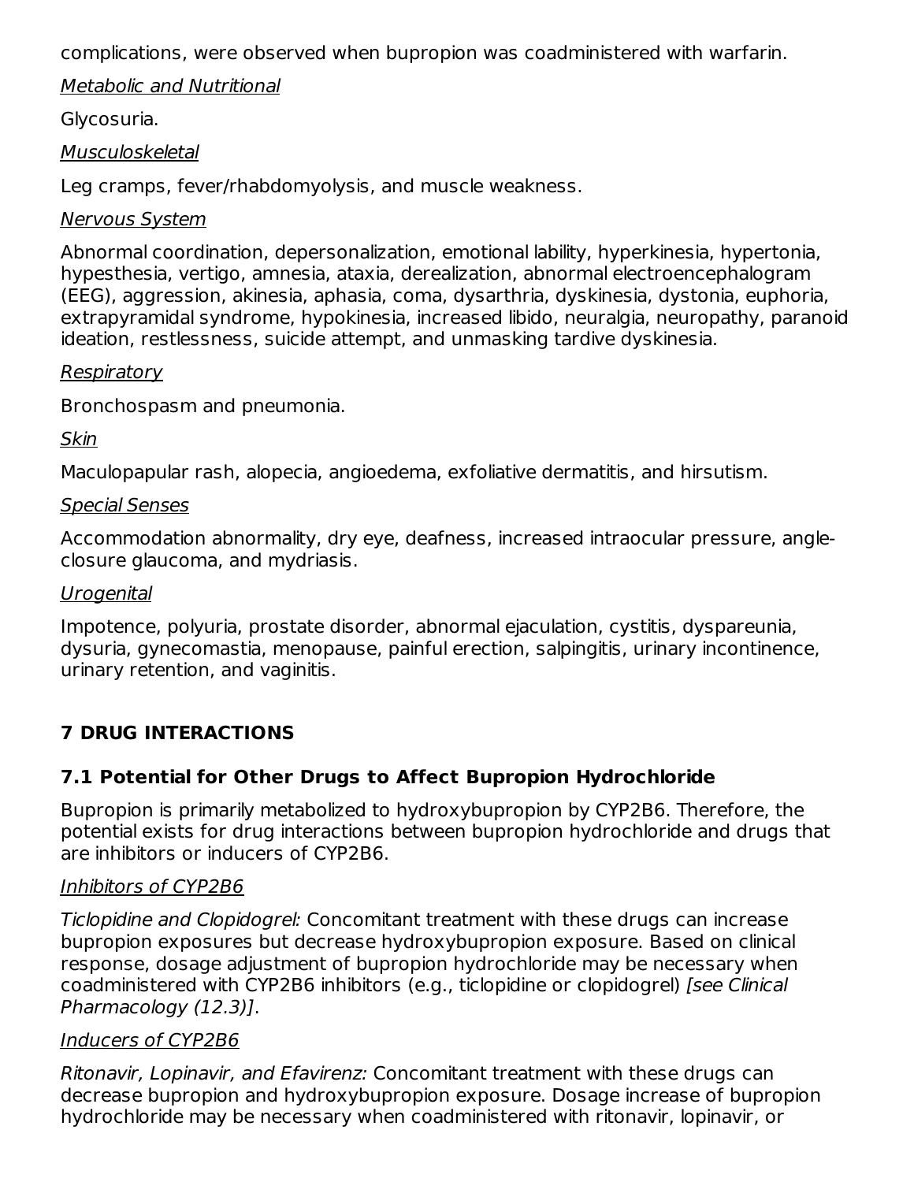complications, were observed when bupropion was coadministered with warfarin.

*Metabolic and Nutritional*

Glycosuria.

*Musculoskeletal*

Leg cramps, fever/rhabdomyolysis, and muscle weakness.

*Nervous System*

Abnormal coordination, depersonalization, emotional lability, hyperkinesia, hypertonia, hypesthesia, vertigo, amnesia, ataxia, derealization, abnormal electroencephalogram (EEG), aggression, akinesia, aphasia, coma, dysarthria, dyskinesia, dystonia, euphoria, extrapyramidal syndrome, hypokinesia, increased libido, neuralgia, neuropathy, paranoid ideation, restlessness, suicide attempt, and unmasking tardive dyskinesia.

*Respiratory*

Bronchospasm and pneumonia.

*Skin*

Maculopapular rash, alopecia, angioedema, exfoliative dermatitis, and hirsutism.

*Special Senses*

Accommodation abnormality, dry eye, deafness, increased intraocular pressure, angle-closure glaucoma, and mydriasis.

*Urogenital*

Impotence, polyuria, prostate disorder, abnormal ejaculation, cystitis, dyspareunia, dysuria, gynecomastia, menopause, painful erection, salpingitis, urinary incontinence, urinary retention, and vaginitis.

# 7 DRUG INTERACTIONS

## 7.1 Potential for Other Drugs to Affect Bupropion Hydrochloride

Bupropion is primarily metabolized to hydroxybupropion by CYP2B6. Therefore, the potential exists for drug interactions between bupropion hydrochloride and drugs that are inhibitors or inducers of CYP2B6.

*Inhibitors of CYP2B6*

*Ticlopidine and Clopidogrel:* Concomitant treatment with these drugs can increase bupropion exposures but decrease hydroxybupropion exposure. Based on clinical response, dosage adjustment of bupropion hydrochloride may be necessary when coadministered with CYP2B6 inhibitors (e.g., ticlopidine or clopidogrel) *[see Clinical Pharmacology (12.3)]*.

*Inducers of CYP2B6*

*Ritonavir, Lopinavir, and Efavirenz:* Concomitant treatment with these drugs can decrease bupropion and hydroxybupropion exposure. Dosage increase of bupropion hydrochloride may be necessary when coadministered with ritonavir, lopinavir, or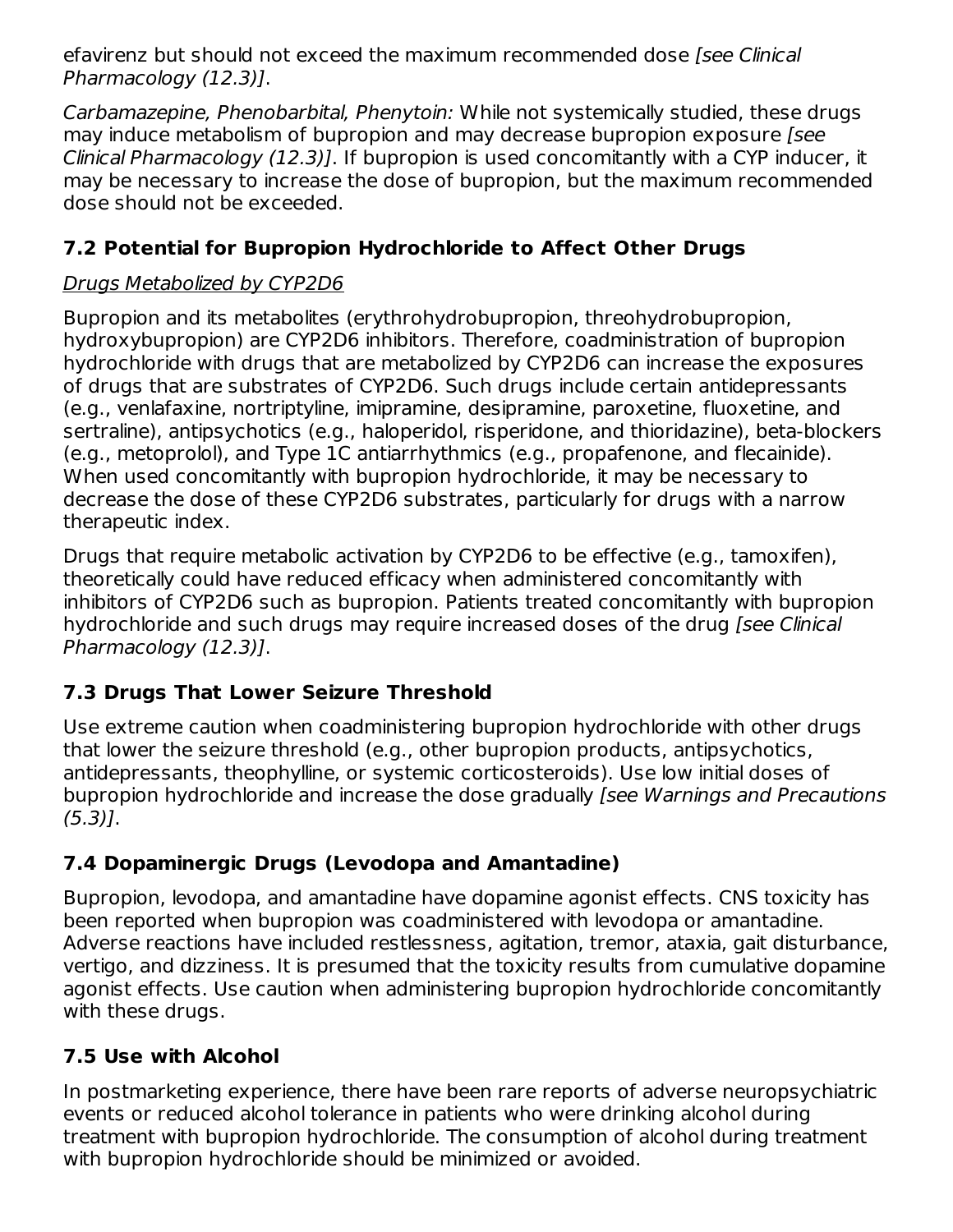efavirenz but should not exceed the maximum recommended dose *[see Clinical Pharmacology (12.3)]*.

*Carbamazepine, Phenobarbital, Phenytoin:* While not systemically studied, these drugs may induce metabolism of bupropion and may decrease bupropion exposure *[see Clinical Pharmacology (12.3)]*. If bupropion is used concomitantly with a CYP inducer, it may be necessary to increase the dose of bupropion, but the maximum recommended dose should not be exceeded.

### 7.2 Potential for Bupropion Hydrochloride to Affect Other Drugs

Drugs Metabolized by CYP2D6

Bupropion and its metabolites (erythrohydrobupropion, threohydrobupropion, hydroxybupropion) are CYP2D6 inhibitors. Therefore, coadministration of bupropion hydrochloride with drugs that are metabolized by CYP2D6 can increase the exposures of drugs that are substrates of CYP2D6. Such drugs include certain antidepressants (e.g., venlafaxine, nortriptyline, imipramine, desipramine, paroxetine, fluoxetine, and sertraline), antipsychotics (e.g., haloperidol, risperidone, and thioridazine), beta-blockers (e.g., metoprolol), and Type 1C antiarrhythmics (e.g., propafenone, and flecainide). When used concomitantly with bupropion hydrochloride, it may be necessary to decrease the dose of these CYP2D6 substrates, particularly for drugs with a narrow therapeutic index.

Drugs that require metabolic activation by CYP2D6 to be effective (e.g., tamoxifen), theoretically could have reduced efficacy when administered concomitantly with inhibitors of CYP2D6 such as bupropion. Patients treated concomitantly with bupropion hydrochloride and such drugs may require increased doses of the drug *[see Clinical Pharmacology (12.3)]*.

### 7.3 Drugs That Lower Seizure Threshold

Use extreme caution when coadministering bupropion hydrochloride with other drugs that lower the seizure threshold (e.g., other bupropion products, antipsychotics, antidepressants, theophylline, or systemic corticosteroids). Use low initial doses of bupropion hydrochloride and increase the dose gradually *[see Warnings and Precautions (5.3)]*.

### 7.4 Dopaminergic Drugs (Levodopa and Amantadine)

Bupropion, levodopa, and amantadine have dopamine agonist effects. CNS toxicity has been reported when bupropion was coadministered with levodopa or amantadine. Adverse reactions have included restlessness, agitation, tremor, ataxia, gait disturbance, vertigo, and dizziness. It is presumed that the toxicity results from cumulative dopamine agonist effects. Use caution when administering bupropion hydrochloride concomitantly with these drugs.

### 7.5 Use with Alcohol

In postmarketing experience, there have been rare reports of adverse neuropsychiatric events or reduced alcohol tolerance in patients who were drinking alcohol during treatment with bupropion hydrochloride. The consumption of alcohol during treatment with bupropion hydrochloride should be minimized or avoided.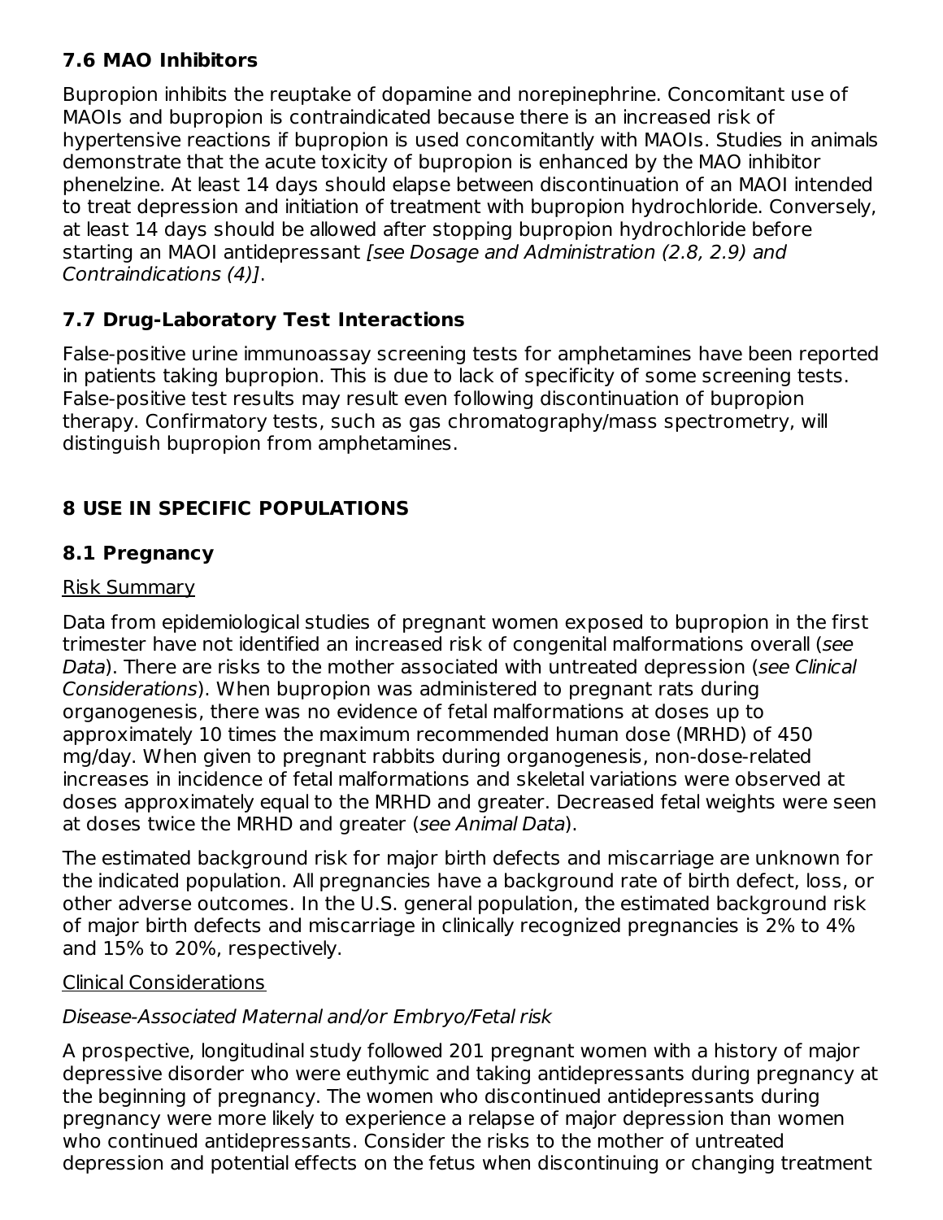### 7.6 MAO Inhibitors

Bupropion inhibits the reuptake of dopamine and norepinephrine. Concomitant use of MAOIs and bupropion is contraindicated because there is an increased risk of hypertensive reactions if bupropion is used concomitantly with MAOIs. Studies in animals demonstrate that the acute toxicity of bupropion is enhanced by the MAO inhibitor phenelzine. At least 14 days should elapse between discontinuation of an MAOI intended to treat depression and initiation of treatment with bupropion hydrochloride. Conversely, at least 14 days should be allowed after stopping bupropion hydrochloride before starting an MAOI antidepressant *[see Dosage and Administration (2.8, 2.9) and Contraindications (4)]*.

### 7.7 Drug-Laboratory Test Interactions

False-positive urine immunoassay screening tests for amphetamines have been reported in patients taking bupropion. This is due to lack of specificity of some screening tests. False-positive test results may result even following discontinuation of bupropion therapy. Confirmatory tests, such as gas chromatography/mass spectrometry, will distinguish bupropion from amphetamines.

## 8 USE IN SPECIFIC POPULATIONS

### 8.1 Pregnancy

Risk Summary

Data from epidemiological studies of pregnant women exposed to bupropion in the first trimester have not identified an increased risk of congenital malformations overall (*see Data*). There are risks to the mother associated with untreated depression (*see Clinical Considerations*). When bupropion was administered to pregnant rats during organogenesis, there was no evidence of fetal malformations at doses up to approximately 10 times the maximum recommended human dose (MRHD) of 450 mg/day. When given to pregnant rabbits during organogenesis, non-dose-related increases in incidence of fetal malformations and skeletal variations were observed at doses approximately equal to the MRHD and greater. Decreased fetal weights were seen at doses twice the MRHD and greater (*see Animal Data*).

The estimated background risk for major birth defects and miscarriage are unknown for the indicated population. All pregnancies have a background rate of birth defect, loss, or other adverse outcomes. In the U.S. general population, the estimated background risk of major birth defects and miscarriage in clinically recognized pregnancies is 2% to 4% and 15% to 20%, respectively.

Clinical Considerations

*Disease-Associated Maternal and/or Embryo/Fetal risk*

A prospective, longitudinal study followed 201 pregnant women with a history of major depressive disorder who were euthymic and taking antidepressants during pregnancy at the beginning of pregnancy. The women who discontinued antidepressants during pregnancy were more likely to experience a relapse of major depression than women who continued antidepressants. Consider the risks to the mother of untreated depression and potential effects on the fetus when discontinuing or changing treatment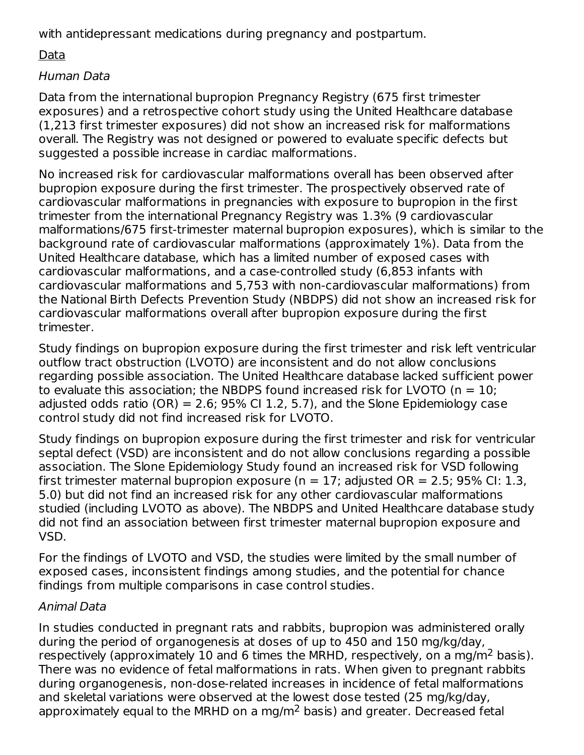with antidepressant medications during pregnancy and postpartum.

Data

*Human Data*

Data from the international bupropion Pregnancy Registry (675 first trimester exposures) and a retrospective cohort study using the United Healthcare database (1,213 first trimester exposures) did not show an increased risk for malformations overall. The Registry was not designed or powered to evaluate specific defects but suggested a possible increase in cardiac malformations.

No increased risk for cardiovascular malformations overall has been observed after bupropion exposure during the first trimester. The prospectively observed rate of cardiovascular malformations in pregnancies with exposure to bupropion in the first trimester from the international Pregnancy Registry was 1.3% (9 cardiovascular malformations/675 first-trimester maternal bupropion exposures), which is similar to the background rate of cardiovascular malformations (approximately 1%). Data from the United Healthcare database, which has a limited number of exposed cases with cardiovascular malformations, and a case-controlled study (6,853 infants with cardiovascular malformations and 5,753 with non-cardiovascular malformations) from the National Birth Defects Prevention Study (NBDPS) did not show an increased risk for cardiovascular malformations overall after bupropion exposure during the first trimester.

Study findings on bupropion exposure during the first trimester and risk left ventricular outflow tract obstruction (LVOTO) are inconsistent and do not allow conclusions regarding possible association. The United Healthcare database lacked sufficient power to evaluate this association; the NBDPS found increased risk for LVOTO ($n = 10$; adjusted odds ratio (OR) = 2.6; 95% CI 1.2, 5.7), and the Slone Epidemiology case control study did not find increased risk for LVOTO.

Study findings on bupropion exposure during the first trimester and risk for ventricular septal defect (VSD) are inconsistent and do not allow conclusions regarding a possible association. The Slone Epidemiology Study found an increased risk for VSD following first trimester maternal bupropion exposure ($n = 17$; adjusted OR = 2.5; 95% CI: 1.3, 5.0) but did not find an increased risk for any other cardiovascular malformations studied (including LVOTO as above). The NBDPS and United Healthcare database study did not find an association between first trimester maternal bupropion exposure and VSD.

For the findings of LVOTO and VSD, the studies were limited by the small number of exposed cases, inconsistent findings among studies, and the potential for chance findings from multiple comparisons in case control studies.

*Animal Data*

In studies conducted in pregnant rats and rabbits, bupropion was administered orally during the period of organogenesis at doses of up to 450 and 150 mg/kg/day, respectively (approximately 10 and 6 times the MRHD, respectively, on a mg/m$^2$ basis). There was no evidence of fetal malformations in rats. When given to pregnant rabbits during organogenesis, non-dose-related increases in incidence of fetal malformations and skeletal variations were observed at the lowest dose tested (25 mg/kg/day, approximately equal to the MRHD on a mg/m$^2$ basis) and greater. Decreased fetal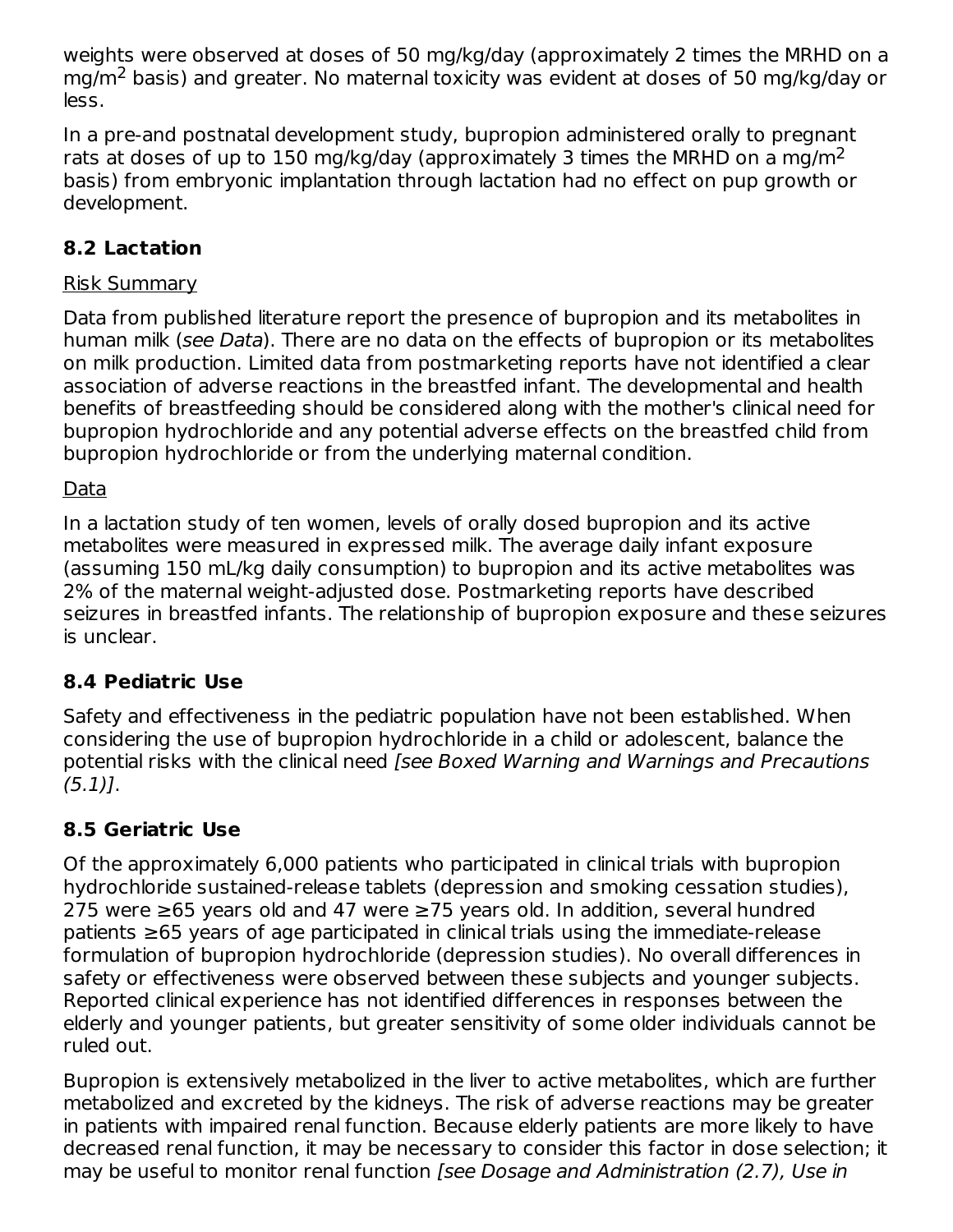weights were observed at doses of 50 mg/kg/day (approximately 2 times the MRHD on a $mg/m^2$ basis) and greater. No maternal toxicity was evident at doses of 50 mg/kg/day or less.

In a pre-and postnatal development study, bupropion administered orally to pregnant rats at doses of up to 150 mg/kg/day (approximately 3 times the MRHD on a $mg/m^2$ basis) from embryonic implantation through lactation had no effect on pup growth or development.

### 8.2 Lactation

Risk Summary

Data from published literature report the presence of bupropion and its metabolites in human milk (*see Data*). There are no data on the effects of bupropion or its metabolites on milk production. Limited data from postmarketing reports have not identified a clear association of adverse reactions in the breastfed infant. The developmental and health benefits of breastfeeding should be considered along with the mother's clinical need for bupropion hydrochloride and any potential adverse effects on the breastfed child from bupropion hydrochloride or from the underlying maternal condition.

Data

In a lactation study of ten women, levels of orally dosed bupropion and its active metabolites were measured in expressed milk. The average daily infant exposure (assuming 150 mL/kg daily consumption) to bupropion and its active metabolites was 2% of the maternal weight-adjusted dose. Postmarketing reports have described seizures in breastfed infants. The relationship of bupropion exposure and these seizures is unclear.

### 8.4 Pediatric Use

Safety and effectiveness in the pediatric population have not been established. When considering the use of bupropion hydrochloride in a child or adolescent, balance the potential risks with the clinical need *[see Boxed Warning and Warnings and Precautions (5.1)]*.

### 8.5 Geriatric Use

Of the approximately 6,000 patients who participated in clinical trials with bupropion hydrochloride sustained-release tablets (depression and smoking cessation studies), 275 were ≥65 years old and 47 were ≥75 years old. In addition, several hundred patients ≥65 years of age participated in clinical trials using the immediate-release formulation of bupropion hydrochloride (depression studies). No overall differences in safety or effectiveness were observed between these subjects and younger subjects. Reported clinical experience has not identified differences in responses between the elderly and younger patients, but greater sensitivity of some older individuals cannot be ruled out.

Bupropion is extensively metabolized in the liver to active metabolites, which are further metabolized and excreted by the kidneys. The risk of adverse reactions may be greater in patients with impaired renal function. Because elderly patients are more likely to have decreased renal function, it may be necessary to consider this factor in dose selection; it may be useful to monitor renal function *[see Dosage and Administration (2.7), Use in*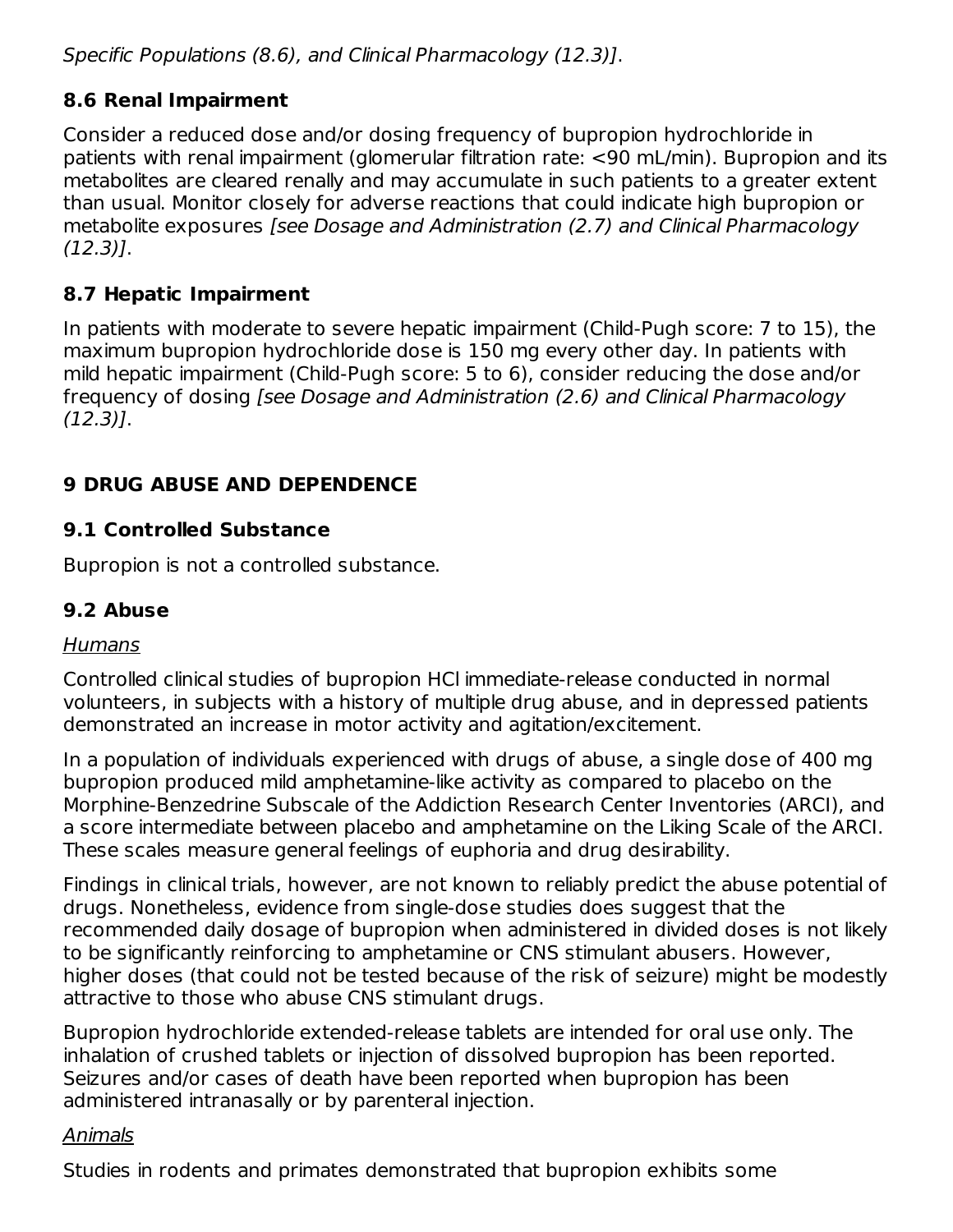*Specific Populations (8.6), and Clinical Pharmacology (12.3)]*.

### 8.6 Renal Impairment

Consider a reduced dose and/or dosing frequency of bupropion hydrochloride in patients with renal impairment (glomerular filtration rate: <90 mL/min). Bupropion and its metabolites are cleared renally and may accumulate in such patients to a greater extent than usual. Monitor closely for adverse reactions that could indicate high bupropion or metabolite exposures *[see Dosage and Administration (2.7) and Clinical Pharmacology (12.3)]*.

### 8.7 Hepatic Impairment

In patients with moderate to severe hepatic impairment (Child-Pugh score: 7 to 15), the maximum bupropion hydrochloride dose is 150 mg every other day. In patients with mild hepatic impairment (Child-Pugh score: 5 to 6), consider reducing the dose and/or frequency of dosing *[see Dosage and Administration (2.6) and Clinical Pharmacology (12.3)]*.

## 9 DRUG ABUSE AND DEPENDENCE

### 9.1 Controlled Substance

Bupropion is not a controlled substance.

### 9.2 Abuse

Humans

Controlled clinical studies of bupropion HCl immediate-release conducted in normal volunteers, in subjects with a history of multiple drug abuse, and in depressed patients demonstrated an increase in motor activity and agitation/excitement.

In a population of individuals experienced with drugs of abuse, a single dose of 400 mg bupropion produced mild amphetamine-like activity as compared to placebo on the Morphine-Benzedrine Subscale of the Addiction Research Center Inventories (ARCI), and a score intermediate between placebo and amphetamine on the Liking Scale of the ARCI. These scales measure general feelings of euphoria and drug desirability.

Findings in clinical trials, however, are not known to reliably predict the abuse potential of drugs. Nonetheless, evidence from single-dose studies does suggest that the recommended daily dosage of bupropion when administered in divided doses is not likely to be significantly reinforcing to amphetamine or CNS stimulant abusers. However, higher doses (that could not be tested because of the risk of seizure) might be modestly attractive to those who abuse CNS stimulant drugs.

Bupropion hydrochloride extended-release tablets are intended for oral use only. The inhalation of crushed tablets or injection of dissolved bupropion has been reported. Seizures and/or cases of death have been reported when bupropion has been administered intranasally or by parenteral injection.

Animals

Studies in rodents and primates demonstrated that bupropion exhibits some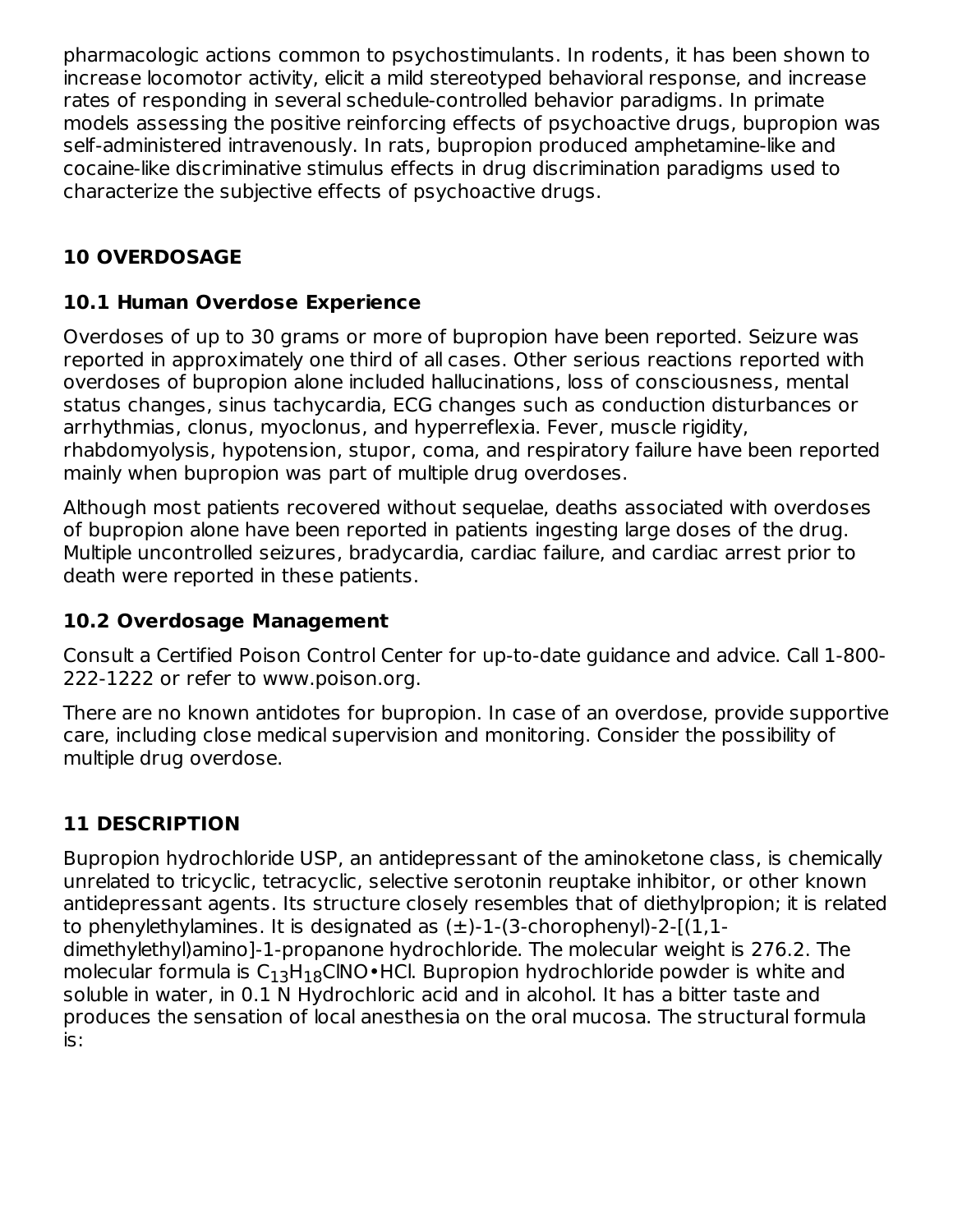pharmacologic actions common to psychostimulants. In rodents, it has been shown to increase locomotor activity, elicit a mild stereotyped behavioral response, and increase rates of responding in several schedule-controlled behavior paradigms. In primate models assessing the positive reinforcing effects of psychoactive drugs, bupropion was self-administered intravenously. In rats, bupropion produced amphetamine-like and cocaine-like discriminative stimulus effects in drug discrimination paradigms used to characterize the subjective effects of psychoactive drugs.

## 10 OVERDOSAGE

### 10.1 Human Overdose Experience

Overdoses of up to 30 grams or more of bupropion have been reported. Seizure was reported in approximately one third of all cases. Other serious reactions reported with overdoses of bupropion alone included hallucinations, loss of consciousness, mental status changes, sinus tachycardia, ECG changes such as conduction disturbances or arrhythmias, clonus, myoclonus, and hyperreflexia. Fever, muscle rigidity, rhabdomyolysis, hypotension, stupor, coma, and respiratory failure have been reported mainly when bupropion was part of multiple drug overdoses.

Although most patients recovered without sequelae, deaths associated with overdoses of bupropion alone have been reported in patients ingesting large doses of the drug. Multiple uncontrolled seizures, bradycardia, cardiac failure, and cardiac arrest prior to death were reported in these patients.

### 10.2 Overdosage Management

Consult a Certified Poison Control Center for up-to-date guidance and advice. Call 1-800-222-1222 or refer to www.poison.org.

There are no known antidotes for bupropion. In case of an overdose, provide supportive care, including close medical supervision and monitoring. Consider the possibility of multiple drug overdose.

## 11 DESCRIPTION

Bupropion hydrochloride USP, an antidepressant of the aminoketone class, is chemically unrelated to tricyclic, tetracyclic, selective serotonin reuptake inhibitor, or other known antidepressant agents. Its structure closely resembles that of diethylpropion; it is related to phenylethylamines. It is designated as (±)-1-(3-chorophenyl)-2-[(1,1-dimethylethyl)amino]-1-propanone hydrochloride. The molecular weight is 276.2. The molecular formula is $C_{13}H_{18}ClNO$•HCl. Bupropion hydrochloride powder is white and soluble in water, in 0.1 N Hydrochloric acid and in alcohol. It has a bitter taste and produces the sensation of local anesthesia on the oral mucosa. The structural formula is: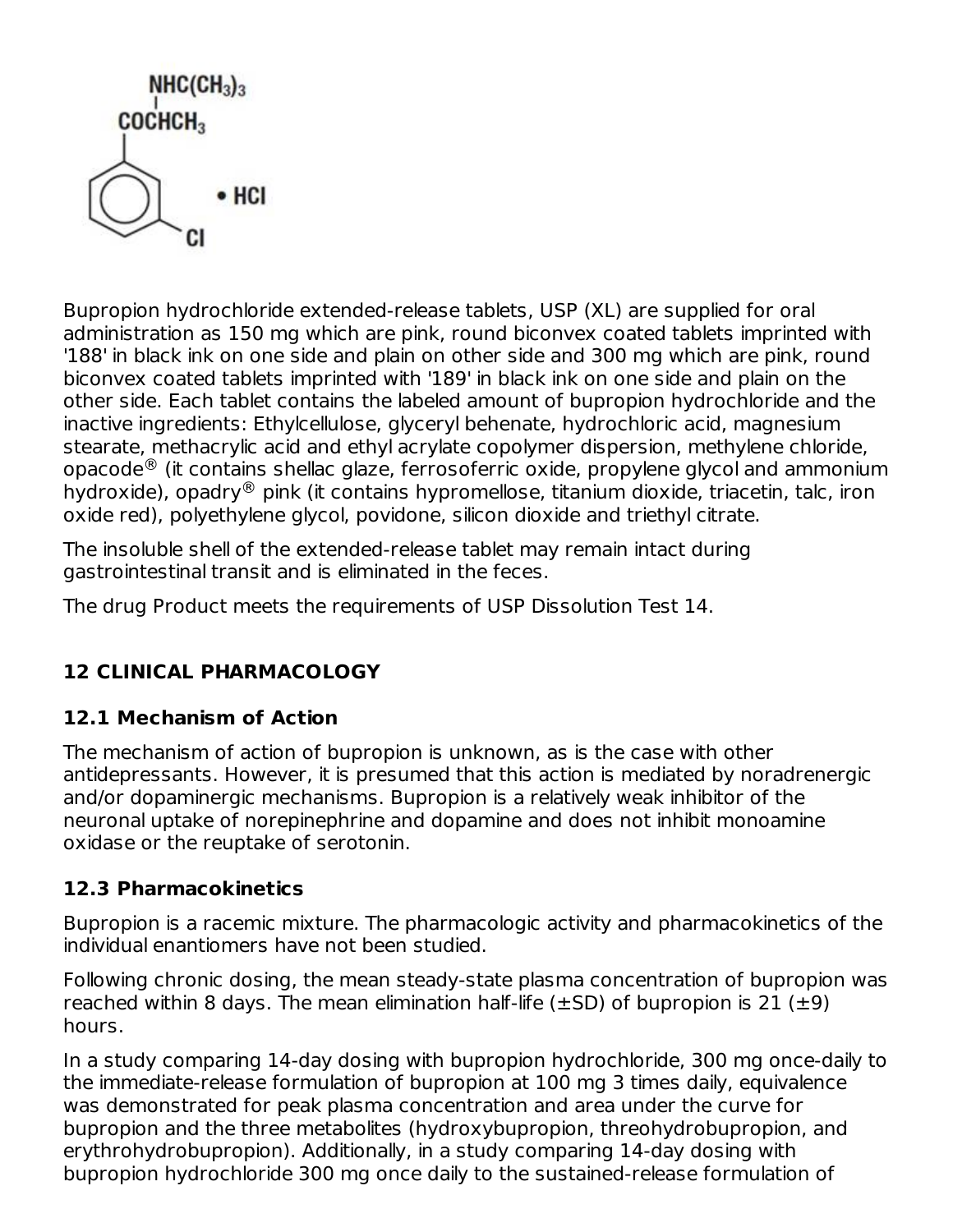Bupropion hydrochloride extended-release tablets, USP (XL) are supplied for oral administration as 150 mg which are pink, round biconvex coated tablets imprinted with '188' in black ink on one side and plain on other side and 300 mg which are pink, round biconvex coated tablets imprinted with '189' in black ink on one side and plain on the other side. Each tablet contains the labeled amount of bupropion hydrochloride and the inactive ingredients: Ethylcellulose, glyceryl behenate, hydrochloric acid, magnesium stearate, methacrylic acid and ethyl acrylate copolymer dispersion, methylene chloride, opacode® (it contains shellac glaze, ferrosoferric oxide, propylene glycol and ammonium hydroxide), opadry® pink (it contains hypromellose, titanium dioxide, triacetin, talc, iron oxide red), polyethylene glycol, povidone, silicon dioxide and triethyl citrate.

The insoluble shell of the extended-release tablet may remain intact during gastrointestinal transit and is eliminated in the feces.

The drug Product meets the requirements of USP Dissolution Test 14.

## 12 CLINICAL PHARMACOLOGY

### 12.1 Mechanism of Action

The mechanism of action of bupropion is unknown, as is the case with other antidepressants. However, it is presumed that this action is mediated by noradrenergic and/or dopaminergic mechanisms. Bupropion is a relatively weak inhibitor of the neuronal uptake of norepinephrine and dopamine and does not inhibit monoamine oxidase or the reuptake of serotonin.

### 12.3 Pharmacokinetics

Bupropion is a racemic mixture. The pharmacologic activity and pharmacokinetics of the individual enantiomers have not been studied.

Following chronic dosing, the mean steady-state plasma concentration of bupropion was reached within 8 days. The mean elimination half-life (±SD) of bupropion is 21 (±9) hours.

In a study comparing 14-day dosing with bupropion hydrochloride, 300 mg once-daily to the immediate-release formulation of bupropion at 100 mg 3 times daily, equivalence was demonstrated for peak plasma concentration and area under the curve for bupropion and the three metabolites (hydroxybupropion, threohydrobupropion, and erythrohydrobupropion). Additionally, in a study comparing 14-day dosing with bupropion hydrochloride 300 mg once daily to the sustained-release formulation of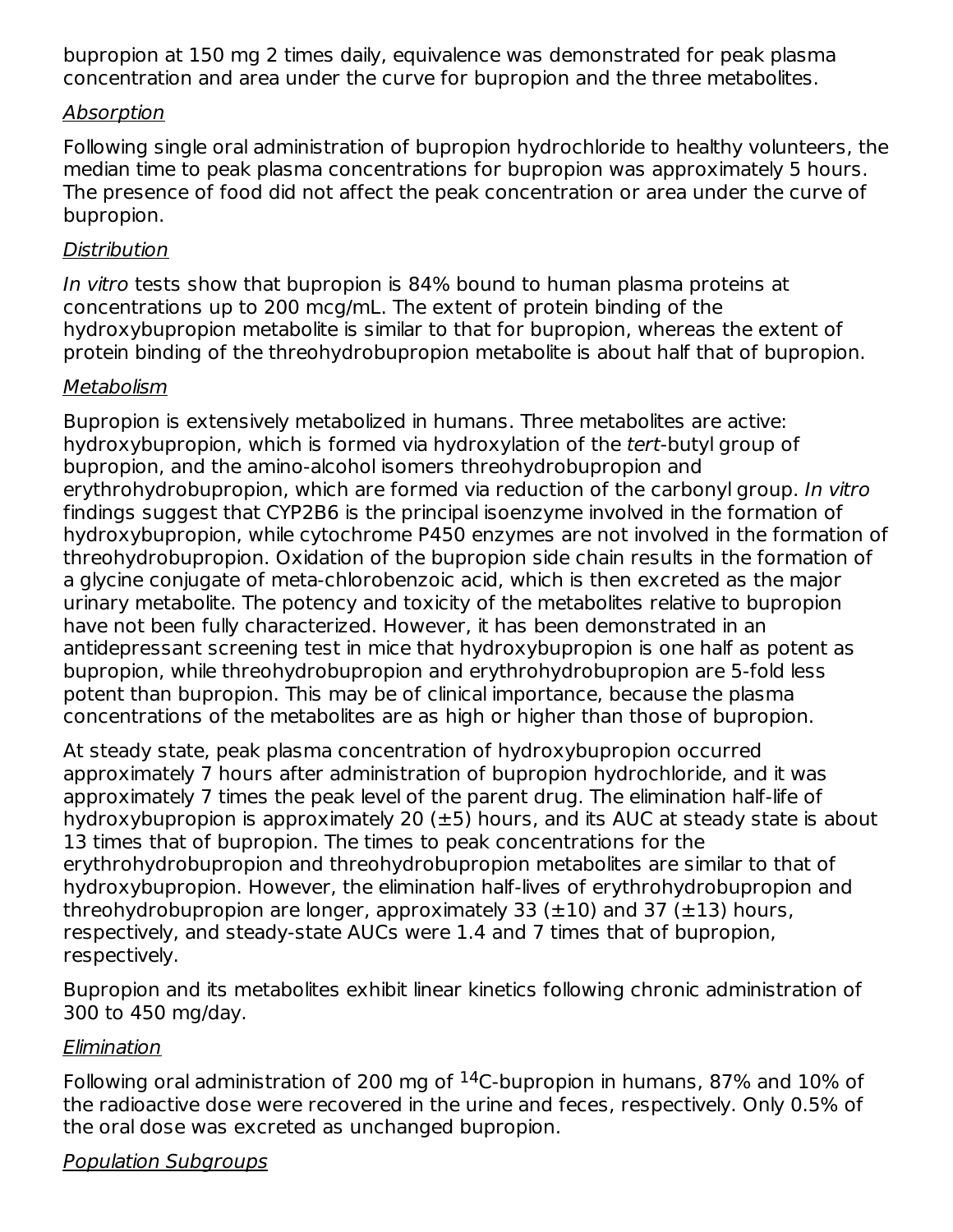bupropion at 150 mg 2 times daily, equivalence was demonstrated for peak plasma concentration and area under the curve for bupropion and the three metabolites.

_Absorption_

Following single oral administration of bupropion hydrochloride to healthy volunteers, the median time to peak plasma concentrations for bupropion was approximately 5 hours. The presence of food did not affect the peak concentration or area under the curve of bupropion.

_Distribution_

*In vitro* tests show that bupropion is 84% bound to human plasma proteins at concentrations up to 200 mcg/mL. The extent of protein binding of the hydroxybupropion metabolite is similar to that for bupropion, whereas the extent of protein binding of the threohydrobupropion metabolite is about half that of bupropion.

_Metabolism_

Bupropion is extensively metabolized in humans. Three metabolites are active: hydroxybupropion, which is formed via hydroxylation of the *tert*-butyl group of bupropion, and the amino-alcohol isomers threohydrobupropion and erythrohydrobupropion, which are formed via reduction of the carbonyl group. *In vitro* findings suggest that CYP2B6 is the principal isoenzyme involved in the formation of hydroxybupropion, while cytochrome P450 enzymes are not involved in the formation of threohydrobupropion. Oxidation of the bupropion side chain results in the formation of a glycine conjugate of meta-chlorobenzoic acid, which is then excreted as the major urinary metabolite. The potency and toxicity of the metabolites relative to bupropion have not been fully characterized. However, it has been demonstrated in an antidepressant screening test in mice that hydroxybupropion is one half as potent as bupropion, while threohydrobupropion and erythrohydrobupropion are 5-fold less potent than bupropion. This may be of clinical importance, because the plasma concentrations of the metabolites are as high or higher than those of bupropion.

At steady state, peak plasma concentration of hydroxybupropion occurred approximately 7 hours after administration of bupropion hydrochloride, and it was approximately 7 times the peak level of the parent drug. The elimination half-life of hydroxybupropion is approximately 20 (±5) hours, and its AUC at steady state is about 13 times that of bupropion. The times to peak concentrations for the erythrohydrobupropion and threohydrobupropion metabolites are similar to that of hydroxybupropion. However, the elimination half-lives of erythrohydrobupropion and threohydrobupropion are longer, approximately 33 (±10) and 37 (±13) hours, respectively, and steady-state AUCs were 1.4 and 7 times that of bupropion, respectively.

Bupropion and its metabolites exhibit linear kinetics following chronic administration of 300 to 450 mg/day.

_Elimination_

Following oral administration of 200 mg of $^{14}$C-bupropion in humans, 87% and 10% of the radioactive dose were recovered in the urine and feces, respectively. Only 0.5% of the oral dose was excreted as unchanged bupropion.

_Population Subgroups_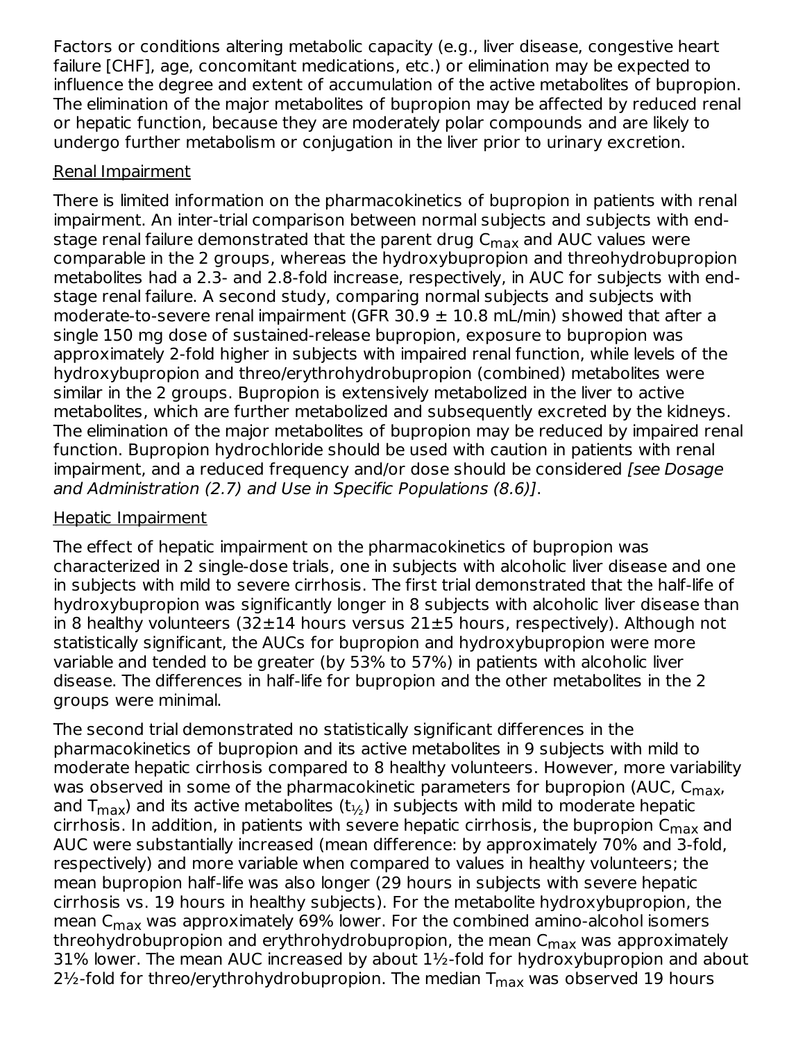Factors or conditions altering metabolic capacity (e.g., liver disease, congestive heart failure [CHF], age, concomitant medications, etc.) or elimination may be expected to influence the degree and extent of accumulation of the active metabolites of bupropion. The elimination of the major metabolites of bupropion may be affected by reduced renal or hepatic function, because they are moderately polar compounds and are likely to undergo further metabolism or conjugation in the liver prior to urinary excretion.

Renal Impairment

There is limited information on the pharmacokinetics of bupropion in patients with renal impairment. An inter-trial comparison between normal subjects and subjects with end-stage renal failure demonstrated that the parent drug $C_{max}$ and AUC values were comparable in the 2 groups, whereas the hydroxybupropion and threohydrobupropion metabolites had a 2.3- and 2.8-fold increase, respectively, in AUC for subjects with end-stage renal failure. A second study, comparing normal subjects and subjects with moderate-to-severe renal impairment (GFR 30.9 ± 10.8 mL/min) showed that after a single 150 mg dose of sustained-release bupropion, exposure to bupropion was approximately 2-fold higher in subjects with impaired renal function, while levels of the hydroxybupropion and threo/erythrohydrobupropion (combined) metabolites were similar in the 2 groups. Bupropion is extensively metabolized in the liver to active metabolites, which are further metabolized and subsequently excreted by the kidneys. The elimination of the major metabolites of bupropion may be reduced by impaired renal function. Bupropion hydrochloride should be used with caution in patients with renal impairment, and a reduced frequency and/or dose should be considered *[see Dosage and Administration (2.7) and Use in Specific Populations (8.6)]*.

Hepatic Impairment

The effect of hepatic impairment on the pharmacokinetics of bupropion was characterized in 2 single-dose trials, one in subjects with alcoholic liver disease and one in subjects with mild to severe cirrhosis. The first trial demonstrated that the half-life of hydroxybupropion was significantly longer in 8 subjects with alcoholic liver disease than in 8 healthy volunteers (32±14 hours versus 21±5 hours, respectively). Although not statistically significant, the AUCs for bupropion and hydroxybupropion were more variable and tended to be greater (by 53% to 57%) in patients with alcoholic liver disease. The differences in half-life for bupropion and the other metabolites in the 2 groups were minimal.

The second trial demonstrated no statistically significant differences in the pharmacokinetics of bupropion and its active metabolites in 9 subjects with mild to moderate hepatic cirrhosis compared to 8 healthy volunteers. However, more variability was observed in some of the pharmacokinetic parameters for bupropion (AUC, $C_{max}$, and $T_{max}$) and its active metabolites ($t_{½}$) in subjects with mild to moderate hepatic cirrhosis. In addition, in patients with severe hepatic cirrhosis, the bupropion $C_{max}$ and AUC were substantially increased (mean difference: by approximately 70% and 3-fold, respectively) and more variable when compared to values in healthy volunteers; the mean bupropion half-life was also longer (29 hours in subjects with severe hepatic cirrhosis vs. 19 hours in healthy subjects). For the metabolite hydroxybupropion, the mean $C_{max}$ was approximately 69% lower. For the combined amino-alcohol isomers threohydrobupropion and erythrohydrobupropion, the mean $C_{max}$ was approximately 31% lower. The mean AUC increased by about 1½-fold for hydroxybupropion and about 2½-fold for threo/erythrohydrobupropion. The median $T_{max}$ was observed 19 hours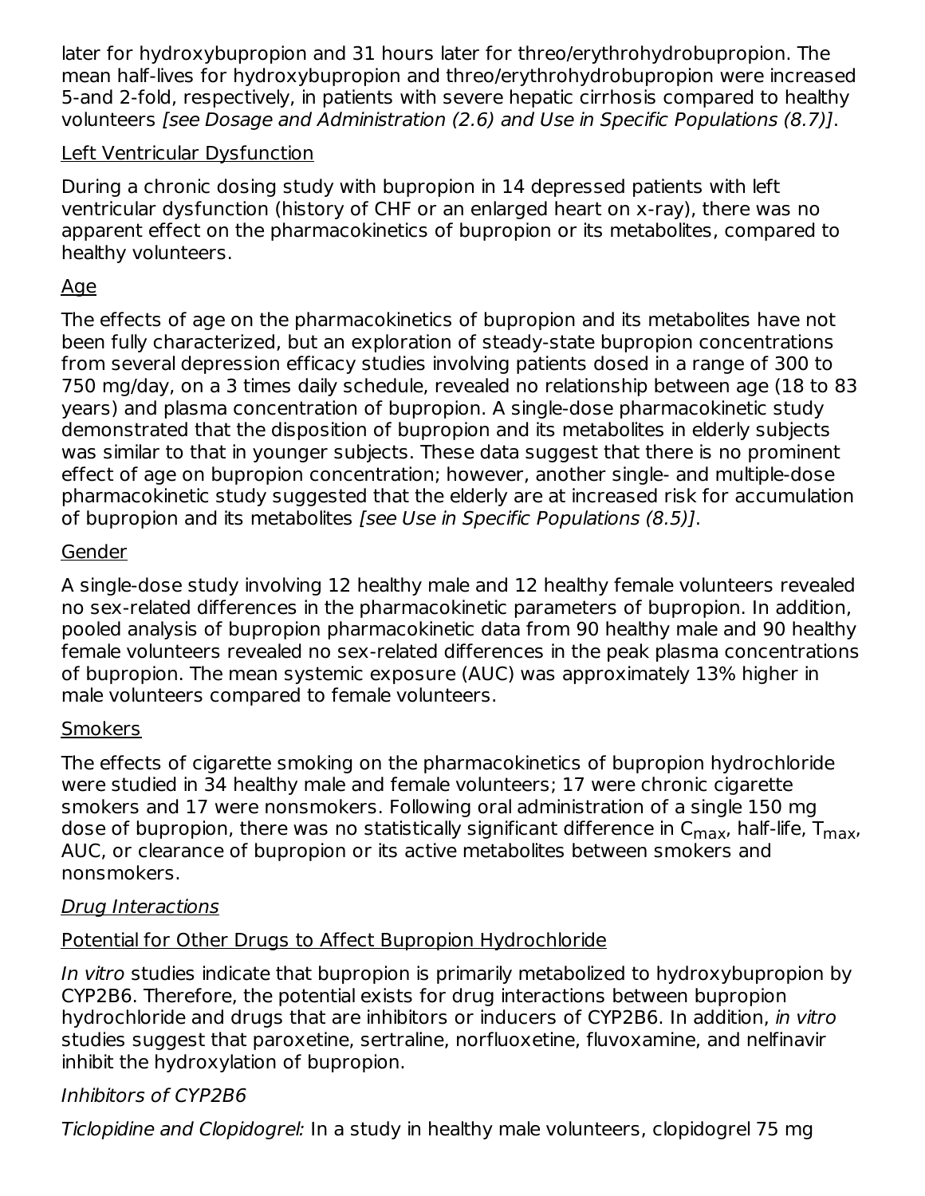later for hydroxybupropion and 31 hours later for threo/erythrohydrobupropion. The mean half-lives for hydroxybupropion and threo/erythrohydrobupropion were increased 5-and 2-fold, respectively, in patients with severe hepatic cirrhosis compared to healthy volunteers *[see Dosage and Administration (2.6) and Use in Specific Populations (8.7)]*.

Left Ventricular Dysfunction

During a chronic dosing study with bupropion in 14 depressed patients with left ventricular dysfunction (history of CHF or an enlarged heart on x-ray), there was no apparent effect on the pharmacokinetics of bupropion or its metabolites, compared to healthy volunteers.

Age

The effects of age on the pharmacokinetics of bupropion and its metabolites have not been fully characterized, but an exploration of steady-state bupropion concentrations from several depression efficacy studies involving patients dosed in a range of 300 to 750 mg/day, on a 3 times daily schedule, revealed no relationship between age (18 to 83 years) and plasma concentration of bupropion. A single-dose pharmacokinetic study demonstrated that the disposition of bupropion and its metabolites in elderly subjects was similar to that in younger subjects. These data suggest that there is no prominent effect of age on bupropion concentration; however, another single- and multiple-dose pharmacokinetic study suggested that the elderly are at increased risk for accumulation of bupropion and its metabolites *[see Use in Specific Populations (8.5)]*.

Gender

A single-dose study involving 12 healthy male and 12 healthy female volunteers revealed no sex-related differences in the pharmacokinetic parameters of bupropion. In addition, pooled analysis of bupropion pharmacokinetic data from 90 healthy male and 90 healthy female volunteers revealed no sex-related differences in the peak plasma concentrations of bupropion. The mean systemic exposure (AUC) was approximately 13% higher in male volunteers compared to female volunteers.

Smokers

The effects of cigarette smoking on the pharmacokinetics of bupropion hydrochloride were studied in 34 healthy male and female volunteers; 17 were chronic cigarette smokers and 17 were nonsmokers. Following oral administration of a single 150 mg dose of bupropion, there was no statistically significant difference in $C_{max}$, half-life, $T_{max}$, AUC, or clearance of bupropion or its active metabolites between smokers and nonsmokers.

*Drug Interactions*

Potential for Other Drugs to Affect Bupropion Hydrochloride

*In vitro* studies indicate that bupropion is primarily metabolized to hydroxybupropion by CYP2B6. Therefore, the potential exists for drug interactions between bupropion hydrochloride and drugs that are inhibitors or inducers of CYP2B6. In addition, *in vitro* studies suggest that paroxetine, sertraline, norfluoxetine, fluvoxamine, and nelfinavir inhibit the hydroxylation of bupropion.

*Inhibitors of CYP2B6*

*Ticlopidine and Clopidogrel:* In a study in healthy male volunteers, clopidogrel 75 mg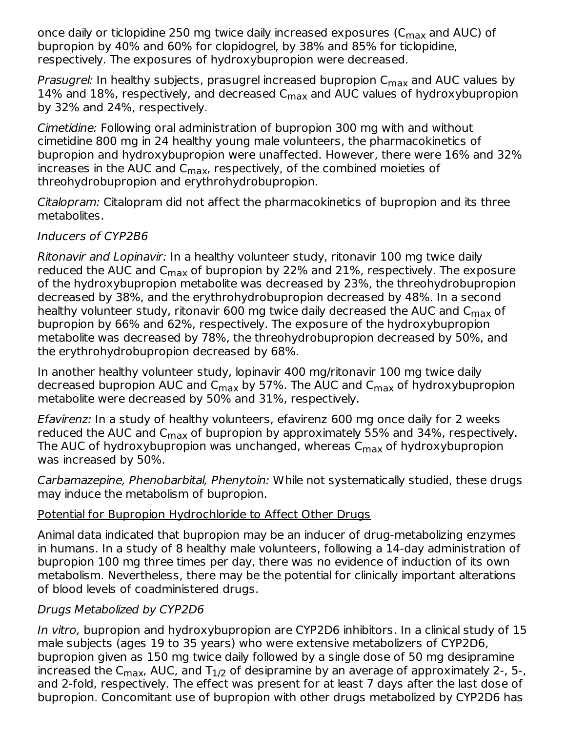once daily or ticlopidine 250 mg twice daily increased exposures ($C_{max}$ and AUC) of bupropion by 40% and 60% for clopidogrel, by 38% and 85% for ticlopidine, respectively. The exposures of hydroxybupropion were decreased.

*Prasugrel:* In healthy subjects, prasugrel increased bupropion $C_{max}$ and AUC values by 14% and 18%, respectively, and decreased $C_{max}$ and AUC values of hydroxybupropion by 32% and 24%, respectively.

*Cimetidine:* Following oral administration of bupropion 300 mg with and without cimetidine 800 mg in 24 healthy young male volunteers, the pharmacokinetics of bupropion and hydroxybupropion were unaffected. However, there were 16% and 32% increases in the AUC and $C_{max}$, respectively, of the combined moieties of threohydrobupropion and erythrohydrobupropion.

*Citalopram:* Citalopram did not affect the pharmacokinetics of bupropion and its three metabolites.

*Inducers of CYP2B6*

*Ritonavir and Lopinavir:* In a healthy volunteer study, ritonavir 100 mg twice daily reduced the AUC and $C_{max}$ of bupropion by 22% and 21%, respectively. The exposure of the hydroxybupropion metabolite was decreased by 23%, the threohydrobupropion decreased by 38%, and the erythrohydrobupropion decreased by 48%. In a second healthy volunteer study, ritonavir 600 mg twice daily decreased the AUC and $C_{max}$ of bupropion by 66% and 62%, respectively. The exposure of the hydroxybupropion metabolite was decreased by 78%, the threohydrobupropion decreased by 50%, and the erythrohydrobupropion decreased by 68%.

In another healthy volunteer study, lopinavir 400 mg/ritonavir 100 mg twice daily decreased bupropion AUC and $C_{max}$ by 57%. The AUC and $C_{max}$ of hydroxybupropion metabolite were decreased by 50% and 31%, respectively.

*Efavirenz:* In a study of healthy volunteers, efavirenz 600 mg once daily for 2 weeks reduced the AUC and $C_{max}$ of bupropion by approximately 55% and 34%, respectively. The AUC of hydroxybupropion was unchanged, whereas $C_{max}$ of hydroxybupropion was increased by 50%.

*Carbamazepine, Phenobarbital, Phenytoin:* While not systematically studied, these drugs may induce the metabolism of bupropion.

Potential for Bupropion Hydrochloride to Affect Other Drugs

Animal data indicated that bupropion may be an inducer of drug-metabolizing enzymes in humans. In a study of 8 healthy male volunteers, following a 14-day administration of bupropion 100 mg three times per day, there was no evidence of induction of its own metabolism. Nevertheless, there may be the potential for clinically important alterations of blood levels of coadministered drugs.

*Drugs Metabolized by CYP2D6*

*In vitro,* bupropion and hydroxybupropion are CYP2D6 inhibitors. In a clinical study of 15 male subjects (ages 19 to 35 years) who were extensive metabolizers of CYP2D6, bupropion given as 150 mg twice daily followed by a single dose of 50 mg desipramine increased the $C_{max}$, AUC, and $T_{1/2}$ of desipramine by an average of approximately 2-, 5-, and 2-fold, respectively. The effect was present for at least 7 days after the last dose of bupropion. Concomitant use of bupropion with other drugs metabolized by CYP2D6 has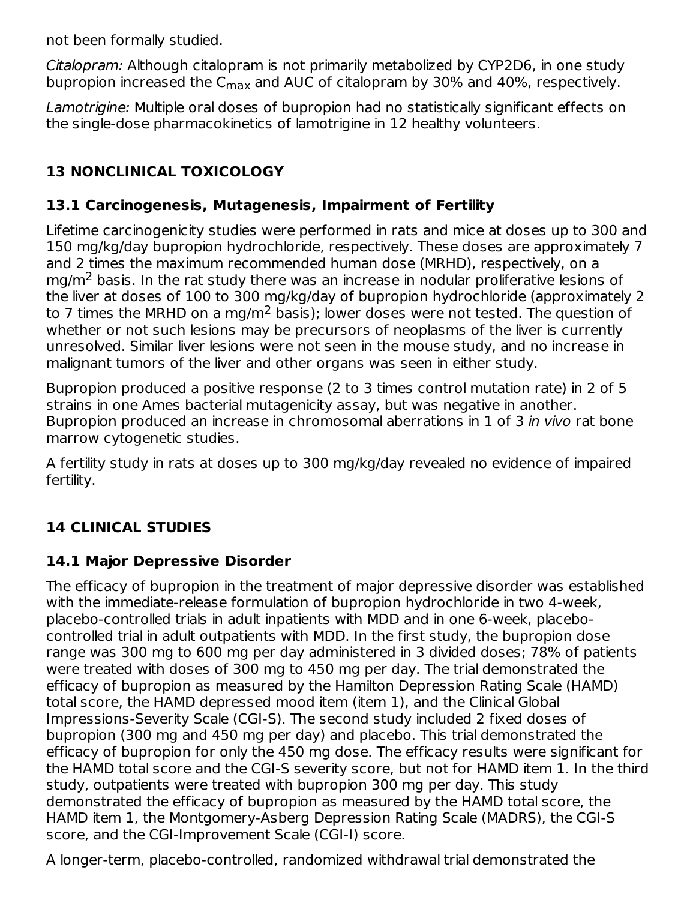not been formally studied.

*Citalopram:* Although citalopram is not primarily metabolized by CYP2D6, in one study bupropion increased the $C_{max}$ and AUC of citalopram by 30% and 40%, respectively.

*Lamotrigine:* Multiple oral doses of bupropion had no statistically significant effects on the single-dose pharmacokinetics of lamotrigine in 12 healthy volunteers.

## 13 NONCLINICAL TOXICOLOGY

### 13.1 Carcinogenesis, Mutagenesis, Impairment of Fertility

Lifetime carcinogenicity studies were performed in rats and mice at doses up to 300 and 150 mg/kg/day bupropion hydrochloride, respectively. These doses are approximately 7 and 2 times the maximum recommended human dose (MRHD), respectively, on a mg/$m^2$ basis. In the rat study there was an increase in nodular proliferative lesions of the liver at doses of 100 to 300 mg/kg/day of bupropion hydrochloride (approximately 2 to 7 times the MRHD on a mg/$m^2$ basis); lower doses were not tested. The question of whether or not such lesions may be precursors of neoplasms of the liver is currently unresolved. Similar liver lesions were not seen in the mouse study, and no increase in malignant tumors of the liver and other organs was seen in either study.

Bupropion produced a positive response (2 to 3 times control mutation rate) in 2 of 5 strains in one Ames bacterial mutagenicity assay, but was negative in another. Bupropion produced an increase in chromosomal aberrations in 1 of 3 *in vivo* rat bone marrow cytogenetic studies.

A fertility study in rats at doses up to 300 mg/kg/day revealed no evidence of impaired fertility.

## 14 CLINICAL STUDIES

### 14.1 Major Depressive Disorder

The efficacy of bupropion in the treatment of major depressive disorder was established with the immediate-release formulation of bupropion hydrochloride in two 4-week, placebo-controlled trials in adult inpatients with MDD and in one 6-week, placebo-controlled trial in adult outpatients with MDD. In the first study, the bupropion dose range was 300 mg to 600 mg per day administered in 3 divided doses; 78% of patients were treated with doses of 300 mg to 450 mg per day. The trial demonstrated the efficacy of bupropion as measured by the Hamilton Depression Rating Scale (HAMD) total score, the HAMD depressed mood item (item 1), and the Clinical Global Impressions-Severity Scale (CGI-S). The second study included 2 fixed doses of bupropion (300 mg and 450 mg per day) and placebo. This trial demonstrated the efficacy of bupropion for only the 450 mg dose. The efficacy results were significant for the HAMD total score and the CGI-S severity score, but not for HAMD item 1. In the third study, outpatients were treated with bupropion 300 mg per day. This study demonstrated the efficacy of bupropion as measured by the HAMD total score, the HAMD item 1, the Montgomery-Asberg Depression Rating Scale (MADRS), the CGI-S score, and the CGI-Improvement Scale (CGI-I) score.

A longer-term, placebo-controlled, randomized withdrawal trial demonstrated the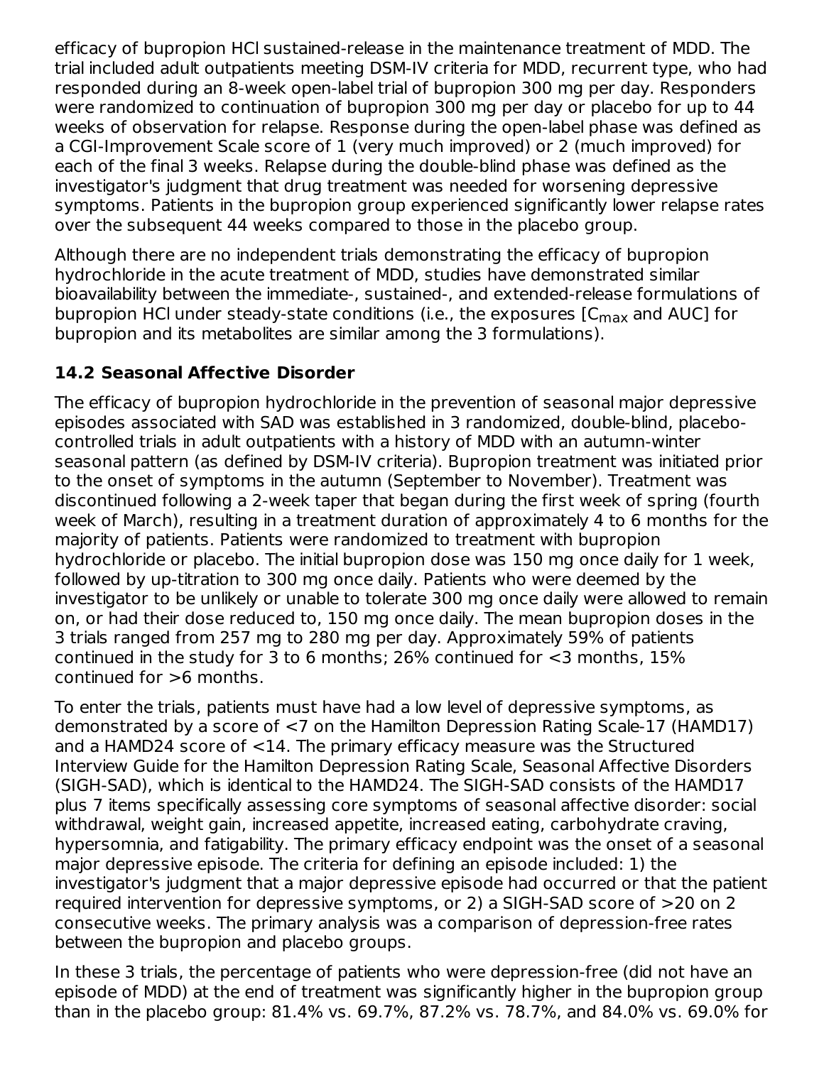efficacy of bupropion HCl sustained-release in the maintenance treatment of MDD. The trial included adult outpatients meeting DSM-IV criteria for MDD, recurrent type, who had responded during an 8-week open-label trial of bupropion 300 mg per day. Responders were randomized to continuation of bupropion 300 mg per day or placebo for up to 44 weeks of observation for relapse. Response during the open-label phase was defined as a CGI-Improvement Scale score of 1 (very much improved) or 2 (much improved) for each of the final 3 weeks. Relapse during the double-blind phase was defined as the investigator's judgment that drug treatment was needed for worsening depressive symptoms. Patients in the bupropion group experienced significantly lower relapse rates over the subsequent 44 weeks compared to those in the placebo group.

Although there are no independent trials demonstrating the efficacy of bupropion hydrochloride in the acute treatment of MDD, studies have demonstrated similar bioavailability between the immediate-, sustained-, and extended-release formulations of bupropion HCl under steady-state conditions (i.e., the exposures [$C_{max}$ and AUC] for bupropion and its metabolites are similar among the 3 formulations).

## 14.2 Seasonal Affective Disorder

The efficacy of bupropion hydrochloride in the prevention of seasonal major depressive episodes associated with SAD was established in 3 randomized, double-blind, placebo-controlled trials in adult outpatients with a history of MDD with an autumn-winter seasonal pattern (as defined by DSM-IV criteria). Bupropion treatment was initiated prior to the onset of symptoms in the autumn (September to November). Treatment was discontinued following a 2-week taper that began during the first week of spring (fourth week of March), resulting in a treatment duration of approximately 4 to 6 months for the majority of patients. Patients were randomized to treatment with bupropion hydrochloride or placebo. The initial bupropion dose was 150 mg once daily for 1 week, followed by up-titration to 300 mg once daily. Patients who were deemed by the investigator to be unlikely or unable to tolerate 300 mg once daily were allowed to remain on, or had their dose reduced to, 150 mg once daily. The mean bupropion doses in the 3 trials ranged from 257 mg to 280 mg per day. Approximately 59% of patients continued in the study for 3 to 6 months; 26% continued for <3 months, 15% continued for >6 months.

To enter the trials, patients must have had a low level of depressive symptoms, as demonstrated by a score of <7 on the Hamilton Depression Rating Scale-17 (HAMD17) and a HAMD24 score of <14. The primary efficacy measure was the Structured Interview Guide for the Hamilton Depression Rating Scale, Seasonal Affective Disorders (SIGH-SAD), which is identical to the HAMD24. The SIGH-SAD consists of the HAMD17 plus 7 items specifically assessing core symptoms of seasonal affective disorder: social withdrawal, weight gain, increased appetite, increased eating, carbohydrate craving, hypersomnia, and fatigability. The primary efficacy endpoint was the onset of a seasonal major depressive episode. The criteria for defining an episode included: 1) the investigator's judgment that a major depressive episode had occurred or that the patient required intervention for depressive symptoms, or 2) a SIGH-SAD score of >20 on 2 consecutive weeks. The primary analysis was a comparison of depression-free rates between the bupropion and placebo groups.

In these 3 trials, the percentage of patients who were depression-free (did not have an episode of MDD) at the end of treatment was significantly higher in the bupropion group than in the placebo group: 81.4% vs. 69.7%, 87.2% vs. 78.7%, and 84.0% vs. 69.0% for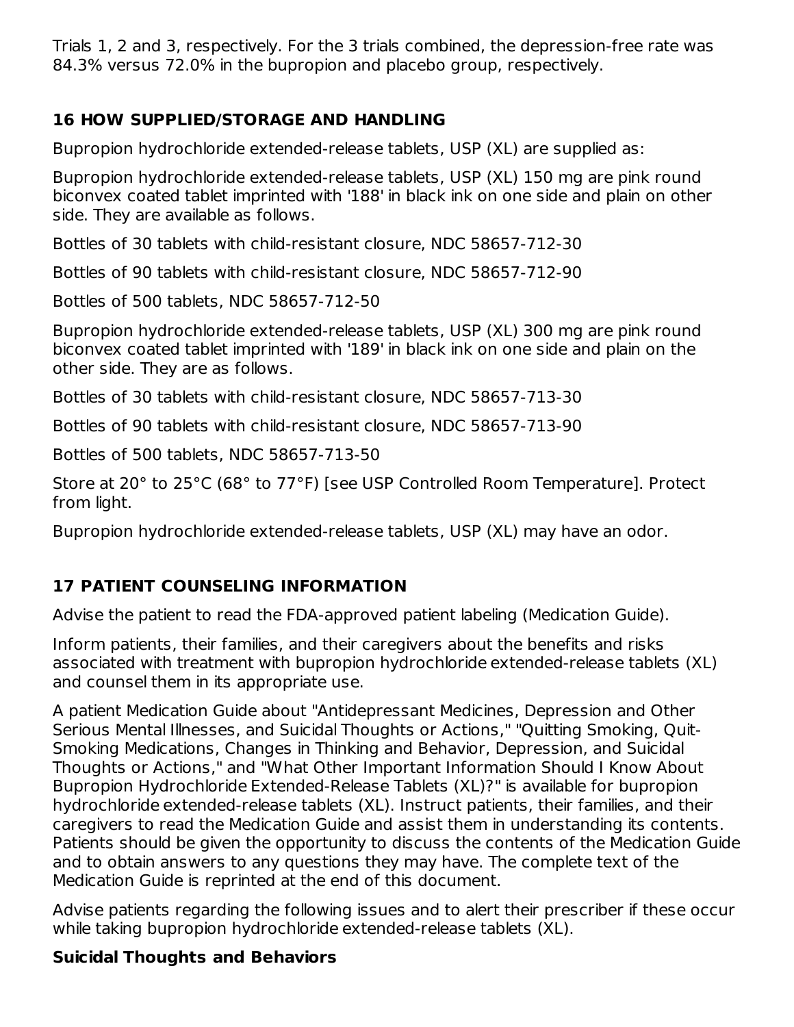Trials 1, 2 and 3, respectively. For the 3 trials combined, the depression-free rate was 84.3% versus 72.0% in the bupropion and placebo group, respectively.

## 16 HOW SUPPLIED/STORAGE AND HANDLING

Bupropion hydrochloride extended-release tablets, USP (XL) are supplied as:

Bupropion hydrochloride extended-release tablets, USP (XL) 150 mg are pink round biconvex coated tablet imprinted with '188' in black ink on one side and plain on other side. They are available as follows.

Bottles of 30 tablets with child-resistant closure, NDC 58657-712-30

Bottles of 90 tablets with child-resistant closure, NDC 58657-712-90

Bottles of 500 tablets, NDC 58657-712-50

Bupropion hydrochloride extended-release tablets, USP (XL) 300 mg are pink round biconvex coated tablet imprinted with '189' in black ink on one side and plain on the other side. They are as follows.

Bottles of 30 tablets with child-resistant closure, NDC 58657-713-30

Bottles of 90 tablets with child-resistant closure, NDC 58657-713-90

Bottles of 500 tablets, NDC 58657-713-50

Store at 20° to 25°C (68° to 77°F) [see USP Controlled Room Temperature]. Protect from light.

Bupropion hydrochloride extended-release tablets, USP (XL) may have an odor.

## 17 PATIENT COUNSELING INFORMATION

Advise the patient to read the FDA-approved patient labeling (Medication Guide).

Inform patients, their families, and their caregivers about the benefits and risks associated with treatment with bupropion hydrochloride extended-release tablets (XL) and counsel them in its appropriate use.

A patient Medication Guide about "Antidepressant Medicines, Depression and Other Serious Mental Illnesses, and Suicidal Thoughts or Actions," "Quitting Smoking, Quit-Smoking Medications, Changes in Thinking and Behavior, Depression, and Suicidal Thoughts or Actions," and "What Other Important Information Should I Know About Bupropion Hydrochloride Extended-Release Tablets (XL)?" is available for bupropion hydrochloride extended-release tablets (XL). Instruct patients, their families, and their caregivers to read the Medication Guide and assist them in understanding its contents. Patients should be given the opportunity to discuss the contents of the Medication Guide and to obtain answers to any questions they may have. The complete text of the Medication Guide is reprinted at the end of this document.

Advise patients regarding the following issues and to alert their prescriber if these occur while taking bupropion hydrochloride extended-release tablets (XL).

**Suicidal Thoughts and Behaviors**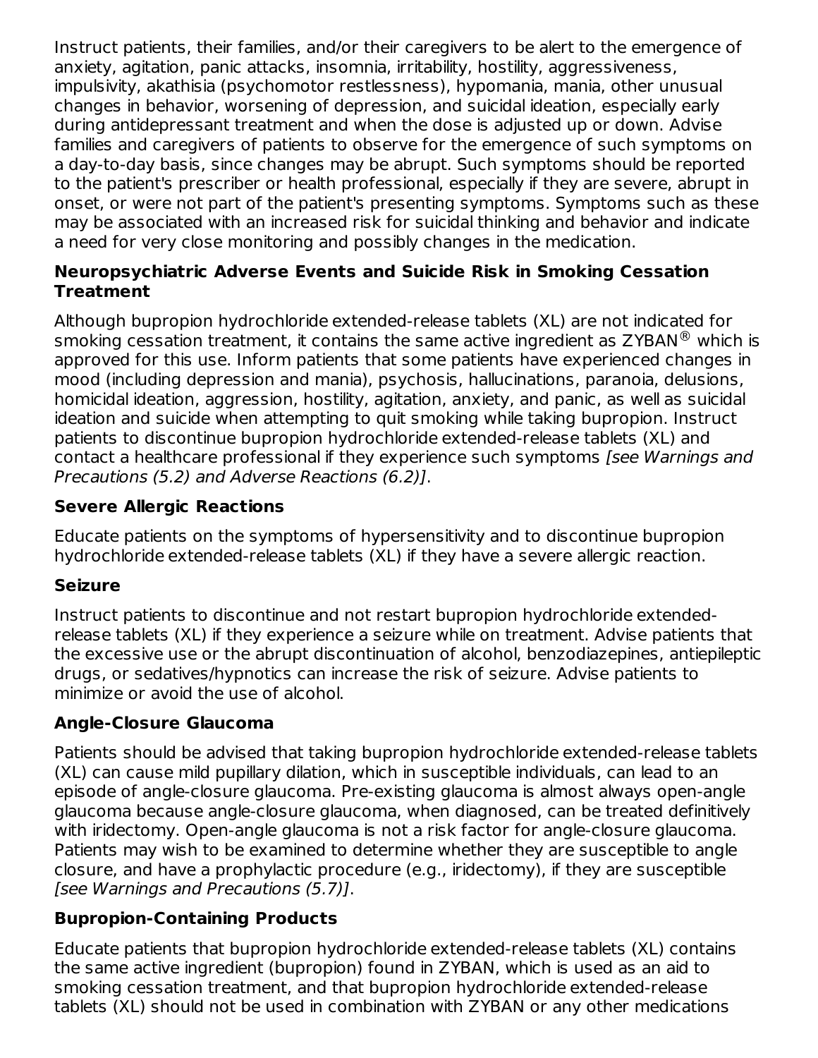Instruct patients, their families, and/or their caregivers to be alert to the emergence of anxiety, agitation, panic attacks, insomnia, irritability, hostility, aggressiveness, impulsivity, akathisia (psychomotor restlessness), hypomania, mania, other unusual changes in behavior, worsening of depression, and suicidal ideation, especially early during antidepressant treatment and when the dose is adjusted up or down. Advise families and caregivers of patients to observe for the emergence of such symptoms on a day-to-day basis, since changes may be abrupt. Such symptoms should be reported to the patient's prescriber or health professional, especially if they are severe, abrupt in onset, or were not part of the patient's presenting symptoms. Symptoms such as these may be associated with an increased risk for suicidal thinking and behavior and indicate a need for very close monitoring and possibly changes in the medication.

**Neuropsychiatric Adverse Events and Suicide Risk in Smoking Cessation Treatment**

Although bupropion hydrochloride extended-release tablets (XL) are not indicated for smoking cessation treatment, it contains the same active ingredient as ZYBAN® which is approved for this use. Inform patients that some patients have experienced changes in mood (including depression and mania), psychosis, hallucinations, paranoia, delusions, homicidal ideation, aggression, hostility, agitation, anxiety, and panic, as well as suicidal ideation and suicide when attempting to quit smoking while taking bupropion. Instruct patients to discontinue bupropion hydrochloride extended-release tablets (XL) and contact a healthcare professional if they experience such symptoms *[see Warnings and Precautions (5.2) and Adverse Reactions (6.2)]*.

**Severe Allergic Reactions**

Educate patients on the symptoms of hypersensitivity and to discontinue bupropion hydrochloride extended-release tablets (XL) if they have a severe allergic reaction.

**Seizure**

Instruct patients to discontinue and not restart bupropion hydrochloride extended-release tablets (XL) if they experience a seizure while on treatment. Advise patients that the excessive use or the abrupt discontinuation of alcohol, benzodiazepines, antiepileptic drugs, or sedatives/hypnotics can increase the risk of seizure. Advise patients to minimize or avoid the use of alcohol.

**Angle-Closure Glaucoma**

Patients should be advised that taking bupropion hydrochloride extended-release tablets (XL) can cause mild pupillary dilation, which in susceptible individuals, can lead to an episode of angle-closure glaucoma. Pre-existing glaucoma is almost always open-angle glaucoma because angle-closure glaucoma, when diagnosed, can be treated definitively with iridectomy. Open-angle glaucoma is not a risk factor for angle-closure glaucoma. Patients may wish to be examined to determine whether they are susceptible to angle closure, and have a prophylactic procedure (e.g., iridectomy), if they are susceptible *[see Warnings and Precautions (5.7)]*.

**Bupropion-Containing Products**

Educate patients that bupropion hydrochloride extended-release tablets (XL) contains the same active ingredient (bupropion) found in ZYBAN, which is used as an aid to smoking cessation treatment, and that bupropion hydrochloride extended-release tablets (XL) should not be used in combination with ZYBAN or any other medications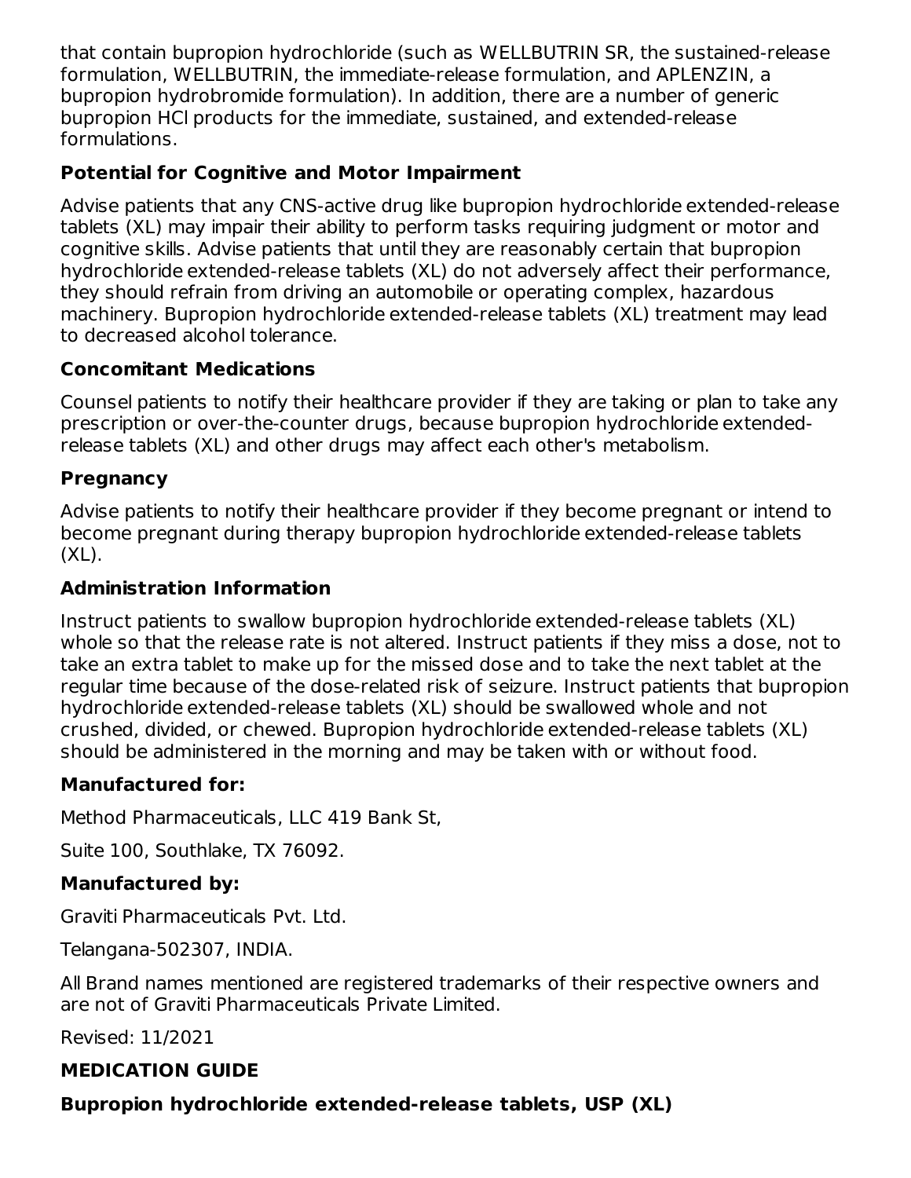that contain bupropion hydrochloride (such as WELLBUTRIN SR, the sustained-release formulation, WELLBUTRIN, the immediate-release formulation, and APLENZIN, a bupropion hydrobromide formulation). In addition, there are a number of generic bupropion HCl products for the immediate, sustained, and extended-release formulations.

### Potential for Cognitive and Motor Impairment

Advise patients that any CNS-active drug like bupropion hydrochloride extended-release tablets (XL) may impair their ability to perform tasks requiring judgment or motor and cognitive skills. Advise patients that until they are reasonably certain that bupropion hydrochloride extended-release tablets (XL) do not adversely affect their performance, they should refrain from driving an automobile or operating complex, hazardous machinery. Bupropion hydrochloride extended-release tablets (XL) treatment may lead to decreased alcohol tolerance.

### Concomitant Medications

Counsel patients to notify their healthcare provider if they are taking or plan to take any prescription or over-the-counter drugs, because bupropion hydrochloride extended-release tablets (XL) and other drugs may affect each other's metabolism.

### Pregnancy

Advise patients to notify their healthcare provider if they become pregnant or intend to become pregnant during therapy bupropion hydrochloride extended-release tablets (XL).

### Administration Information

Instruct patients to swallow bupropion hydrochloride extended-release tablets (XL) whole so that the release rate is not altered. Instruct patients if they miss a dose, not to take an extra tablet to make up for the missed dose and to take the next tablet at the regular time because of the dose-related risk of seizure. Instruct patients that bupropion hydrochloride extended-release tablets (XL) should be swallowed whole and not crushed, divided, or chewed. Bupropion hydrochloride extended-release tablets (XL) should be administered in the morning and may be taken with or without food.

### Manufactured for:

Method Pharmaceuticals, LLC 419 Bank St,

Suite 100, Southlake, TX 76092.

### Manufactured by:

Graviti Pharmaceuticals Pvt. Ltd.

Telangana-502307, INDIA.

All Brand names mentioned are registered trademarks of their respective owners and are not of Graviti Pharmaceuticals Private Limited.

Revised: 11/2021

## MEDICATION GUIDE

### Bupropion hydrochloride extended-release tablets, USP (XL)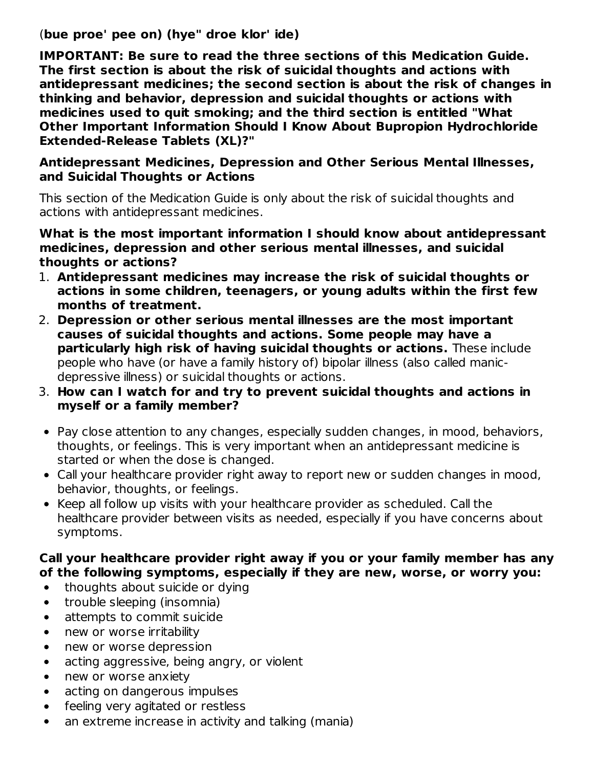(**bue proe' pee on) (hye" droe klor' ide)**

**IMPORTANT: Be sure to read the three sections of this Medication Guide. The first section is about the risk of suicidal thoughts and actions with antidepressant medicines; the second section is about the risk of changes in thinking and behavior, depression and suicidal thoughts or actions with medicines used to quit smoking; and the third section is entitled "What Other Important Information Should I Know About Bupropion Hydrochloride Extended-Release Tablets (XL)?"**

### Antidepressant Medicines, Depression and Other Serious Mental Illnesses, and Suicidal Thoughts or Actions

This section of the Medication Guide is only about the risk of suicidal thoughts and actions with antidepressant medicines.

**What is the most important information I should know about antidepressant medicines, depression and other serious mental illnesses, and suicidal thoughts or actions?**

1. **Antidepressant medicines may increase the risk of suicidal thoughts or actions in some children, teenagers, or young adults within the first few months of treatment.**
2. **Depression or other serious mental illnesses are the most important causes of suicidal thoughts and actions. Some people may have a particularly high risk of having suicidal thoughts or actions.** These include people who have (or have a family history of) bipolar illness (also called manic-depressive illness) or suicidal thoughts or actions.
3. **How can I watch for and try to prevent suicidal thoughts and actions in myself or a family member?**

- Pay close attention to any changes, especially sudden changes, in mood, behaviors, thoughts, or feelings. This is very important when an antidepressant medicine is started or when the dose is changed.
- Call your healthcare provider right away to report new or sudden changes in mood, behavior, thoughts, or feelings.
- Keep all follow up visits with your healthcare provider as scheduled. Call the healthcare provider between visits as needed, especially if you have concerns about symptoms.

**Call your healthcare provider right away if you or your family member has any of the following symptoms, especially if they are new, worse, or worry you:**

- thoughts about suicide or dying
- trouble sleeping (insomnia)
- attempts to commit suicide
- new or worse irritability
- new or worse depression
- acting aggressive, being angry, or violent
- new or worse anxiety
- acting on dangerous impulses
- feeling very agitated or restless
- an extreme increase in activity and talking (mania)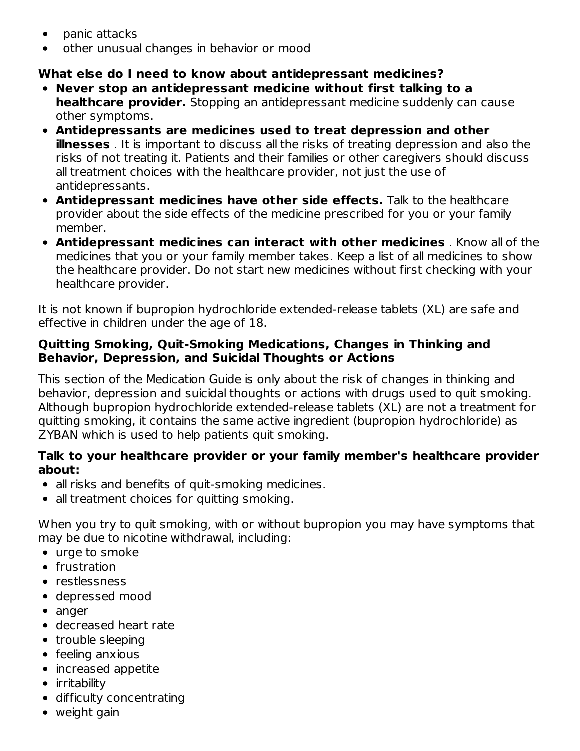- panic attacks
- other unusual changes in behavior or mood

**What else do I need to know about antidepressant medicines?**

- **Never stop an antidepressant medicine without first talking to a healthcare provider.** Stopping an antidepressant medicine suddenly can cause other symptoms.
- **Antidepressants are medicines used to treat depression and other illnesses** . It is important to discuss all the risks of treating depression and also the risks of not treating it. Patients and their families or other caregivers should discuss all treatment choices with the healthcare provider, not just the use of antidepressants.
- **Antidepressant medicines have other side effects.** Talk to the healthcare provider about the side effects of the medicine prescribed for you or your family member.
- **Antidepressant medicines can interact with other medicines** . Know all of the medicines that you or your family member takes. Keep a list of all medicines to show the healthcare provider. Do not start new medicines without first checking with your healthcare provider.

It is not known if bupropion hydrochloride extended-release tablets (XL) are safe and effective in children under the age of 18.

**Quitting Smoking, Quit-Smoking Medications, Changes in Thinking and Behavior, Depression, and Suicidal Thoughts or Actions**

This section of the Medication Guide is only about the risk of changes in thinking and behavior, depression and suicidal thoughts or actions with drugs used to quit smoking. Although bupropion hydrochloride extended-release tablets (XL) are not a treatment for quitting smoking, it contains the same active ingredient (bupropion hydrochloride) as ZYBAN which is used to help patients quit smoking.

**Talk to your healthcare provider or your family member's healthcare provider about:**

- all risks and benefits of quit-smoking medicines.
- all treatment choices for quitting smoking.

When you try to quit smoking, with or without bupropion you may have symptoms that may be due to nicotine withdrawal, including:

- urge to smoke
- frustration
- restlessness
- depressed mood
- anger
- decreased heart rate
- trouble sleeping
- feeling anxious
- increased appetite
- irritability
- difficulty concentrating
- weight gain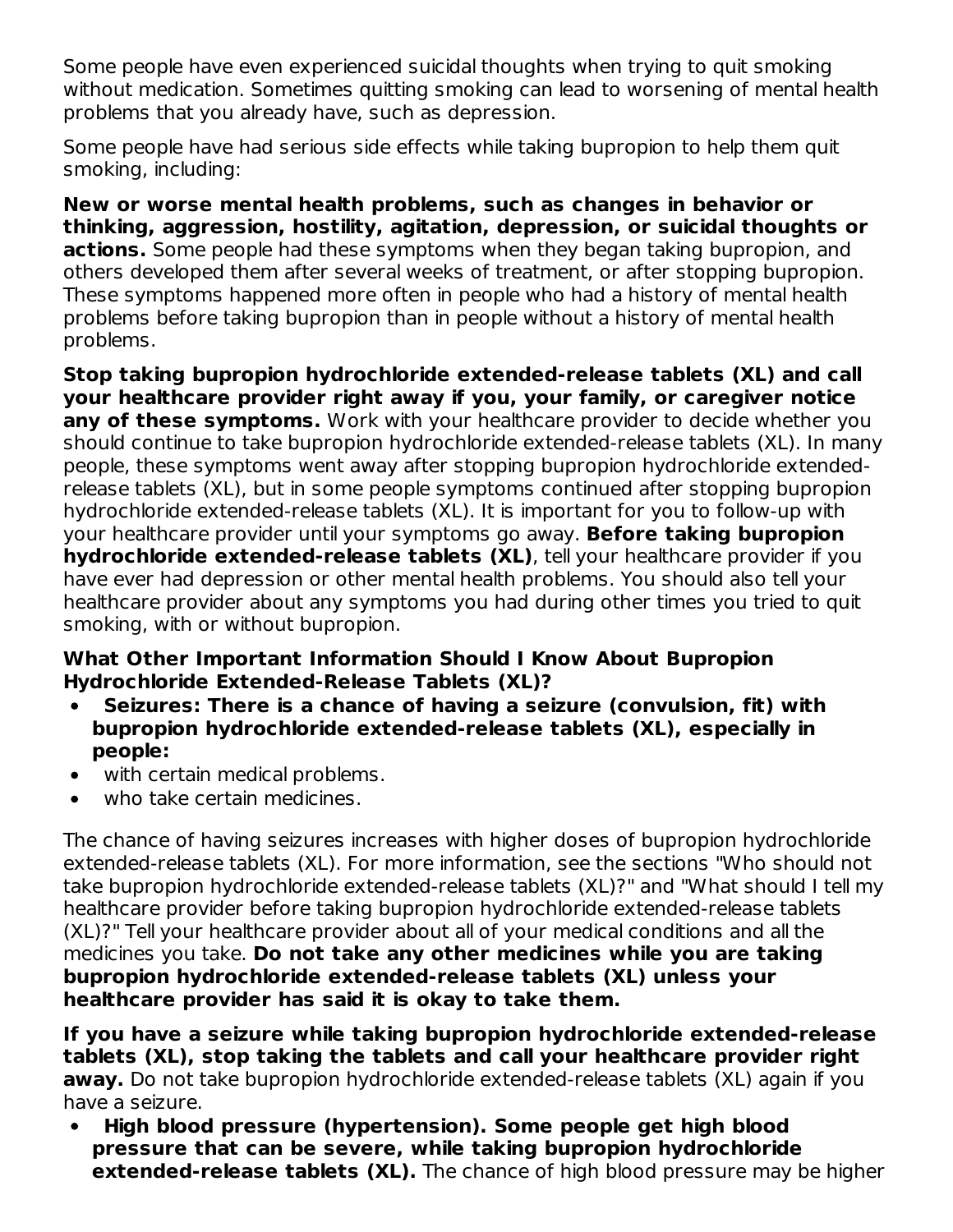Some people have even experienced suicidal thoughts when trying to quit smoking without medication. Sometimes quitting smoking can lead to worsening of mental health problems that you already have, such as depression.

Some people have had serious side effects while taking bupropion to help them quit smoking, including:

**New or worse mental health problems, such as changes in behavior or thinking, aggression, hostility, agitation, depression, or suicidal thoughts or actions.** Some people had these symptoms when they began taking bupropion, and others developed them after several weeks of treatment, or after stopping bupropion. These symptoms happened more often in people who had a history of mental health problems before taking bupropion than in people without a history of mental health problems.

**Stop taking bupropion hydrochloride extended-release tablets (XL) and call your healthcare provider right away if you, your family, or caregiver notice any of these symptoms.** Work with your healthcare provider to decide whether you should continue to take bupropion hydrochloride extended-release tablets (XL). In many people, these symptoms went away after stopping bupropion hydrochloride extended-release tablets (XL), but in some people symptoms continued after stopping bupropion hydrochloride extended-release tablets (XL). It is important for you to follow-up with your healthcare provider until your symptoms go away. **Before taking bupropion hydrochloride extended-release tablets (XL)**, tell your healthcare provider if you have ever had depression or other mental health problems. You should also tell your healthcare provider about any symptoms you had during other times you tried to quit smoking, with or without bupropion.

**What Other Important Information Should I Know About Bupropion Hydrochloride Extended-Release Tablets (XL)?**

- **Seizures: There is a chance of having a seizure (convulsion, fit) with bupropion hydrochloride extended-release tablets (XL), especially in people:**
- with certain medical problems.
- who take certain medicines.

The chance of having seizures increases with higher doses of bupropion hydrochloride extended-release tablets (XL). For more information, see the sections "Who should not take bupropion hydrochloride extended-release tablets (XL)?" and "What should I tell my healthcare provider before taking bupropion hydrochloride extended-release tablets (XL)?" Tell your healthcare provider about all of your medical conditions and all the medicines you take. **Do not take any other medicines while you are taking bupropion hydrochloride extended-release tablets (XL) unless your healthcare provider has said it is okay to take them.**

**If you have a seizure while taking bupropion hydrochloride extended-release tablets (XL), stop taking the tablets and call your healthcare provider right away.** Do not take bupropion hydrochloride extended-release tablets (XL) again if you have a seizure.

- **High blood pressure (hypertension). Some people get high blood pressure that can be severe, while taking bupropion hydrochloride extended-release tablets (XL).** The chance of high blood pressure may be higher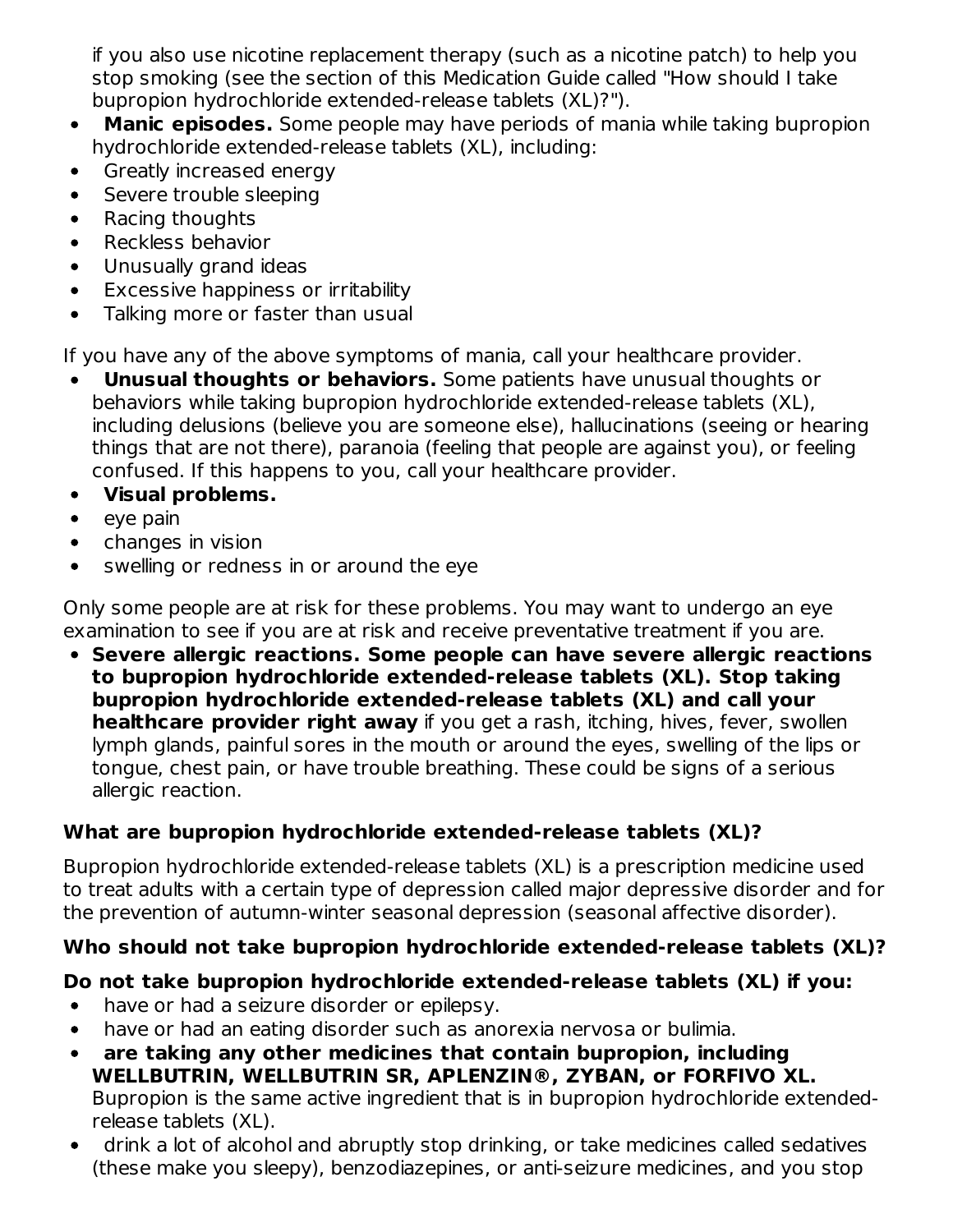if you also use nicotine replacement therapy (such as a nicotine patch) to help you stop smoking (see the section of this Medication Guide called "How should I take bupropion hydrochloride extended-release tablets (XL)?").

- **Manic episodes.** Some people may have periods of mania while taking bupropion hydrochloride extended-release tablets (XL), including:
- Greatly increased energy
- Severe trouble sleeping
- Racing thoughts
- Reckless behavior
- Unusually grand ideas
- Excessive happiness or irritability
- Talking more or faster than usual

If you have any of the above symptoms of mania, call your healthcare provider.

- **Unusual thoughts or behaviors.** Some patients have unusual thoughts or behaviors while taking bupropion hydrochloride extended-release tablets (XL), including delusions (believe you are someone else), hallucinations (seeing or hearing things that are not there), paranoia (feeling that people are against you), or feeling confused. If this happens to you, call your healthcare provider.
- **Visual problems.**
- eye pain
- changes in vision
- swelling or redness in or around the eye

Only some people are at risk for these problems. You may want to undergo an eye examination to see if you are at risk and receive preventative treatment if you are.

- **Severe allergic reactions. Some people can have severe allergic reactions to bupropion hydrochloride extended-release tablets (XL). Stop taking bupropion hydrochloride extended-release tablets (XL) and call your healthcare provider right away** if you get a rash, itching, hives, fever, swollen lymph glands, painful sores in the mouth or around the eyes, swelling of the lips or tongue, chest pain, or have trouble breathing. These could be signs of a serious allergic reaction.

**What are bupropion hydrochloride extended-release tablets (XL)?**

Bupropion hydrochloride extended-release tablets (XL) is a prescription medicine used to treat adults with a certain type of depression called major depressive disorder and for the prevention of autumn-winter seasonal depression (seasonal affective disorder).

**Who should not take bupropion hydrochloride extended-release tablets (XL)?**

**Do not take bupropion hydrochloride extended-release tablets (XL) if you:**

- have or had a seizure disorder or epilepsy.
- have or had an eating disorder such as anorexia nervosa or bulimia.
- **are taking any other medicines that contain bupropion, including WELLBUTRIN, WELLBUTRIN SR, APLENZIN®, ZYBAN, or FORFIVO XL.** Bupropion is the same active ingredient that is in bupropion hydrochloride extended-release tablets (XL).
- drink a lot of alcohol and abruptly stop drinking, or take medicines called sedatives (these make you sleepy), benzodiazepines, or anti-seizure medicines, and you stop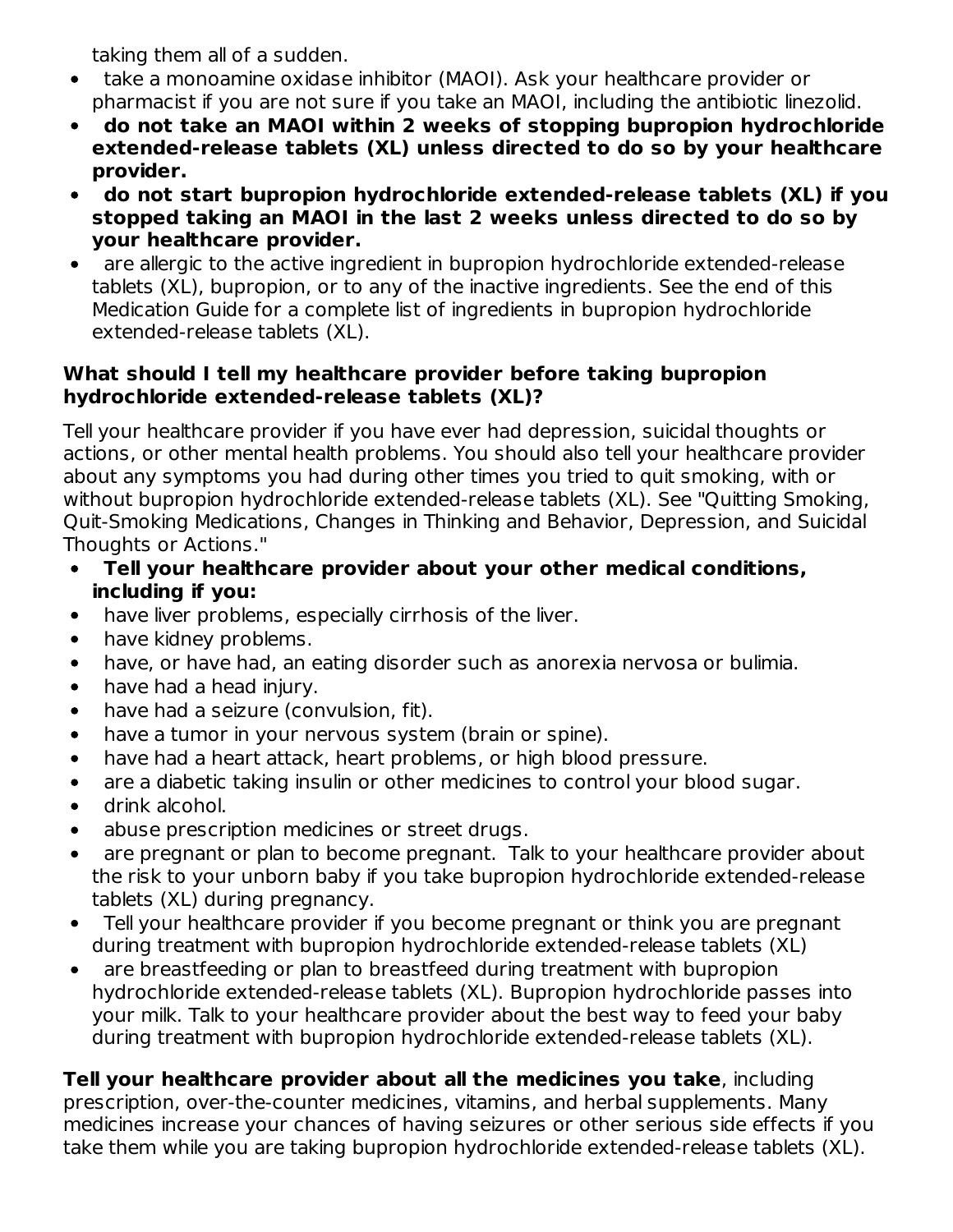taking them all of a sudden.

- take a monoamine oxidase inhibitor (MAOI). Ask your healthcare provider or pharmacist if you are not sure if you take an MAOI, including the antibiotic linezolid.
- **do not take an MAOI within 2 weeks of stopping bupropion hydrochloride extended-release tablets (XL) unless directed to do so by your healthcare provider.**
- **do not start bupropion hydrochloride extended-release tablets (XL) if you stopped taking an MAOI in the last 2 weeks unless directed to do so by your healthcare provider.**
- are allergic to the active ingredient in bupropion hydrochloride extended-release tablets (XL), bupropion, or to any of the inactive ingredients. See the end of this Medication Guide for a complete list of ingredients in bupropion hydrochloride extended-release tablets (XL).

### What should I tell my healthcare provider before taking bupropion hydrochloride extended-release tablets (XL)?

Tell your healthcare provider if you have ever had depression, suicidal thoughts or actions, or other mental health problems. You should also tell your healthcare provider about any symptoms you had during other times you tried to quit smoking, with or without bupropion hydrochloride extended-release tablets (XL). See "Quitting Smoking, Quit-Smoking Medications, Changes in Thinking and Behavior, Depression, and Suicidal Thoughts or Actions."

- **Tell your healthcare provider about your other medical conditions, including if you:**
- have liver problems, especially cirrhosis of the liver.
- have kidney problems.
- have, or have had, an eating disorder such as anorexia nervosa or bulimia.
- have had a head injury.
- have had a seizure (convulsion, fit).
- have a tumor in your nervous system (brain or spine).
- have had a heart attack, heart problems, or high blood pressure.
- are a diabetic taking insulin or other medicines to control your blood sugar.
- drink alcohol.
- abuse prescription medicines or street drugs.
- are pregnant or plan to become pregnant. Talk to your healthcare provider about the risk to your unborn baby if you take bupropion hydrochloride extended-release tablets (XL) during pregnancy.
- Tell your healthcare provider if you become pregnant or think you are pregnant during treatment with bupropion hydrochloride extended-release tablets (XL)
- are breastfeeding or plan to breastfeed during treatment with bupropion hydrochloride extended-release tablets (XL). Bupropion hydrochloride passes into your milk. Talk to your healthcare provider about the best way to feed your baby during treatment with bupropion hydrochloride extended-release tablets (XL).

**Tell your healthcare provider about all the medicines you take**, including prescription, over-the-counter medicines, vitamins, and herbal supplements. Many medicines increase your chances of having seizures or other serious side effects if you take them while you are taking bupropion hydrochloride extended-release tablets (XL).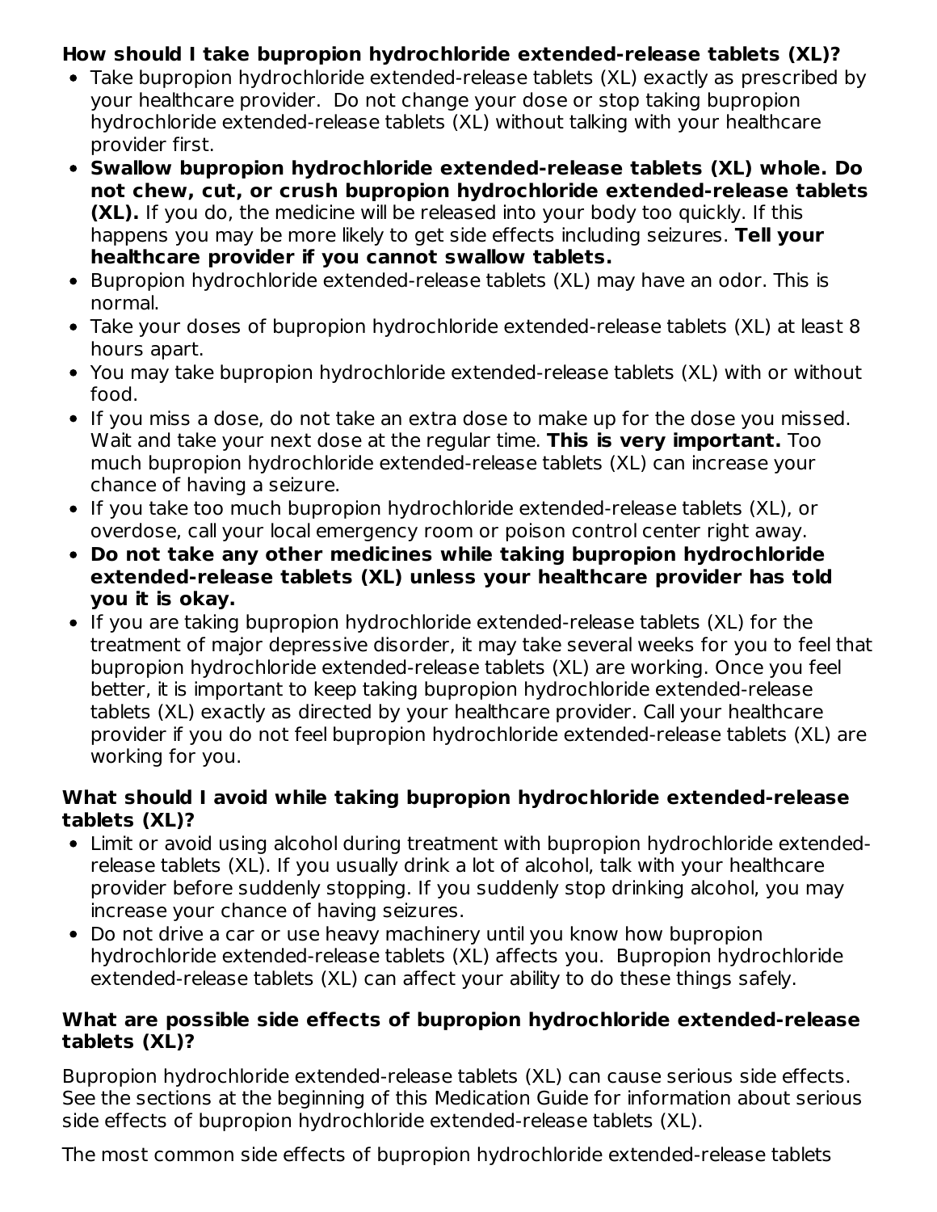**How should I take bupropion hydrochloride extended-release tablets (XL)?**

- Take bupropion hydrochloride extended-release tablets (XL) exactly as prescribed by your healthcare provider. Do not change your dose or stop taking bupropion hydrochloride extended-release tablets (XL) without talking with your healthcare provider first.
- **Swallow bupropion hydrochloride extended-release tablets (XL) whole. Do not chew, cut, or crush bupropion hydrochloride extended-release tablets (XL).** If you do, the medicine will be released into your body too quickly. If this happens you may be more likely to get side effects including seizures. **Tell your healthcare provider if you cannot swallow tablets.**
- Bupropion hydrochloride extended-release tablets (XL) may have an odor. This is normal.
- Take your doses of bupropion hydrochloride extended-release tablets (XL) at least 8 hours apart.
- You may take bupropion hydrochloride extended-release tablets (XL) with or without food.
- If you miss a dose, do not take an extra dose to make up for the dose you missed. Wait and take your next dose at the regular time. **This is very important.** Too much bupropion hydrochloride extended-release tablets (XL) can increase your chance of having a seizure.
- If you take too much bupropion hydrochloride extended-release tablets (XL), or overdose, call your local emergency room or poison control center right away.
- **Do not take any other medicines while taking bupropion hydrochloride extended-release tablets (XL) unless your healthcare provider has told you it is okay.**
- If you are taking bupropion hydrochloride extended-release tablets (XL) for the treatment of major depressive disorder, it may take several weeks for you to feel that bupropion hydrochloride extended-release tablets (XL) are working. Once you feel better, it is important to keep taking bupropion hydrochloride extended-release tablets (XL) exactly as directed by your healthcare provider. Call your healthcare provider if you do not feel bupropion hydrochloride extended-release tablets (XL) are working for you.

**What should I avoid while taking bupropion hydrochloride extended-release tablets (XL)?**

- Limit or avoid using alcohol during treatment with bupropion hydrochloride extended-release tablets (XL). If you usually drink a lot of alcohol, talk with your healthcare provider before suddenly stopping. If you suddenly stop drinking alcohol, you may increase your chance of having seizures.
- Do not drive a car or use heavy machinery until you know how bupropion hydrochloride extended-release tablets (XL) affects you. Bupropion hydrochloride extended-release tablets (XL) can affect your ability to do these things safely.

**What are possible side effects of bupropion hydrochloride extended-release tablets (XL)?**

Bupropion hydrochloride extended-release tablets (XL) can cause serious side effects. See the sections at the beginning of this Medication Guide for information about serious side effects of bupropion hydrochloride extended-release tablets (XL).

The most common side effects of bupropion hydrochloride extended-release tablets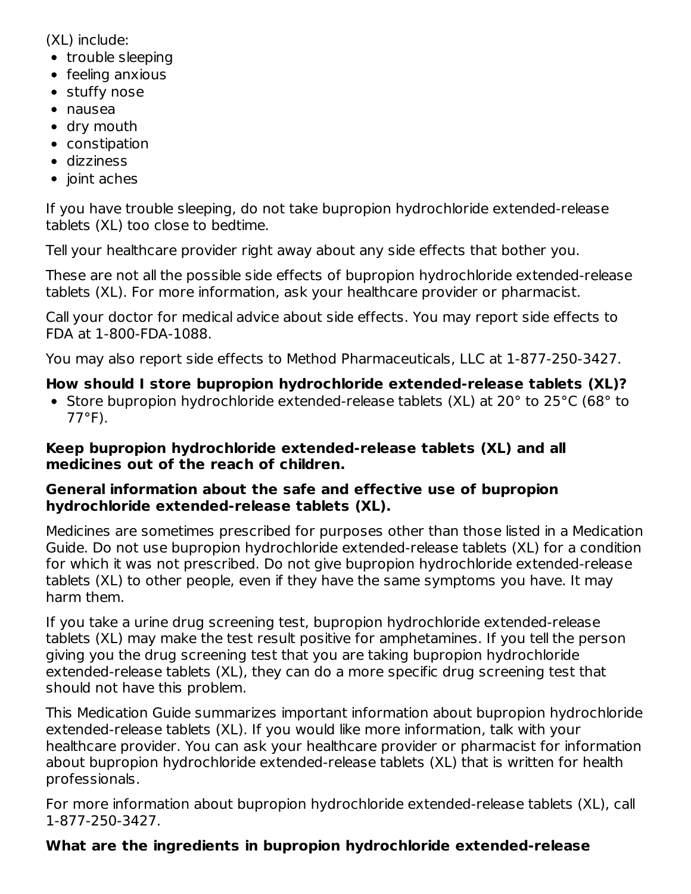(XL) include:

- trouble sleeping
- feeling anxious
- stuffy nose
- nausea
- dry mouth
- constipation
- dizziness
- joint aches

If you have trouble sleeping, do not take bupropion hydrochloride extended-release tablets (XL) too close to bedtime.

Tell your healthcare provider right away about any side effects that bother you.

These are not all the possible side effects of bupropion hydrochloride extended-release tablets (XL). For more information, ask your healthcare provider or pharmacist.

Call your doctor for medical advice about side effects. You may report side effects to FDA at 1-800-FDA-1088.

You may also report side effects to Method Pharmaceuticals, LLC at 1-877-250-3427.

**How should I store bupropion hydrochloride extended-release tablets (XL)?**

- Store bupropion hydrochloride extended-release tablets (XL) at 20° to 25°C (68° to 77°F).

**Keep bupropion hydrochloride extended-release tablets (XL) and all medicines out of the reach of children.**

**General information about the safe and effective use of bupropion hydrochloride extended-release tablets (XL).**

Medicines are sometimes prescribed for purposes other than those listed in a Medication Guide. Do not use bupropion hydrochloride extended-release tablets (XL) for a condition for which it was not prescribed. Do not give bupropion hydrochloride extended-release tablets (XL) to other people, even if they have the same symptoms you have. It may harm them.

If you take a urine drug screening test, bupropion hydrochloride extended-release tablets (XL) may make the test result positive for amphetamines. If you tell the person giving you the drug screening test that you are taking bupropion hydrochloride extended-release tablets (XL), they can do a more specific drug screening test that should not have this problem.

This Medication Guide summarizes important information about bupropion hydrochloride extended-release tablets (XL). If you would like more information, talk with your healthcare provider. You can ask your healthcare provider or pharmacist for information about bupropion hydrochloride extended-release tablets (XL) that is written for health professionals.

For more information about bupropion hydrochloride extended-release tablets (XL), call 1-877-250-3427.

**What are the ingredients in bupropion hydrochloride extended-release**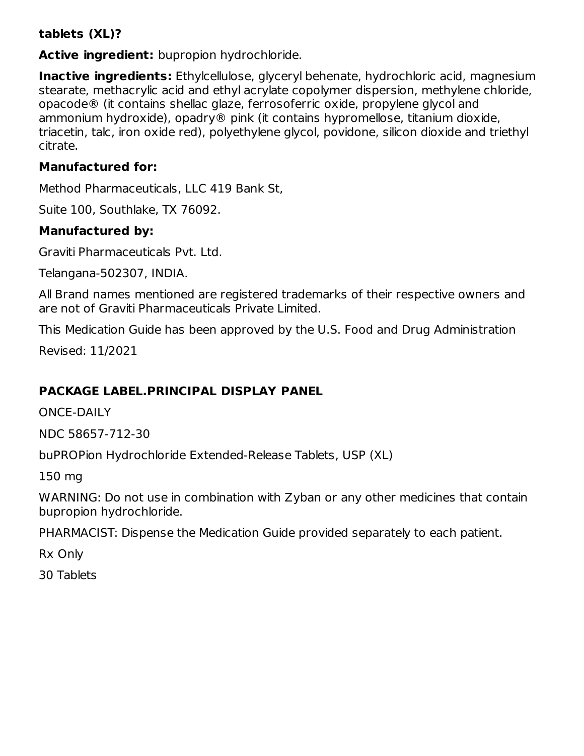**tablets (XL)?**

**Active ingredient:** bupropion hydrochloride.

**Inactive ingredients:** Ethylcellulose, glyceryl behenate, hydrochloric acid, magnesium stearate, methacrylic acid and ethyl acrylate copolymer dispersion, methylene chloride, opacode® (it contains shellac glaze, ferrosoferric oxide, propylene glycol and ammonium hydroxide), opadry® pink (it contains hypromellose, titanium dioxide, triacetin, talc, iron oxide red), polyethylene glycol, povidone, silicon dioxide and triethyl citrate.

**Manufactured for:**

Method Pharmaceuticals, LLC 419 Bank St,

Suite 100, Southlake, TX 76092.

**Manufactured by:**

Graviti Pharmaceuticals Pvt. Ltd.

Telangana-502307, INDIA.

All Brand names mentioned are registered trademarks of their respective owners and are not of Graviti Pharmaceuticals Private Limited.

This Medication Guide has been approved by the U.S. Food and Drug Administration

Revised: 11/2021

## PACKAGE LABEL.PRINCIPAL DISPLAY PANEL

ONCE-DAILY

NDC 58657-712-30

buPROPion Hydrochloride Extended-Release Tablets, USP (XL)

150 mg

WARNING: Do not use in combination with Zyban or any other medicines that contain bupropion hydrochloride.

PHARMACIST: Dispense the Medication Guide provided separately to each patient.

Rx Only

30 Tablets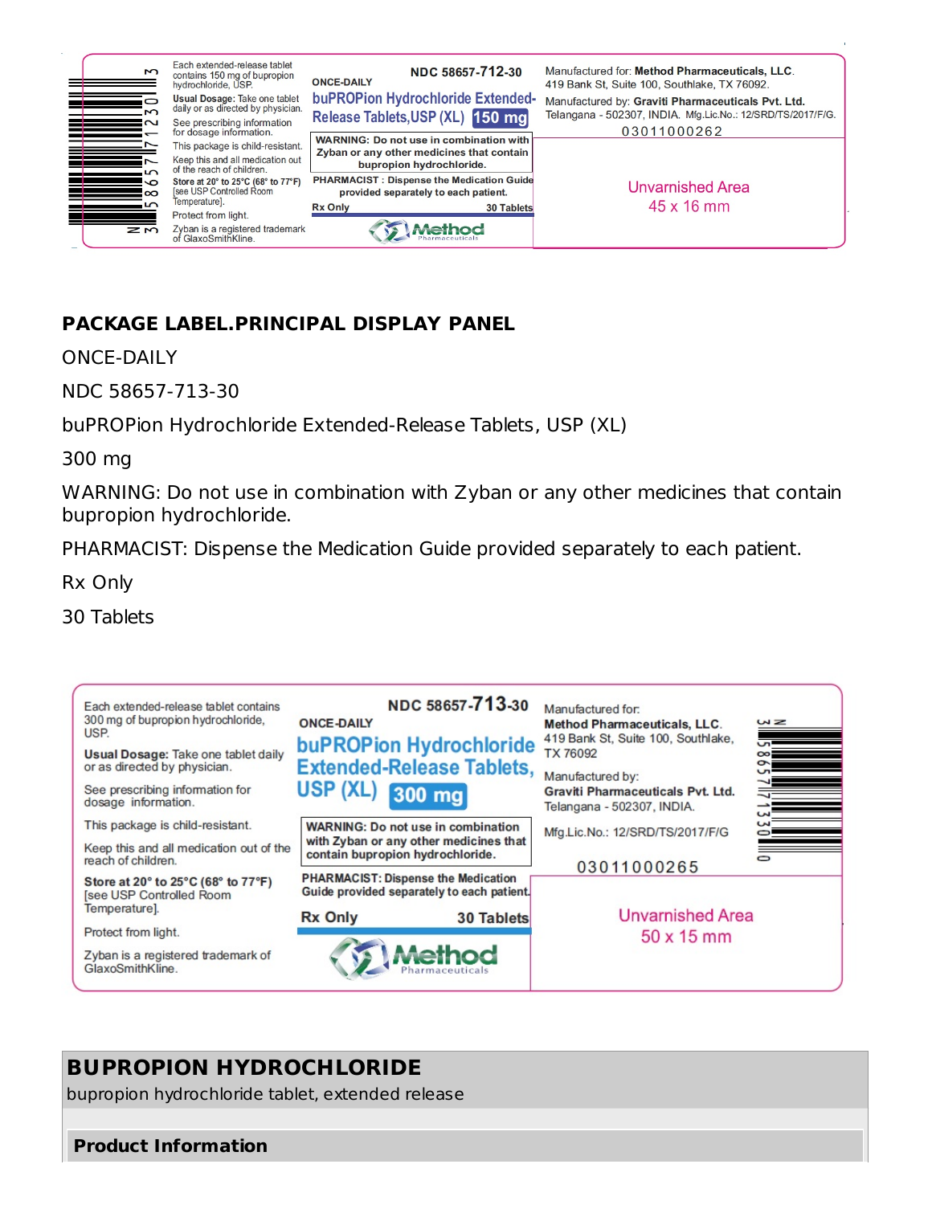Each extended-release tablet contains 150 mg of bupropion hydrochloride, USP.

Usual Dosage: Take one tablet daily or as directed by physician.

See prescribing information for dosage information.

This package is child-resistant.

Keep this and all medication out of the reach of children.

Store at 20° to 25°C (68° to 77°F) [see USP Controlled Room Temperature].

Protect from light.

Zyban is a registered trademark of GlaxoSmithKline.

ONCE-DAILY

NDC 58657-712-30

buPROPion Hydrochloride Extended-Release Tablets,USP (XL) 150 mg

WARNING: Do not use in combination with Zyban or any other medicines that contain bupropion hydrochloride.

PHARMACIST : Dispense the Medication Guide provided separately to each patient.

Rx Only

30 Tablets

Method Pharmaceuticals

Manufactured for: Method Pharmaceuticals, LLC. 419 Bank St, Suite 100, Southlake, TX 76092.

Manufactured by: Graviti Pharmaceuticals Pvt. Ltd. Telangana - 502307, INDIA. Mfg.Lic.No.: 12/SRD/TS/2017/F/G.

03011000262

Unvarnished Area 45 x 16 mm

## PACKAGE LABEL.PRINCIPAL DISPLAY PANEL

ONCE-DAILY

NDC 58657-713-30

buPROPion Hydrochloride Extended-Release Tablets, USP (XL)

300 mg

WARNING: Do not use in combination with Zyban or any other medicines that contain bupropion hydrochloride.

PHARMACIST: Dispense the Medication Guide provided separately to each patient.

Rx Only

30 Tablets

Each extended-release tablet contains 300 mg of bupropion hydrochloride, USP.

Usual Dosage: Take one tablet daily or as directed by physician.

See prescribing information for dosage information.

This package is child-resistant.

Keep this and all medication out of the reach of children.

Store at 20° to 25°C (68° to 77°F) [see USP Controlled Room Temperature].

Protect from light.

Zyban is a registered trademark of GlaxoSmithKline.

NDC 58657-713-30

ONCE-DAILY

buPROPion Hydrochloride Extended-Release Tablets, USP (XL) 300 mg

WARNING: Do not use in combination with Zyban or any other medicines that contain bupropion hydrochloride.

PHARMACIST: Dispense the Medication Guide provided separately to each patient.

Rx Only

30 Tablets

Method Pharmaceuticals

Manufactured for: Method Pharmaceuticals, LLC. 419 Bank St, Suite 100, Southlake, TX 76092

Manufactured by: Graviti Pharmaceuticals Pvt. Ltd. Telangana - 502307, INDIA.

Mfg.Lic.No.: 12/SRD/TS/2017/F/G

03011000265

Unvarnished Area 50 x 15 mm

## BUPROPION HYDROCHLORIDE

bupropion hydrochloride tablet, extended release

### Product Information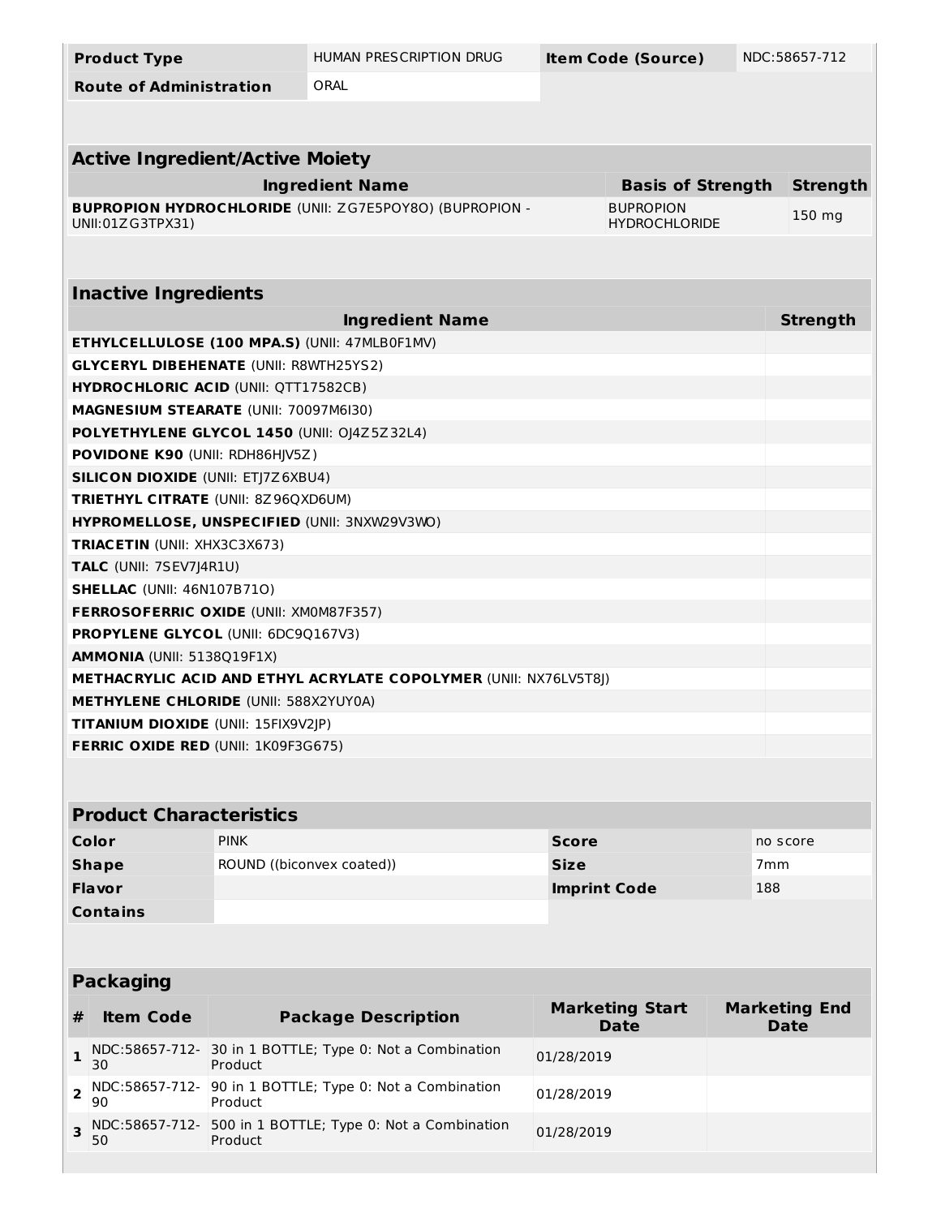| Product Type | HUMAN PRESCRIPTION DRUG | Item Code (Source) | NDC:58657-712 |
| --- | --- | --- | --- |
| Route of Administration | ORAL | | |

## Active Ingredient/Active Moiety

| Ingredient Name | Basis of Strength | Strength |
| --- | --- | --- |
| **BUPROPION HYDROCHLORIDE** (UNII: ZG7E5POY8O) (BUPROPION - UNII:01ZG3TPX31) | BUPROPION HYDROCHLORIDE | 150 mg |

## Inactive Ingredients

| Ingredient Name | Strength |
| --- | --- |
| **ETHYLCELLULOSE (100 MPA.S)** (UNII: 47MLB0F1MV) | |
| **GLYCERYL DIBEHENATE** (UNII: R8WTH25YS2) | |
| **HYDROCHLORIC ACID** (UNII: QTT17582CB) | |
| **MAGNESIUM STEARATE** (UNII: 70097M6I30) | |
| **POLYETHYLENE GLYCOL 1450** (UNII: OJ4Z5Z32L4) | |
| **POVIDONE K90** (UNII: RDH86HJV5Z) | |
| **SILICON DIOXIDE** (UNII: ETJ7Z6XBU4) | |
| **TRIETHYL CITRATE** (UNII: 8Z96QXD6UM) | |
| **HYPROMELLOSE, UNSPECIFIED** (UNII: 3NXW29V3WO) | |
| **TRIACETIN** (UNII: XHX3C3X673) | |
| **TALC** (UNII: 7SEV7J4R1U) | |
| **SHELLAC** (UNII: 46N107B71O) | |
| **FERROSOFERRIC OXIDE** (UNII: XM0M87F357) | |
| **PROPYLENE GLYCOL** (UNII: 6DC9Q167V3) | |
| **AMMONIA** (UNII: 5138Q19F1X) | |
| **METHACRYLIC ACID AND ETHYL ACRYLATE COPOLYMER** (UNII: NX76LV5T8J) | |
| **METHYLENE CHLORIDE** (UNII: 588X2YUY0A) | |
| **TITANIUM DIOXIDE** (UNII: 15FIX9V2JP) | |
| **FERRIC OXIDE RED** (UNII: 1K09F3G675) | |

## Product Characteristics

| Color | PINK | Score | no score |
| --- | --- | --- | --- |
| Shape | ROUND ((biconvex coated)) | Size | 7mm |
| Flavor | | Imprint Code | 188 |
| Contains | | | |

## Packaging

| # | Item Code | Package Description | Marketing Start Date | Marketing End Date |
| --- | --- | --- | --- | --- |
| 1 | NDC:58657-712-30 | 30 in 1 BOTTLE; Type 0: Not a Combination Product | 01/28/2019 | |
| 2 | NDC:58657-712-90 | 90 in 1 BOTTLE; Type 0: Not a Combination Product | 01/28/2019 | |
| 3 | NDC:58657-712-50 | 500 in 1 BOTTLE; Type 0: Not a Combination Product | 01/28/2019 | |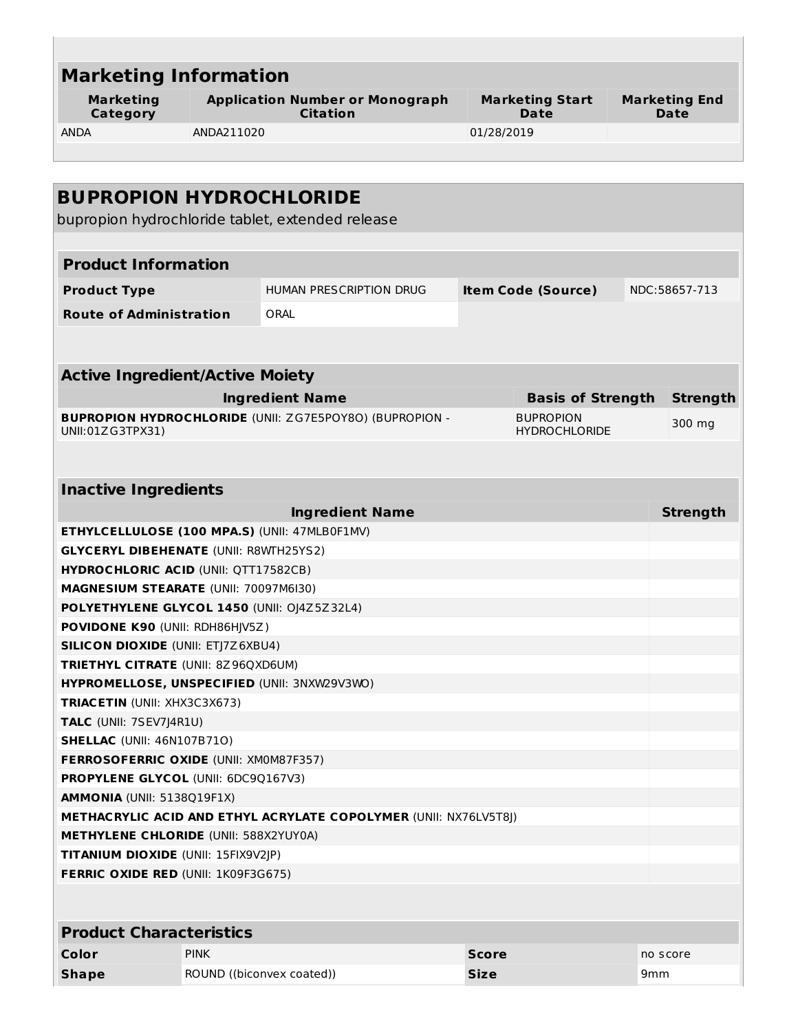## Marketing Information

| Marketing Category | Application Number or Monograph Citation | Marketing Start Date | Marketing End Date |
|---|---|---|---|
| ANDA | ANDA211020 | 01/28/2019 | |

## BUPROPION HYDROCHLORIDE

bupropion hydrochloride tablet, extended release

### Product Information

| | | | |
|---|---|---|---|
| **Product Type** | HUMAN PRESCRIPTION DRUG | **Item Code (Source)** | NDC:58657-713 |
| **Route of Administration** | ORAL | | |

### Active Ingredient/Active Moiety

| Ingredient Name | Basis of Strength | Strength |
|---|---|---|
| **BUPROPION HYDROCHLORIDE** (UNII: ZG7E5POY8O) (BUPROPION - UNII:01ZG3TPX31) | BUPROPION HYDROCHLORIDE | 300 mg |

### Inactive Ingredients

| Ingredient Name | Strength |
|---|---|
| **ETHYLCELLULOSE (100 MPA.S)** (UNII: 47MLB0F1MV) | |
| **GLYCERYL DIBEHENATE** (UNII: R8WTH25YS2) | |
| **HYDROCHLORIC ACID** (UNII: QTT17582CB) | |
| **MAGNESIUM STEARATE** (UNII: 70097M6I30) | |
| **POLYETHYLENE GLYCOL 1450** (UNII: OJ4Z5Z32L4) | |
| **POVIDONE K90** (UNII: RDH86HJV5Z) | |
| **SILICON DIOXIDE** (UNII: ETJ7Z6XBU4) | |
| **TRIETHYL CITRATE** (UNII: 8Z96QXD6UM) | |
| **HYPROMELLOSE, UNSPECIFIED** (UNII: 3NXW29V3WO) | |
| **TRIACETIN** (UNII: XHX3C3X673) | |
| **TALC** (UNII: 7SEV7J4R1U) | |
| **SHELLAC** (UNII: 46N107B71O) | |
| **FERROSOFERRIC OXIDE** (UNII: XM0M87F357) | |
| **PROPYLENE GLYCOL** (UNII: 6DC9Q167V3) | |
| **AMMONIA** (UNII: 5138Q19F1X) | |
| **METHACRYLIC ACID AND ETHYL ACRYLATE COPOLYMER** (UNII: NX76LV5T8J) | |
| **METHYLENE CHLORIDE** (UNII: 588X2YUY0A) | |
| **TITANIUM DIOXIDE** (UNII: 15FIX9V2JP) | |
| **FERRIC OXIDE RED** (UNII: 1K09F3G675) | |

### Product Characteristics

| | | | |
|---|---|---|---|
| **Color** | PINK | **Score** | no score |
| **Shape** | ROUND ((biconvex coated)) | **Size** | 9mm |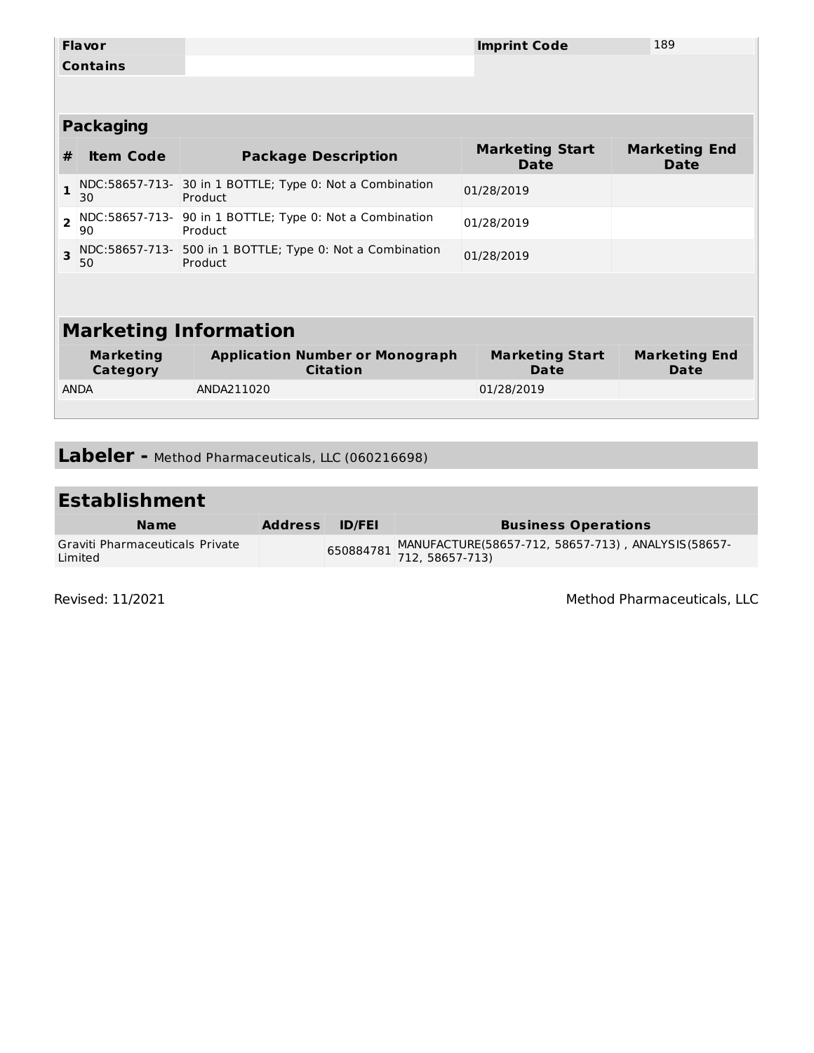| | | | |
|---|---|---|---|
| **Flavor** | | **Imprint Code** | 189 |
| **Contains** | | | |

## Packaging

| # | Item Code | Package Description | Marketing Start Date | Marketing End Date |
|---|---|---|---|---|
| 1 | NDC:58657-713-30 | 30 in 1 BOTTLE; Type 0: Not a Combination Product | 01/28/2019 | |
| 2 | NDC:58657-713-90 | 90 in 1 BOTTLE; Type 0: Not a Combination Product | 01/28/2019 | |
| 3 | NDC:58657-713-50 | 500 in 1 BOTTLE; Type 0: Not a Combination Product | 01/28/2019 | |

## Marketing Information

| Marketing Category | Application Number or Monograph Citation | Marketing Start Date | Marketing End Date |
|---|---|---|---|
| ANDA | ANDA211020 | 01/28/2019 | |

## Labeler - Method Pharmaceuticals, LLC (060216698)

## Establishment

| Name | Address | ID/FEI | Business Operations |
|---|---|---|---|
| Graviti Pharmaceuticals Private Limited | | 650884781 | MANUFACTURE(58657-712, 58657-713) , ANALYSIS(58657-712, 58657-713) |

Revised: 11/2021

Method Pharmaceuticals, LLC